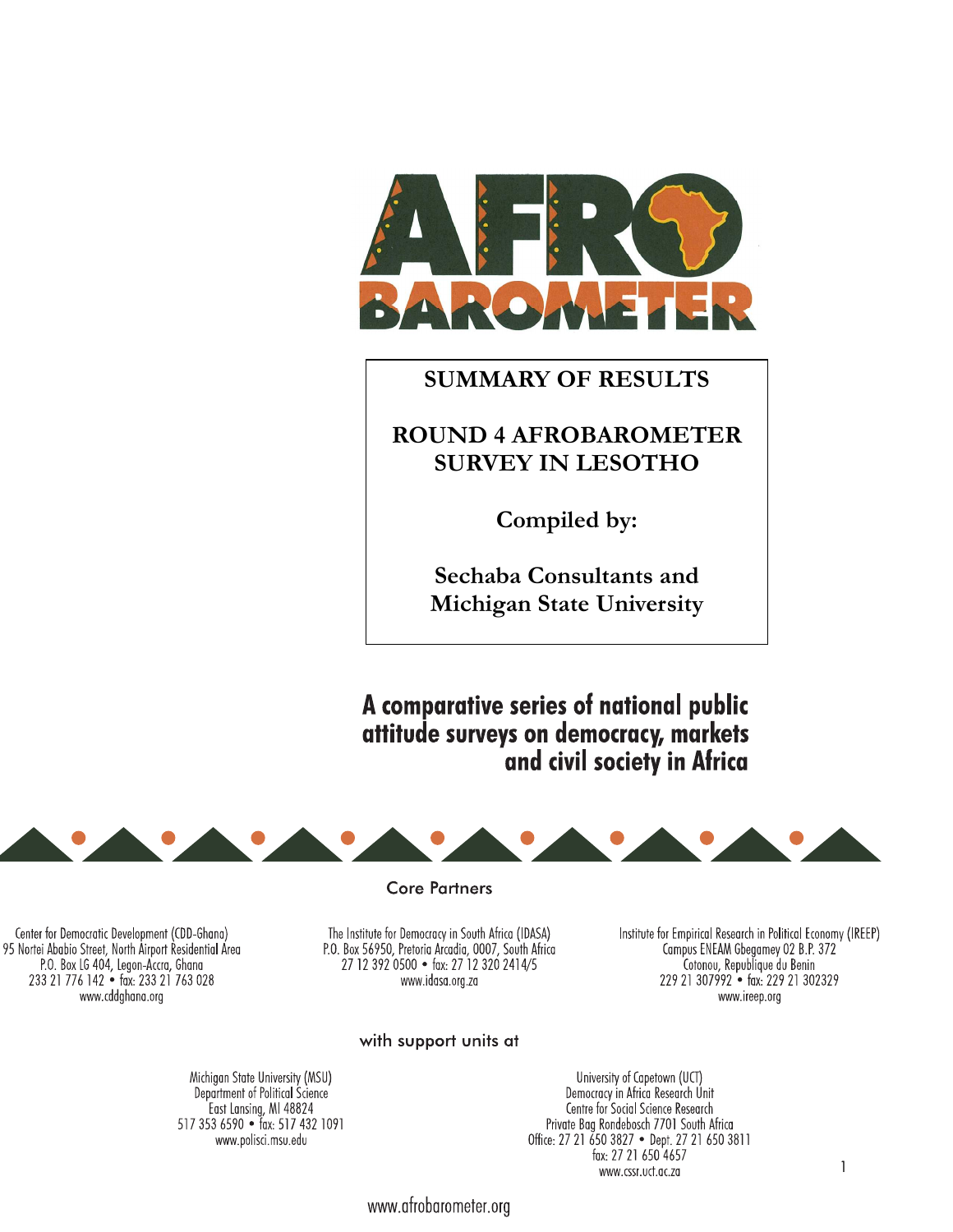# AFRO BAROMETER

## SUMMARY OF RESULTS

## ROUND 4 AFROBAROMETER SURVEY IN LESOTHO

**Compiled by:**

**Sechaba Consultants and Michigan State University**

**A comparative series of national public attitude surveys on democracy, markets and civil society in Africa**

Core Partners

Center for Democratic Development (CDD-Ghana)
95 Nortei Ababio Street, North Airport Residential Area
P.O. Box LG 404, Legon-Accra, Ghana
233 21 776 142 • fax: 233 21 763 028
www.cddghana.org

The Institute for Democracy in South Africa (IDASA)
P.O. Box 56950, Pretoria Arcadia, 0007, South Africa
27 12 392 0500 • fax: 27 12 320 2414/5
www.idasa.org.za

Institute for Empirical Research in Political Economy (IREEP)
Campus ENEAM Gbegamey 02 B.P. 372
Cotonou, Republique du Benin
229 21 307992 • fax: 229 21 302329
www.ireep.org

with support units at

Michigan State University (MSU)
Department of Political Science
East Lansing, MI 48824
517 353 6590 • fax: 517 432 1091
www.polisci.msu.edu

University of Capetown (UCT)
Democracy in Africa Research Unit
Centre for Social Science Research
Private Bag Rondebosch 7701 South Africa
Office: 27 21 650 3827 • Dept. 27 21 650 3811
fax: 27 21 650 4657
www.cssr.uct.ac.za

www.afrobarometer.org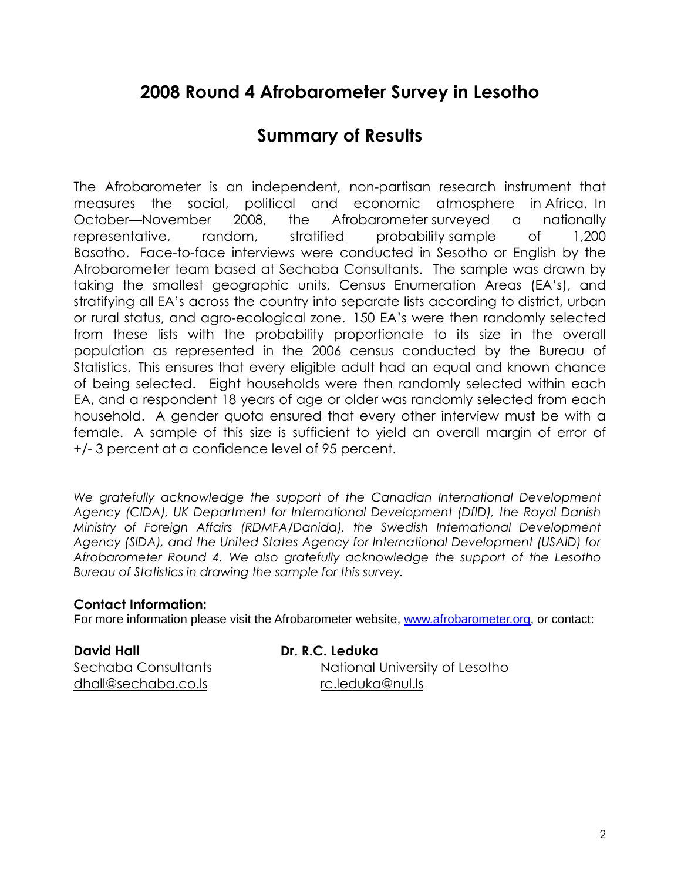# 2008 Round 4 Afrobarometer Survey in Lesotho

## Summary of Results

The Afrobarometer is an independent, non-partisan research instrument that measures the social, political and economic atmosphere in Africa. In October—November 2008, the Afrobarometer surveyed a nationally representative, random, stratified probability sample of 1,200 Basotho. Face-to-face interviews were conducted in Sesotho or English by the Afrobarometer team based at Sechaba Consultants. The sample was drawn by taking the smallest geographic units, Census Enumeration Areas (EA's), and stratifying all EA's across the country into separate lists according to district, urban or rural status, and agro-ecological zone. 150 EA's were then randomly selected from these lists with the probability proportionate to its size in the overall population as represented in the 2006 census conducted by the Bureau of Statistics. This ensures that every eligible adult had an equal and known chance of being selected. Eight households were then randomly selected within each EA, and a respondent 18 years of age or older was randomly selected from each household. A gender quota ensured that every other interview must be with a female. A sample of this size is sufficient to yield an overall margin of error of +/- 3 percent at a confidence level of 95 percent.

*We gratefully acknowledge the support of the Canadian International Development Agency (CIDA), UK Department for International Development (DfID), the Royal Danish Ministry of Foreign Affairs (RDMFA/Danida), the Swedish International Development Agency (SIDA), and the United States Agency for International Development (USAID) for Afrobarometer Round 4. We also gratefully acknowledge the support of the Lesotho Bureau of Statistics in drawing the sample for this survey.*

**Contact Information:**

For more information please visit the Afrobarometer website, www.afrobarometer.org, or contact:

**David Hall**
Sechaba Consultants
dhall@sechaba.co.ls

**Dr. R.C. Leduka**
National University of Lesotho
rc.leduka@nul.ls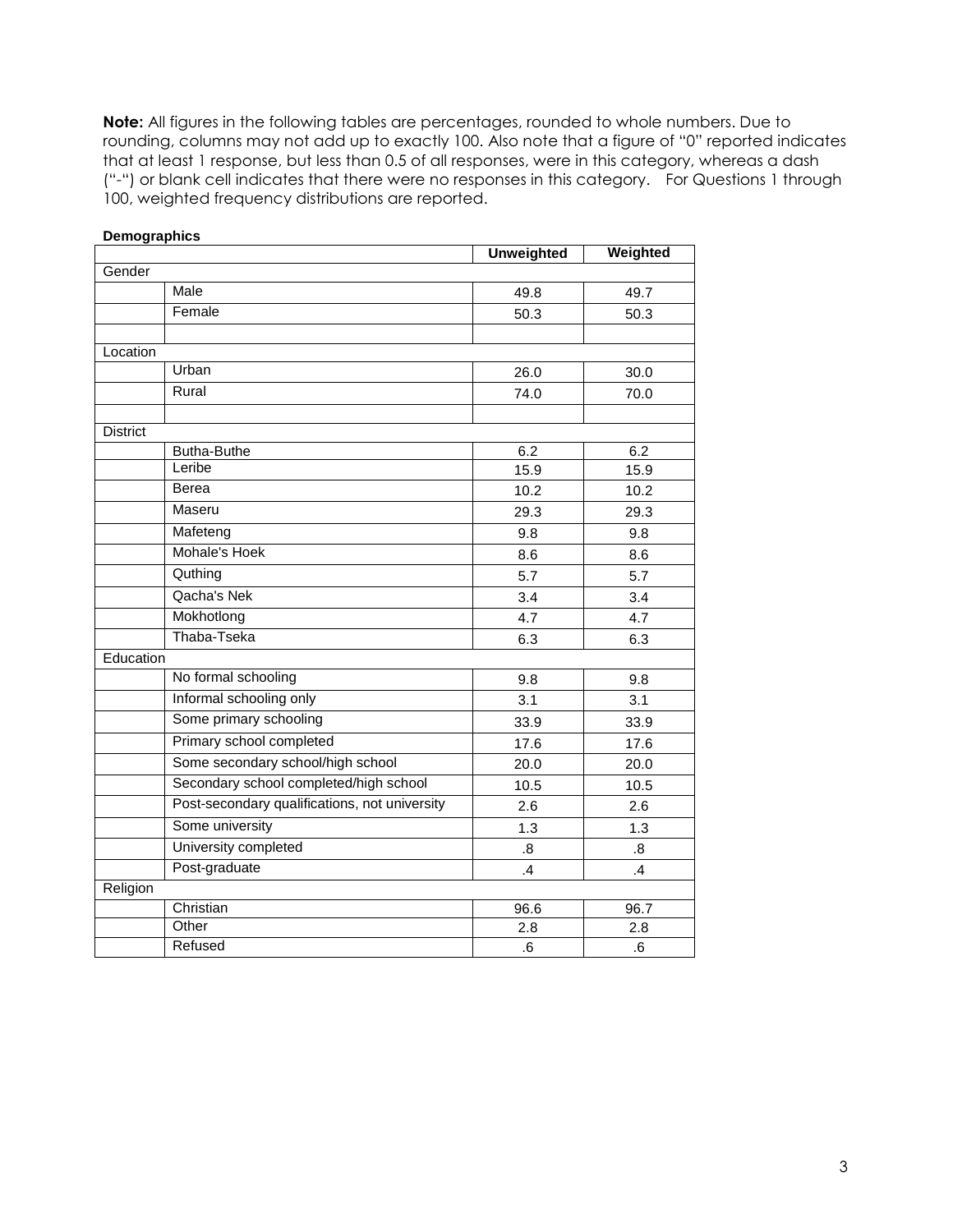**Note:** All figures in the following tables are percentages, rounded to whole numbers. Due to rounding, columns may not add up to exactly 100. Also note that a figure of "0" reported indicates that at least 1 response, but less than 0.5 of all responses, were in this category, whereas a dash ("-") or blank cell indicates that there were no responses in this category. For Questions 1 through 100, weighted frequency distributions are reported.

**Demographics**

| | | Unweighted | Weighted |
|---|---|---|---|
| Gender | | | |
| | Male | 49.8 | 49.7 |
| | Female | 50.3 | 50.3 |
| | | | |
| Location | | | |
| | Urban | 26.0 | 30.0 |
| | Rural | 74.0 | 70.0 |
| | | | |
| District | | | |
| | Butha-Buthe | 6.2 | 6.2 |
| | Leribe | 15.9 | 15.9 |
| | Berea | 10.2 | 10.2 |
| | Maseru | 29.3 | 29.3 |
| | Mafeteng | 9.8 | 9.8 |
| | Mohale's Hoek | 8.6 | 8.6 |
| | Quthing | 5.7 | 5.7 |
| | Qacha's Nek | 3.4 | 3.4 |
| | Mokhotlong | 4.7 | 4.7 |
| | Thaba-Tseka | 6.3 | 6.3 |
| Education | | | |
| | No formal schooling | 9.8 | 9.8 |
| | Informal schooling only | 3.1 | 3.1 |
| | Some primary schooling | 33.9 | 33.9 |
| | Primary school completed | 17.6 | 17.6 |
| | Some secondary school/high school | 20.0 | 20.0 |
| | Secondary school completed/high school | 10.5 | 10.5 |
| | Post-secondary qualifications, not university | 2.6 | 2.6 |
| | Some university | 1.3 | 1.3 |
| | University completed | .8 | .8 |
| | Post-graduate | .4 | .4 |
| Religion | | | |
| | Christian | 96.6 | 96.7 |
| | Other | 2.8 | 2.8 |
| | Refused | .6 | .6 |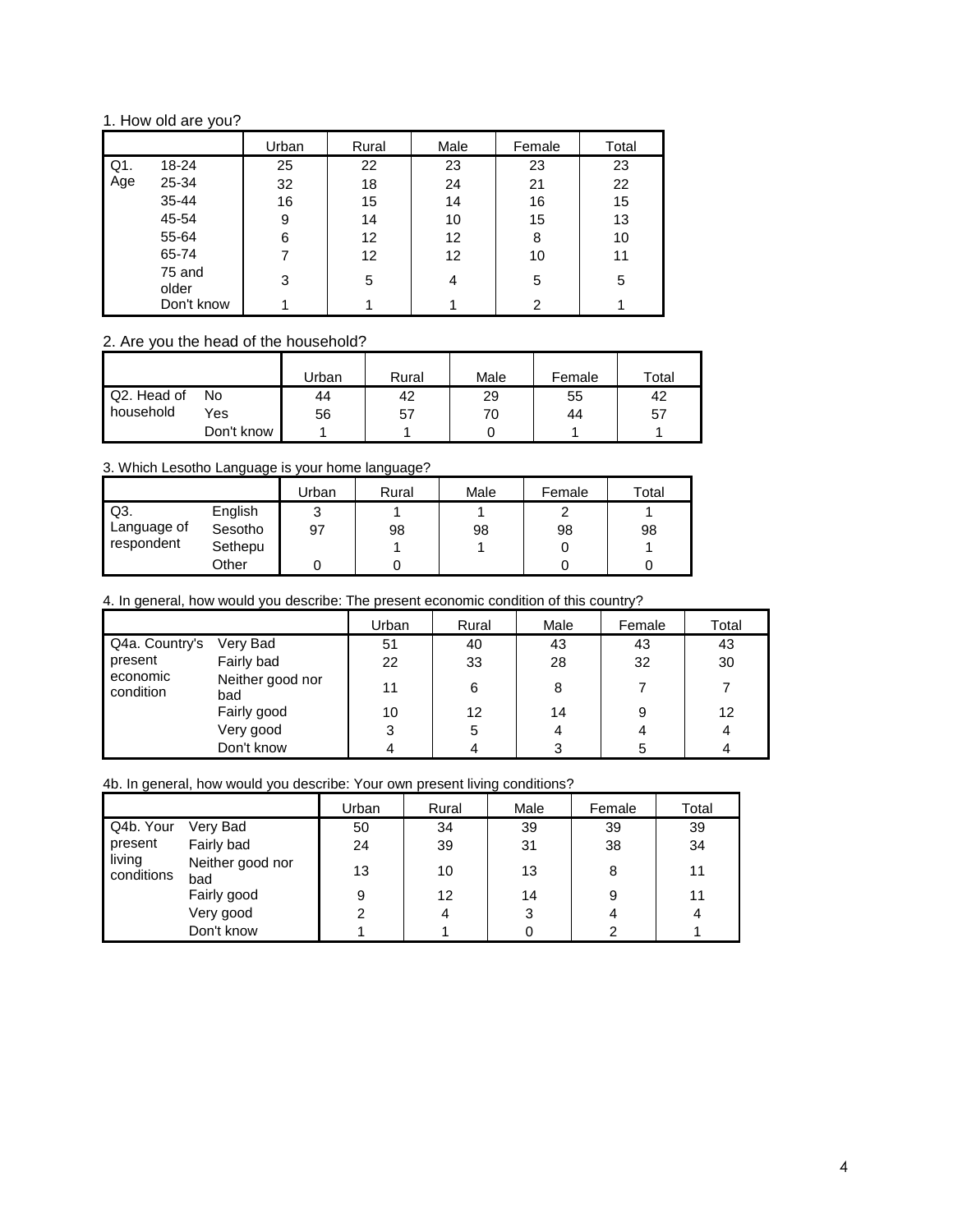1. How old are you?

| | | Urban | Rural | Male | Female | Total |
|---|---|---|---|---|---|---|
| Q1. Age | 18-24 | 25 | 22 | 23 | 23 | 23 |
| | 25-34 | 32 | 18 | 24 | 21 | 22 |
| | 35-44 | 16 | 15 | 14 | 16 | 15 |
| | 45-54 | 9 | 14 | 10 | 15 | 13 |
| | 55-64 | 6 | 12 | 12 | 8 | 10 |
| | 65-74 | 7 | 12 | 12 | 10 | 11 |
| | 75 and older | 3 | 5 | 4 | 5 | 5 |
| | Don't know | 1 | 1 | 1 | 2 | 1 |

2. Are you the head of the household?

| | | Urban | Rural | Male | Female | Total |
|---|---|---|---|---|---|---|
| Q2. Head of household | No | 44 | 42 | 29 | 55 | 42 |
| | Yes | 56 | 57 | 70 | 44 | 57 |
| | Don't know | 1 | 1 | 0 | 1 | 1 |

3. Which Lesotho Language is your home language?

| | | Urban | Rural | Male | Female | Total |
|---|---|---|---|---|---|---|
| Q3. Language of respondent | English | 3 | 1 | 1 | 2 | 1 |
| | Sesotho | 97 | 98 | 98 | 98 | 98 |
| | Sethepu | | 1 | 1 | 0 | 1 |
| | Other | 0 | 0 | | 0 | 0 |

4. In general, how would you describe: The present economic condition of this country?

| | | Urban | Rural | Male | Female | Total |
|---|---|---|---|---|---|---|
| Q4a. Country's present economic condition | Very Bad | 51 | 40 | 43 | 43 | 43 |
| | Fairly bad | 22 | 33 | 28 | 32 | 30 |
| | Neither good nor bad | 11 | 6 | 8 | 7 | 7 |
| | Fairly good | 10 | 12 | 14 | 9 | 12 |
| | Very good | 3 | 5 | 4 | 4 | 4 |
| | Don't know | 4 | 4 | 3 | 5 | 4 |

4b. In general, how would you describe: Your own present living conditions?

| | | Urban | Rural | Male | Female | Total |
|---|---|---|---|---|---|---|
| Q4b. Your present living conditions | Very Bad | 50 | 34 | 39 | 39 | 39 |
| | Fairly bad | 24 | 39 | 31 | 38 | 34 |
| | Neither good nor bad | 13 | 10 | 13 | 8 | 11 |
| | Fairly good | 9 | 12 | 14 | 9 | 11 |
| | Very good | 2 | 4 | 3 | 4 | 4 |
| | Don't know | 1 | 1 | 0 | 2 | 1 |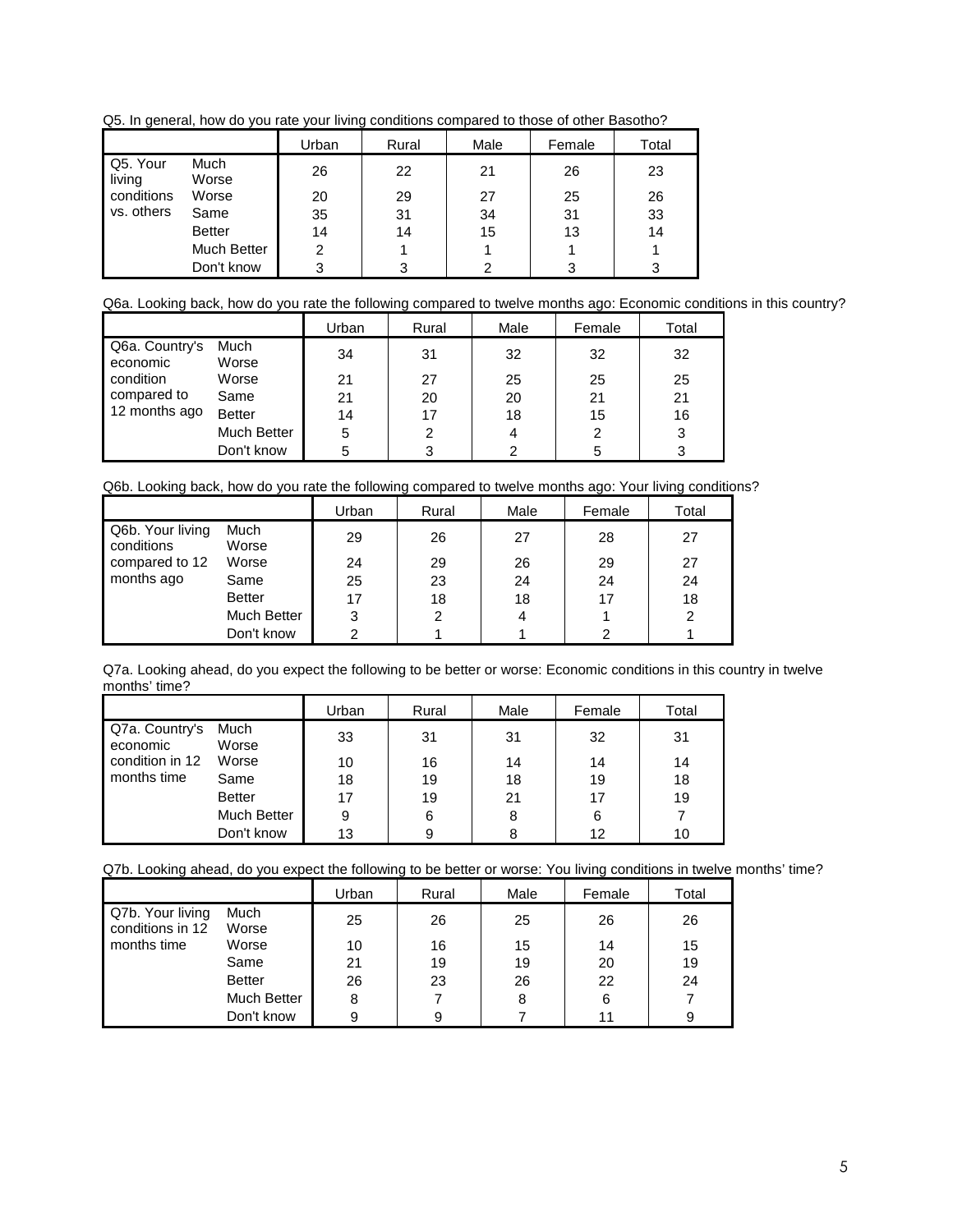Q5. In general, how do you rate your living conditions compared to those of other Basotho?

| | | Urban | Rural | Male | Female | Total |
|---|---|---|---|---|---|---|
| Q5. Your living conditions vs. others | Much Worse | 26 | 22 | 21 | 26 | 23 |
| | Worse | 20 | 29 | 27 | 25 | 26 |
| | Same | 35 | 31 | 34 | 31 | 33 |
| | Better | 14 | 14 | 15 | 13 | 14 |
| | Much Better | 2 | 1 | 1 | 1 | 1 |
| | Don't know | 3 | 3 | 2 | 3 | 3 |

Q6a. Looking back, how do you rate the following compared to twelve months ago: Economic conditions in this country?

| | | Urban | Rural | Male | Female | Total |
|---|---|---|---|---|---|---|
| Q6a. Country's economic condition compared to 12 months ago | Much Worse | 34 | 31 | 32 | 32 | 32 |
| | Worse | 21 | 27 | 25 | 25 | 25 |
| | Same | 21 | 20 | 20 | 21 | 21 |
| | Better | 14 | 17 | 18 | 15 | 16 |
| | Much Better | 5 | 2 | 4 | 2 | 3 |
| | Don't know | 5 | 3 | 2 | 5 | 3 |

Q6b. Looking back, how do you rate the following compared to twelve months ago: Your living conditions?

| | | Urban | Rural | Male | Female | Total |
|---|---|---|---|---|---|---|
| Q6b. Your living conditions compared to 12 months ago | Much Worse | 29 | 26 | 27 | 28 | 27 |
| | Worse | 24 | 29 | 26 | 29 | 27 |
| | Same | 25 | 23 | 24 | 24 | 24 |
| | Better | 17 | 18 | 18 | 17 | 18 |
| | Much Better | 3 | 2 | 4 | 1 | 2 |
| | Don't know | 2 | 1 | 1 | 2 | 1 |

Q7a. Looking ahead, do you expect the following to be better or worse: Economic conditions in this country in twelve months' time?

| | | Urban | Rural | Male | Female | Total |
|---|---|---|---|---|---|---|
| Q7a. Country's economic condition in 12 months time | Much Worse | 33 | 31 | 31 | 32 | 31 |
| | Worse | 10 | 16 | 14 | 14 | 14 |
| | Same | 18 | 19 | 18 | 19 | 18 |
| | Better | 17 | 19 | 21 | 17 | 19 |
| | Much Better | 9 | 6 | 8 | 6 | 7 |
| | Don't know | 13 | 9 | 8 | 12 | 10 |

Q7b. Looking ahead, do you expect the following to be better or worse: You living conditions in twelve months' time?

| | | Urban | Rural | Male | Female | Total |
|---|---|---|---|---|---|---|
| Q7b. Your living conditions in 12 months time | Much Worse | 25 | 26 | 25 | 26 | 26 |
| | Worse | 10 | 16 | 15 | 14 | 15 |
| | Same | 21 | 19 | 19 | 20 | 19 |
| | Better | 26 | 23 | 26 | 22 | 24 |
| | Much Better | 8 | 7 | 8 | 6 | 7 |
| | Don't know | 9 | 9 | 7 | 11 | 9 |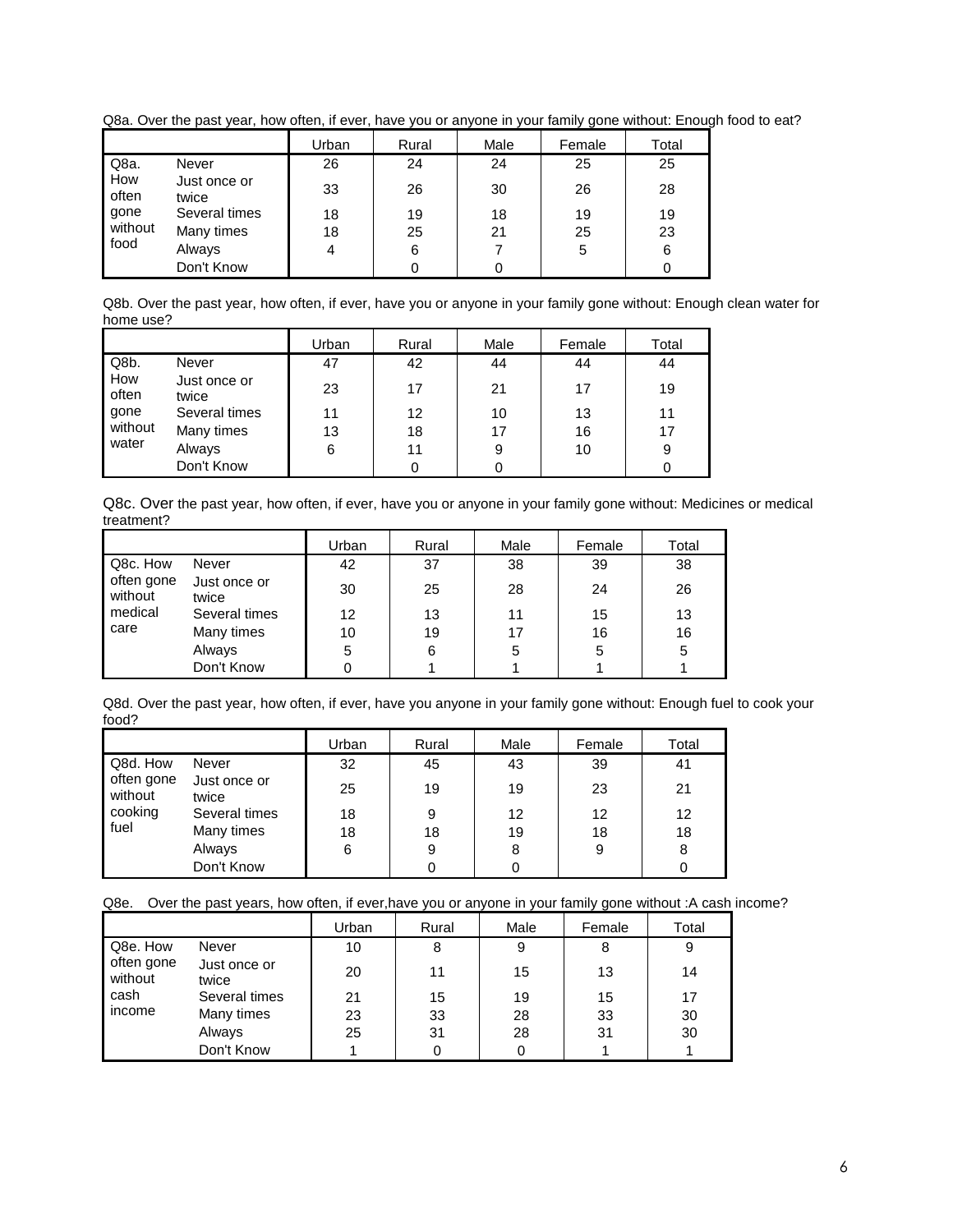Q8a. Over the past year, how often, if ever, have you or anyone in your family gone without: Enough food to eat?

| | | Urban | Rural | Male | Female | Total |
|---|---|---|---|---|---|---|
| Q8a. How often gone without food | Never | 26 | 24 | 24 | 25 | 25 |
| | Just once or twice | 33 | 26 | 30 | 26 | 28 |
| | Several times | 18 | 19 | 18 | 19 | 19 |
| | Many times | 18 | 25 | 21 | 25 | 23 |
| | Always | 4 | 6 | 7 | 5 | 6 |
| | Don't Know | | 0 | 0 | | 0 |

Q8b. Over the past year, how often, if ever, have you or anyone in your family gone without: Enough clean water for home use?

| | | Urban | Rural | Male | Female | Total |
|---|---|---|---|---|---|---|
| Q8b. How often gone without water | Never | 47 | 42 | 44 | 44 | 44 |
| | Just once or twice | 23 | 17 | 21 | 17 | 19 |
| | Several times | 11 | 12 | 10 | 13 | 11 |
| | Many times | 13 | 18 | 17 | 16 | 17 |
| | Always | 6 | 11 | 9 | 10 | 9 |
| | Don't Know | | 0 | 0 | | 0 |

Q8c. Over the past year, how often, if ever, have you or anyone in your family gone without: Medicines or medical treatment?

| | | Urban | Rural | Male | Female | Total |
|---|---|---|---|---|---|---|
| Q8c. How often gone without medical care | Never | 42 | 37 | 38 | 39 | 38 |
| | Just once or twice | 30 | 25 | 28 | 24 | 26 |
| | Several times | 12 | 13 | 11 | 15 | 13 |
| | Many times | 10 | 19 | 17 | 16 | 16 |
| | Always | 5 | 6 | 5 | 5 | 5 |
| | Don't Know | 0 | 1 | 1 | 1 | 1 |

Q8d. Over the past year, how often, if ever, have you anyone in your family gone without: Enough fuel to cook your food?

| | | Urban | Rural | Male | Female | Total |
|---|---|---|---|---|---|---|
| Q8d. How often gone without cooking fuel | Never | 32 | 45 | 43 | 39 | 41 |
| | Just once or twice | 25 | 19 | 19 | 23 | 21 |
| | Several times | 18 | 9 | 12 | 12 | 12 |
| | Many times | 18 | 18 | 19 | 18 | 18 |
| | Always | 6 | 9 | 8 | 9 | 8 |
| | Don't Know | | 0 | 0 | | 0 |

Q8e. Over the past years, how often, if ever,have you or anyone in your family gone without :A cash income?

| | | Urban | Rural | Male | Female | Total |
|---|---|---|---|---|---|---|
| Q8e. How often gone without cash income | Never | 10 | 8 | 9 | 8 | 9 |
| | Just once or twice | 20 | 11 | 15 | 13 | 14 |
| | Several times | 21 | 15 | 19 | 15 | 17 |
| | Many times | 23 | 33 | 28 | 33 | 30 |
| | Always | 25 | 31 | 28 | 31 | 30 |
| | Don't Know | 1 | 0 | 0 | 1 | 1 |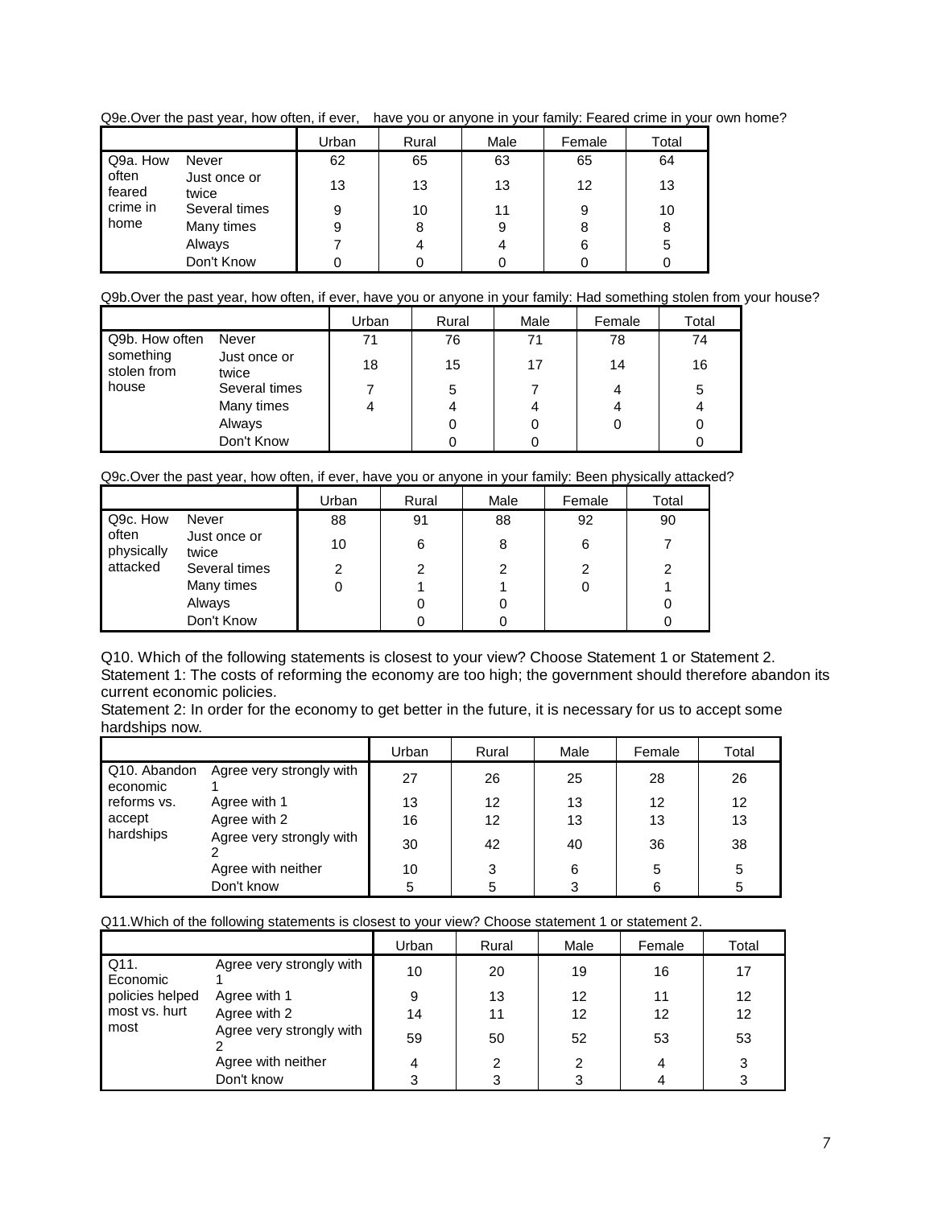Q9e.Over the past year, how often, if ever, have you or anyone in your family: Feared crime in your own home?

| | | Urban | Rural | Male | Female | Total |
|---|---|---|---|---|---|---|
| Q9a. How often feared crime in home | Never | 62 | 65 | 63 | 65 | 64 |
| | Just once or twice | 13 | 13 | 13 | 12 | 13 |
| | Several times | 9 | 10 | 11 | 9 | 10 |
| | Many times | 9 | 8 | 9 | 8 | 8 |
| | Always | 7 | 4 | 4 | 6 | 5 |
| | Don't Know | 0 | 0 | 0 | 0 | 0 |

Q9b.Over the past year, how often, if ever, have you or anyone in your family: Had something stolen from your house?

| | | Urban | Rural | Male | Female | Total |
|---|---|---|---|---|---|---|
| Q9b. How often something stolen from house | Never | 71 | 76 | 71 | 78 | 74 |
| | Just once or twice | 18 | 15 | 17 | 14 | 16 |
| | Several times | 7 | 5 | 7 | 4 | 5 |
| | Many times | 4 | 4 | 4 | 4 | 4 |
| | Always | | 0 | 0 | 0 | 0 |
| | Don't Know | | 0 | 0 | | 0 |

Q9c.Over the past year, how often, if ever, have you or anyone in your family: Been physically attacked?

| | | Urban | Rural | Male | Female | Total |
|---|---|---|---|---|---|---|
| Q9c. How often physically attacked | Never | 88 | 91 | 88 | 92 | 90 |
| | Just once or twice | 10 | 6 | 8 | 6 | 7 |
| | Several times | 2 | 2 | 2 | 2 | 2 |
| | Many times | 0 | 1 | 1 | 0 | 1 |
| | Always | | 0 | 0 | | 0 |
| | Don't Know | | 0 | 0 | | 0 |

Q10. Which of the following statements is closest to your view? Choose Statement 1 or Statement 2.
Statement 1: The costs of reforming the economy are too high; the government should therefore abandon its current economic policies.
Statement 2: In order for the economy to get better in the future, it is necessary for us to accept some hardships now.

| | | Urban | Rural | Male | Female | Total |
|---|---|---|---|---|---|---|
| Q10. Abandon economic reforms vs. accept hardships | Agree very strongly with 1 | 27 | 26 | 25 | 28 | 26 |
| | Agree with 1 | 13 | 12 | 13 | 12 | 12 |
| | Agree with 2 | 16 | 12 | 13 | 13 | 13 |
| | Agree very strongly with 2 | 30 | 42 | 40 | 36 | 38 |
| | Agree with neither | 10 | 3 | 6 | 5 | 5 |
| | Don't know | 5 | 5 | 3 | 6 | 5 |

Q11.Which of the following statements is closest to your view? Choose statement 1 or statement 2.

| | | Urban | Rural | Male | Female | Total |
|---|---|---|---|---|---|---|
| Q11. Economic policies helped most vs. hurt most | Agree very strongly with 1 | 10 | 20 | 19 | 16 | 17 |
| | Agree with 1 | 9 | 13 | 12 | 11 | 12 |
| | Agree with 2 | 14 | 11 | 12 | 12 | 12 |
| | Agree very strongly with 2 | 59 | 50 | 52 | 53 | 53 |
| | Agree with neither | 4 | 2 | 2 | 4 | 3 |
| | Don't know | 3 | 3 | 3 | 4 | 3 |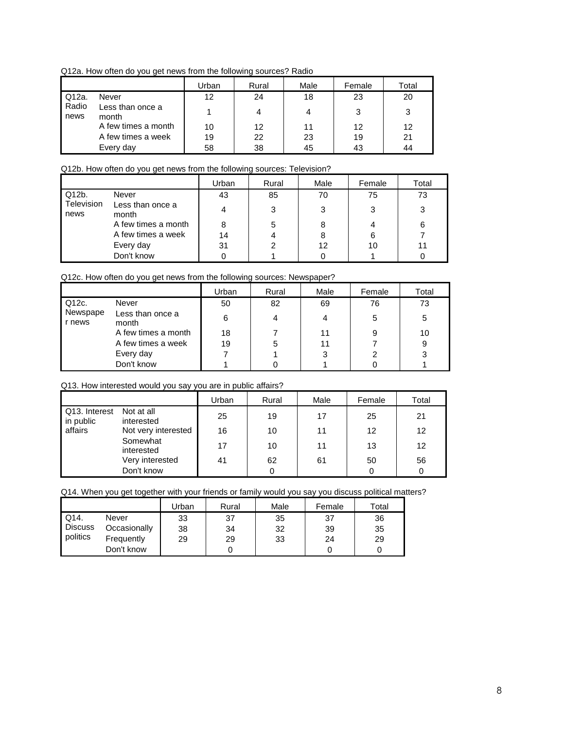Q12a. How often do you get news from the following sources? Radio

| | | Urban | Rural | Male | Female | Total |
|---|---|---|---|---|---|---|
| Q12a. Radio news | Never | 12 | 24 | 18 | 23 | 20 |
| | Less than once a month | 1 | 4 | 4 | 3 | 3 |
| | A few times a month | 10 | 12 | 11 | 12 | 12 |
| | A few times a week | 19 | 22 | 23 | 19 | 21 |
| | Every day | 58 | 38 | 45 | 43 | 44 |

Q12b. How often do you get news from the following sources: Television?

| | | Urban | Rural | Male | Female | Total |
|---|---|---|---|---|---|---|
| Q12b. Television news | Never | 43 | 85 | 70 | 75 | 73 |
| | Less than once a month | 4 | 3 | 3 | 3 | 3 |
| | A few times a month | 8 | 5 | 8 | 4 | 6 |
| | A few times a week | 14 | 4 | 8 | 6 | 7 |
| | Every day | 31 | 2 | 12 | 10 | 11 |
| | Don't know | 0 | 1 | 0 | 1 | 0 |

Q12c. How often do you get news from the following sources: Newspaper?

| | | Urban | Rural | Male | Female | Total |
|---|---|---|---|---|---|---|
| Q12c. Newspaper news | Never | 50 | 82 | 69 | 76 | 73 |
| | Less than once a month | 6 | 4 | 4 | 5 | 5 |
| | A few times a month | 18 | 7 | 11 | 9 | 10 |
| | A few times a week | 19 | 5 | 11 | 7 | 9 |
| | Every day | 7 | 1 | 3 | 2 | 3 |
| | Don't know | 1 | 0 | 1 | 0 | 1 |

Q13. How interested would you say you are in public affairs?

| | | Urban | Rural | Male | Female | Total |
|---|---|---|---|---|---|---|
| Q13. Interest in public affairs | Not at all interested | 25 | 19 | 17 | 25 | 21 |
| | Not very interested | 16 | 10 | 11 | 12 | 12 |
| | Somewhat interested | 17 | 10 | 11 | 13 | 12 |
| | Very interested | 41 | 62 | 61 | 50 | 56 |
| | Don't know | | 0 | | 0 | 0 |

Q14. When you get together with your friends or family would you say you discuss political matters?

| | | Urban | Rural | Male | Female | Total |
|---|---|---|---|---|---|---|
| Q14. Discuss politics | Never | 33 | 37 | 35 | 37 | 36 |
| | Occasionally | 38 | 34 | 32 | 39 | 35 |
| | Frequently | 29 | 29 | 33 | 24 | 29 |
| | Don't know | | 0 | | 0 | 0 |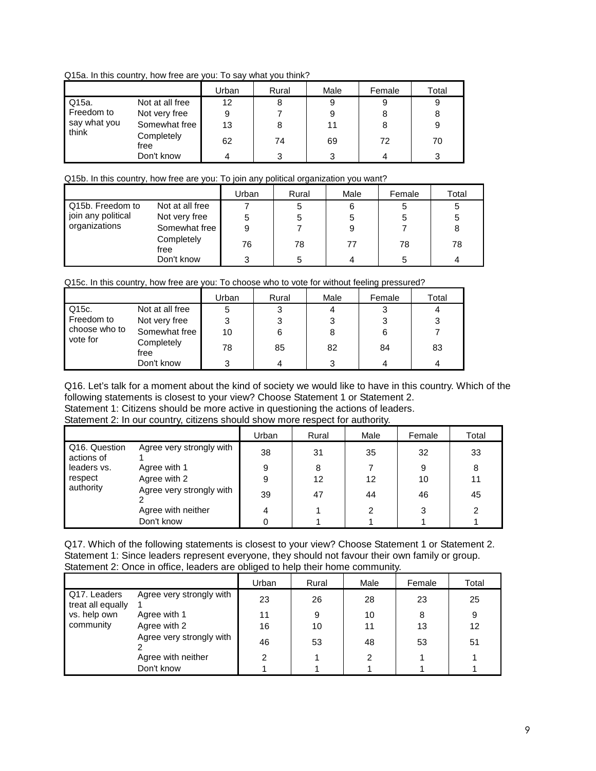Q15a. In this country, how free are you: To say what you think?

| | | Urban | Rural | Male | Female | Total |
|---|---|---|---|---|---|---|
| Q15a. Freedom to say what you think | Not at all free | 12 | 8 | 9 | 9 | 9 |
| | Not very free | 9 | 7 | 9 | 8 | 8 |
| | Somewhat free | 13 | 8 | 11 | 8 | 9 |
| | Completely free | 62 | 74 | 69 | 72 | 70 |
| | Don't know | 4 | 3 | 3 | 4 | 3 |

Q15b. In this country, how free are you: To join any political organization you want?

| | | Urban | Rural | Male | Female | Total |
|---|---|---|---|---|---|---|
| Q15b. Freedom to join any political organizations | Not at all free | 7 | 5 | 6 | 5 | 5 |
| | Not very free | 5 | 5 | 5 | 5 | 5 |
| | Somewhat free | 9 | 7 | 9 | 7 | 8 |
| | Completely free | 76 | 78 | 77 | 78 | 78 |
| | Don't know | 3 | 5 | 4 | 5 | 4 |

Q15c. In this country, how free are you: To choose who to vote for without feeling pressured?

| | | Urban | Rural | Male | Female | Total |
|---|---|---|---|---|---|---|
| Q15c. Freedom to choose who to vote for | Not at all free | 5 | 3 | 4 | 3 | 4 |
| | Not very free | 3 | 3 | 3 | 3 | 3 |
| | Somewhat free | 10 | 6 | 8 | 6 | 7 |
| | Completely free | 78 | 85 | 82 | 84 | 83 |
| | Don't know | 3 | 4 | 3 | 4 | 4 |

Q16. Let's talk for a moment about the kind of society we would like to have in this country. Which of the following statements is closest to your view? Choose Statement 1 or Statement 2.
Statement 1: Citizens should be more active in questioning the actions of leaders.
Statement 2: In our country, citizens should show more respect for authority.

| | | Urban | Rural | Male | Female | Total |
|---|---|---|---|---|---|---|
| Q16. Question actions of leaders vs. respect authority | Agree very strongly with 1 | 38 | 31 | 35 | 32 | 33 |
| | Agree with 1 | 9 | 8 | 7 | 9 | 8 |
| | Agree with 2 | 9 | 12 | 12 | 10 | 11 |
| | Agree very strongly with 2 | 39 | 47 | 44 | 46 | 45 |
| | Agree with neither | 4 | 1 | 2 | 3 | 2 |
| | Don't know | 0 | 1 | 1 | 1 | 1 |

Q17. Which of the following statements is closest to your view? Choose Statement 1 or Statement 2.
Statement 1: Since leaders represent everyone, they should not favour their own family or group.
Statement 2: Once in office, leaders are obliged to help their home community.

| | | Urban | Rural | Male | Female | Total |
|---|---|---|---|---|---|---|
| Q17. Leaders treat all equally vs. help own community | Agree very strongly with 1 | 23 | 26 | 28 | 23 | 25 |
| | Agree with 1 | 11 | 9 | 10 | 8 | 9 |
| | Agree with 2 | 16 | 10 | 11 | 13 | 12 |
| | Agree very strongly with 2 | 46 | 53 | 48 | 53 | 51 |
| | Agree with neither | 2 | 1 | 2 | 1 | 1 |
| | Don't know | 1 | 1 | 1 | 1 | 1 |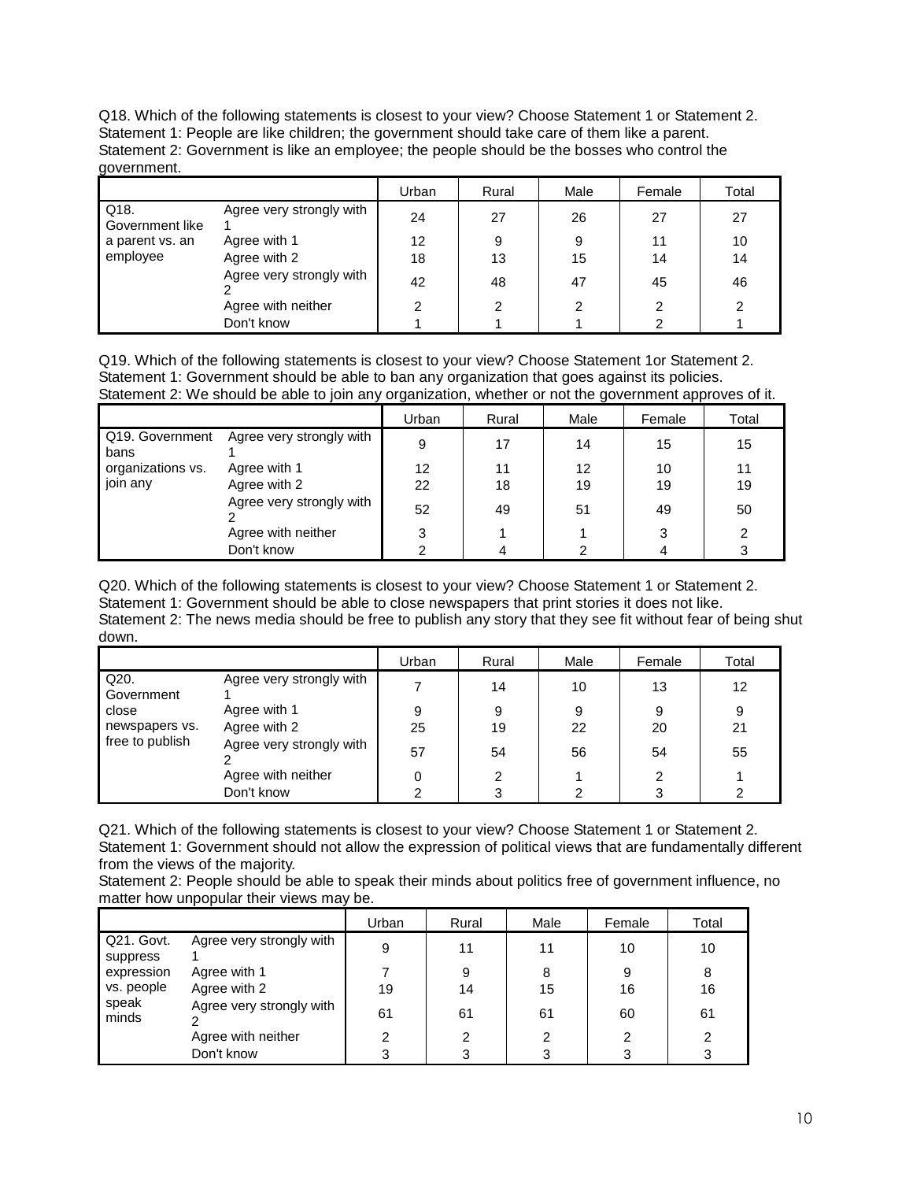Q18. Which of the following statements is closest to your view? Choose Statement 1 or Statement 2.
Statement 1: People are like children; the government should take care of them like a parent.
Statement 2: Government is like an employee; the people should be the bosses who control the government.

| | | Urban | Rural | Male | Female | Total |
|---|---|---|---|---|---|---|
| Q18. Government like a parent vs. an employee | Agree very strongly with 1 | 24 | 27 | 26 | 27 | 27 |
| | Agree with 1 | 12 | 9 | 9 | 11 | 10 |
| | Agree with 2 | 18 | 13 | 15 | 14 | 14 |
| | Agree very strongly with 2 | 42 | 48 | 47 | 45 | 46 |
| | Agree with neither | 2 | 2 | 2 | 2 | 2 |
| | Don't know | 1 | 1 | 1 | 2 | 1 |

Q19. Which of the following statements is closest to your view? Choose Statement 1or Statement 2.
Statement 1: Government should be able to ban any organization that goes against its policies.
Statement 2: We should be able to join any organization, whether or not the government approves of it.

| | | Urban | Rural | Male | Female | Total |
|---|---|---|---|---|---|---|
| Q19. Government bans organizations vs. join any | Agree very strongly with 1 | 9 | 17 | 14 | 15 | 15 |
| | Agree with 1 | 12 | 11 | 12 | 10 | 11 |
| | Agree with 2 | 22 | 18 | 19 | 19 | 19 |
| | Agree very strongly with 2 | 52 | 49 | 51 | 49 | 50 |
| | Agree with neither | 3 | 1 | 1 | 3 | 2 |
| | Don't know | 2 | 4 | 2 | 4 | 3 |

Q20. Which of the following statements is closest to your view? Choose Statement 1 or Statement 2.
Statement 1: Government should be able to close newspapers that print stories it does not like.
Statement 2: The news media should be free to publish any story that they see fit without fear of being shut down.

| | | Urban | Rural | Male | Female | Total |
|---|---|---|---|---|---|---|
| Q20. Government close newspapers vs. free to publish | Agree very strongly with 1 | 7 | 14 | 10 | 13 | 12 |
| | Agree with 1 | 9 | 9 | 9 | 9 | 9 |
| | Agree with 2 | 25 | 19 | 22 | 20 | 21 |
| | Agree very strongly with 2 | 57 | 54 | 56 | 54 | 55 |
| | Agree with neither | 0 | 2 | 1 | 2 | 1 |
| | Don't know | 2 | 3 | 2 | 3 | 2 |

Q21. Which of the following statements is closest to your view? Choose Statement 1 or Statement 2.
Statement 1: Government should not allow the expression of political views that are fundamentally different from the views of the majority.
Statement 2: People should be able to speak their minds about politics free of government influence, no matter how unpopular their views may be.

| | | Urban | Rural | Male | Female | Total |
|---|---|---|---|---|---|---|
| Q21. Govt. suppress expression vs. people speak minds | Agree very strongly with 1 | 9 | 11 | 11 | 10 | 10 |
| | Agree with 1 | 7 | 9 | 8 | 9 | 8 |
| | Agree with 2 | 19 | 14 | 15 | 16 | 16 |
| | Agree very strongly with 2 | 61 | 61 | 61 | 60 | 61 |
| | Agree with neither | 2 | 2 | 2 | 2 | 2 |
| | Don't know | 3 | 3 | 3 | 3 | 3 |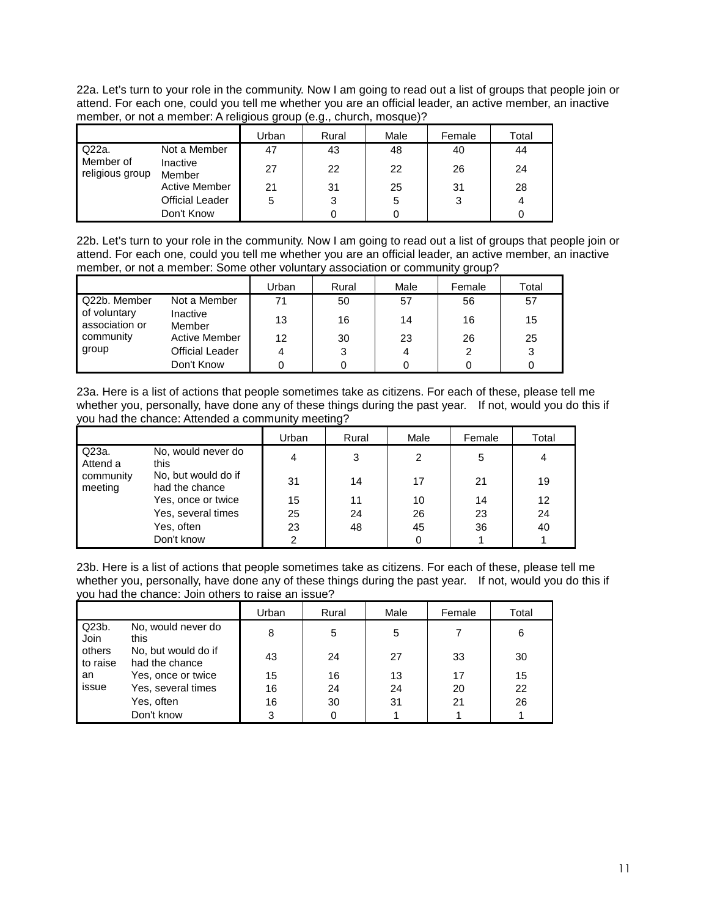22a. Let's turn to your role in the community. Now I am going to read out a list of groups that people join or attend. For each one, could you tell me whether you are an official leader, an active member, an inactive member, or not a member: A religious group (e.g., church, mosque)?

| | | Urban | Rural | Male | Female | Total |
|---|---|---|---|---|---|---|
| Q22a. Member of religious group | Not a Member | 47 | 43 | 48 | 40 | 44 |
| | Inactive Member | 27 | 22 | 22 | 26 | 24 |
| | Active Member | 21 | 31 | 25 | 31 | 28 |
| | Official Leader | 5 | 3 | 5 | 3 | 4 |
| | Don't Know | | 0 | 0 | | 0 |

22b. Let's turn to your role in the community. Now I am going to read out a list of groups that people join or attend. For each one, could you tell me whether you are an official leader, an active member, an inactive member, or not a member: Some other voluntary association or community group?

| | | Urban | Rural | Male | Female | Total |
|---|---|---|---|---|---|---|
| Q22b. Member of voluntary association or community group | Not a Member | 71 | 50 | 57 | 56 | 57 |
| | Inactive Member | 13 | 16 | 14 | 16 | 15 |
| | Active Member | 12 | 30 | 23 | 26 | 25 |
| | Official Leader | 4 | 3 | 4 | 2 | 3 |
| | Don't Know | 0 | 0 | 0 | 0 | 0 |

23a. Here is a list of actions that people sometimes take as citizens. For each of these, please tell me whether you, personally, have done any of these things during the past year. If not, would you do this if you had the chance: Attended a community meeting?

| | | Urban | Rural | Male | Female | Total |
|---|---|---|---|---|---|---|
| Q23a. Attend a community meeting | No, would never do this | 4 | 3 | 2 | 5 | 4 |
| | No, but would do if had the chance | 31 | 14 | 17 | 21 | 19 |
| | Yes, once or twice | 15 | 11 | 10 | 14 | 12 |
| | Yes, several times | 25 | 24 | 26 | 23 | 24 |
| | Yes, often | 23 | 48 | 45 | 36 | 40 |
| | Don't know | 2 | | 0 | 1 | 1 |

23b. Here is a list of actions that people sometimes take as citizens. For each of these, please tell me whether you, personally, have done any of these things during the past year. If not, would you do this if you had the chance: Join others to raise an issue?

| | | Urban | Rural | Male | Female | Total |
|---|---|---|---|---|---|---|
| Q23b. Join others to raise an issue | No, would never do this | 8 | 5 | 5 | 7 | 6 |
| | No, but would do if had the chance | 43 | 24 | 27 | 33 | 30 |
| | Yes, once or twice | 15 | 16 | 13 | 17 | 15 |
| | Yes, several times | 16 | 24 | 24 | 20 | 22 |
| | Yes, often | 16 | 30 | 31 | 21 | 26 |
| | Don't know | 3 | 0 | 1 | 1 | 1 |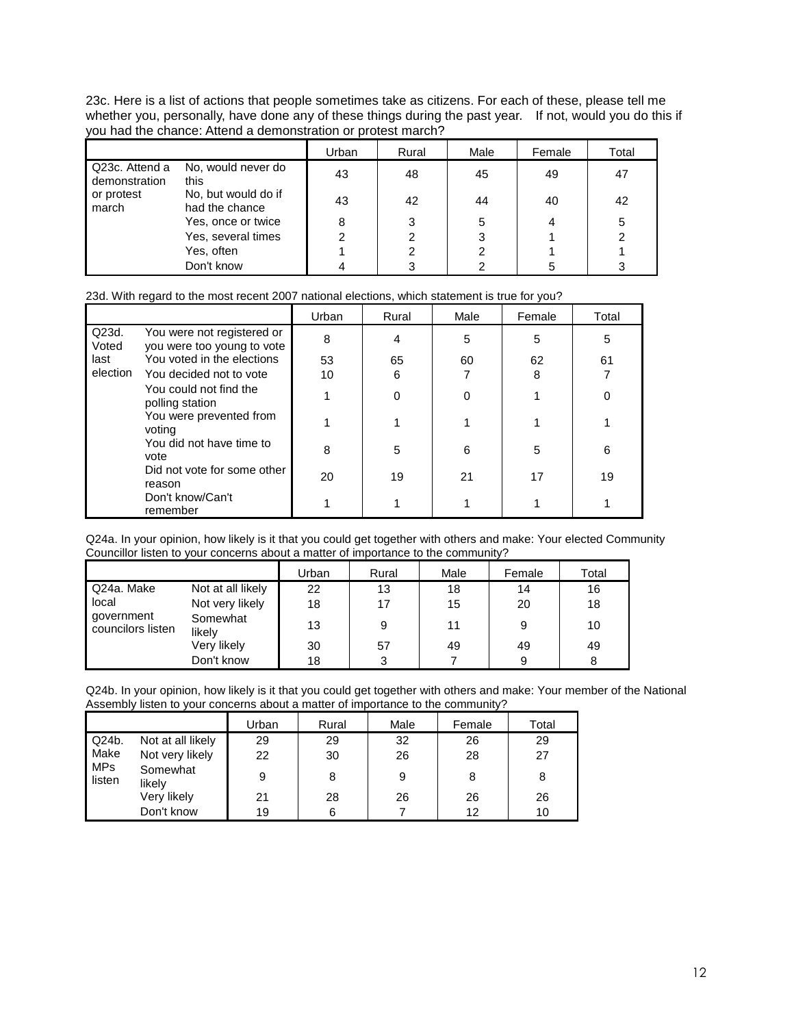23c. Here is a list of actions that people sometimes take as citizens. For each of these, please tell me whether you, personally, have done any of these things during the past year. If not, would you do this if you had the chance: Attend a demonstration or protest march?

| | | Urban | Rural | Male | Female | Total |
|---|---|---|---|---|---|---|
| Q23c. Attend a demonstration or protest march | No, would never do this | 43 | 48 | 45 | 49 | 47 |
| | No, but would do if had the chance | 43 | 42 | 44 | 40 | 42 |
| | Yes, once or twice | 8 | 3 | 5 | 4 | 5 |
| | Yes, several times | 2 | 2 | 3 | 1 | 2 |
| | Yes, often | 1 | 2 | 2 | 1 | 1 |
| | Don't know | 4 | 3 | 2 | 5 | 3 |

23d. With regard to the most recent 2007 national elections, which statement is true for you?

| | | Urban | Rural | Male | Female | Total |
|---|---|---|---|---|---|---|
| Q23d. Voted last election | You were not registered or you were too young to vote | 8 | 4 | 5 | 5 | 5 |
| | You voted in the elections | 53 | 65 | 60 | 62 | 61 |
| | You decided not to vote | 10 | 6 | 7 | 8 | 7 |
| | You could not find the polling station | 1 | 0 | 0 | 1 | 0 |
| | You were prevented from voting | 1 | 1 | 1 | 1 | 1 |
| | You did not have time to vote | 8 | 5 | 6 | 5 | 6 |
| | Did not vote for some other reason | 20 | 19 | 21 | 17 | 19 |
| | Don't know/Can't remember | 1 | 1 | 1 | 1 | 1 |

Q24a. In your opinion, how likely is it that you could get together with others and make: Your elected Community Councillor listen to your concerns about a matter of importance to the community?

| | | Urban | Rural | Male | Female | Total |
|---|---|---|---|---|---|---|
| Q24a. Make local government councilors listen | Not at all likely | 22 | 13 | 18 | 14 | 16 |
| | Not very likely | 18 | 17 | 15 | 20 | 18 |
| | Somewhat likely | 13 | 9 | 11 | 9 | 10 |
| | Very likely | 30 | 57 | 49 | 49 | 49 |
| | Don't know | 18 | 3 | 7 | 9 | 8 |

Q24b. In your opinion, how likely is it that you could get together with others and make: Your member of the National Assembly listen to your concerns about a matter of importance to the community?

| | | Urban | Rural | Male | Female | Total |
|---|---|---|---|---|---|---|
| Q24b. Make MPs listen | Not at all likely | 29 | 29 | 32 | 26 | 29 |
| | Not very likely | 22 | 30 | 26 | 28 | 27 |
| | Somewhat likely | 9 | 8 | 9 | 8 | 8 |
| | Very likely | 21 | 28 | 26 | 26 | 26 |
| | Don't know | 19 | 6 | 7 | 12 | 10 |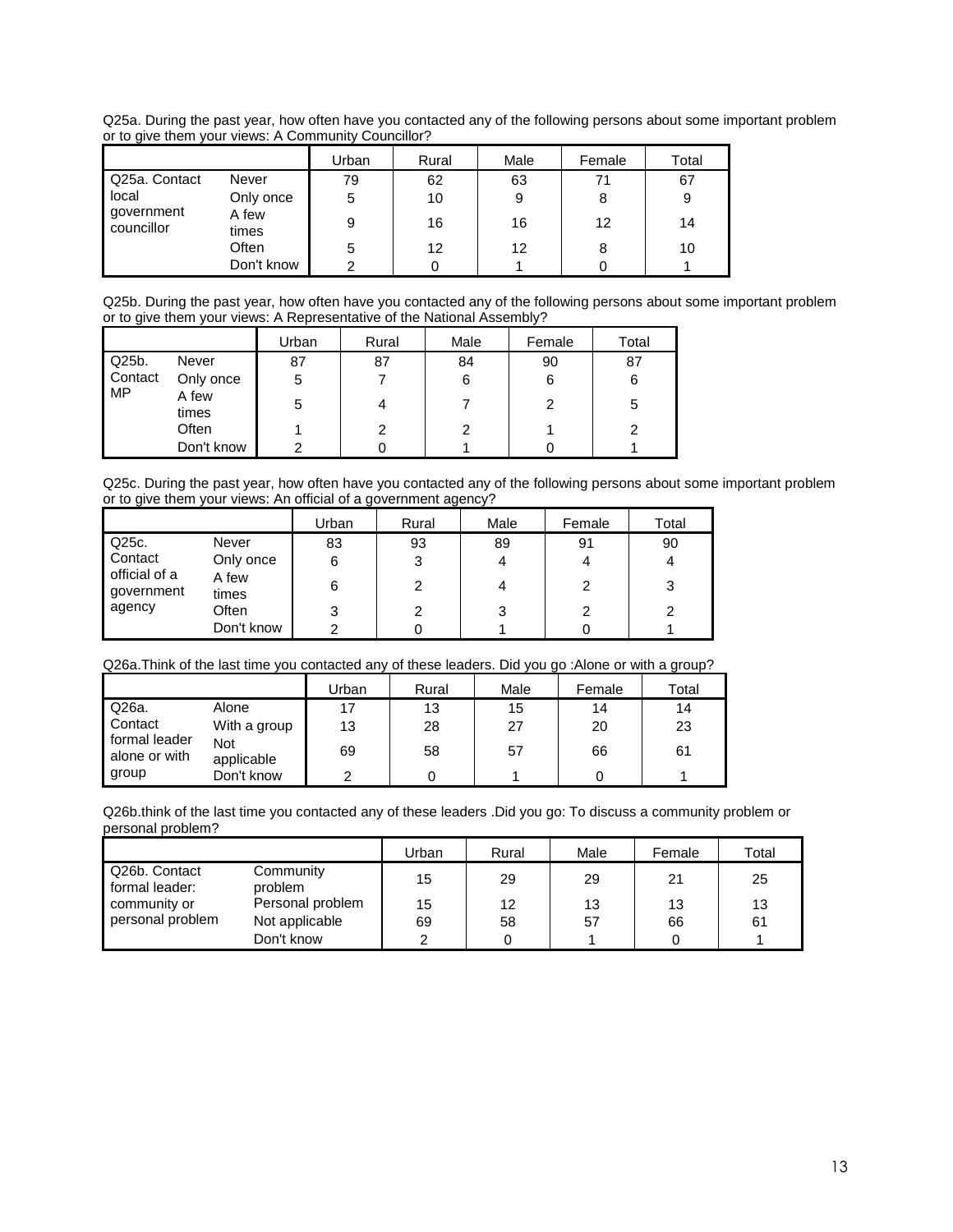Q25a. During the past year, how often have you contacted any of the following persons about some important problem or to give them your views: A Community Councillor?

| | | Urban | Rural | Male | Female | Total |
|---|---|---|---|---|---|---|
| Q25a. Contact local government councillor | Never | 79 | 62 | 63 | 71 | 67 |
| | Only once | 5 | 10 | 9 | 8 | 9 |
| | A few times | 9 | 16 | 16 | 12 | 14 |
| | Often | 5 | 12 | 12 | 8 | 10 |
| | Don't know | 2 | 0 | 1 | 0 | 1 |

Q25b. During the past year, how often have you contacted any of the following persons about some important problem or to give them your views: A Representative of the National Assembly?

| | | Urban | Rural | Male | Female | Total |
|---|---|---|---|---|---|---|
| Q25b. Contact MP | Never | 87 | 87 | 84 | 90 | 87 |
| | Only once | 5 | 7 | 6 | 6 | 6 |
| | A few times | 5 | 4 | 7 | 2 | 5 |
| | Often | 1 | 2 | 2 | 1 | 2 |
| | Don't know | 2 | 0 | 1 | 0 | 1 |

Q25c. During the past year, how often have you contacted any of the following persons about some important problem or to give them your views: An official of a government agency?

| | | Urban | Rural | Male | Female | Total |
|---|---|---|---|---|---|---|
| Q25c. Contact official of a government agency | Never | 83 | 93 | 89 | 91 | 90 |
| | Only once | 6 | 3 | 4 | 4 | 4 |
| | A few times | 6 | 2 | 4 | 2 | 3 |
| | Often | 3 | 2 | 3 | 2 | 2 |
| | Don't know | 2 | 0 | 1 | 0 | 1 |

Q26a.Think of the last time you contacted any of these leaders. Did you go :Alone or with a group?

| | | Urban | Rural | Male | Female | Total |
|---|---|---|---|---|---|---|
| Q26a. Contact formal leader alone or with group | Alone | 17 | 13 | 15 | 14 | 14 |
| | With a group | 13 | 28 | 27 | 20 | 23 |
| | Not applicable | 69 | 58 | 57 | 66 | 61 |
| | Don't know | 2 | 0 | 1 | 0 | 1 |

Q26b.think of the last time you contacted any of these leaders .Did you go: To discuss a community problem or personal problem?

| | | Urban | Rural | Male | Female | Total |
|---|---|---|---|---|---|---|
| Q26b. Contact formal leader: community or personal problem | Community problem | 15 | 29 | 29 | 21 | 25 |
| | Personal problem | 15 | 12 | 13 | 13 | 13 |
| | Not applicable | 69 | 58 | 57 | 66 | 61 |
| | Don't know | 2 | 0 | 1 | 0 | 1 |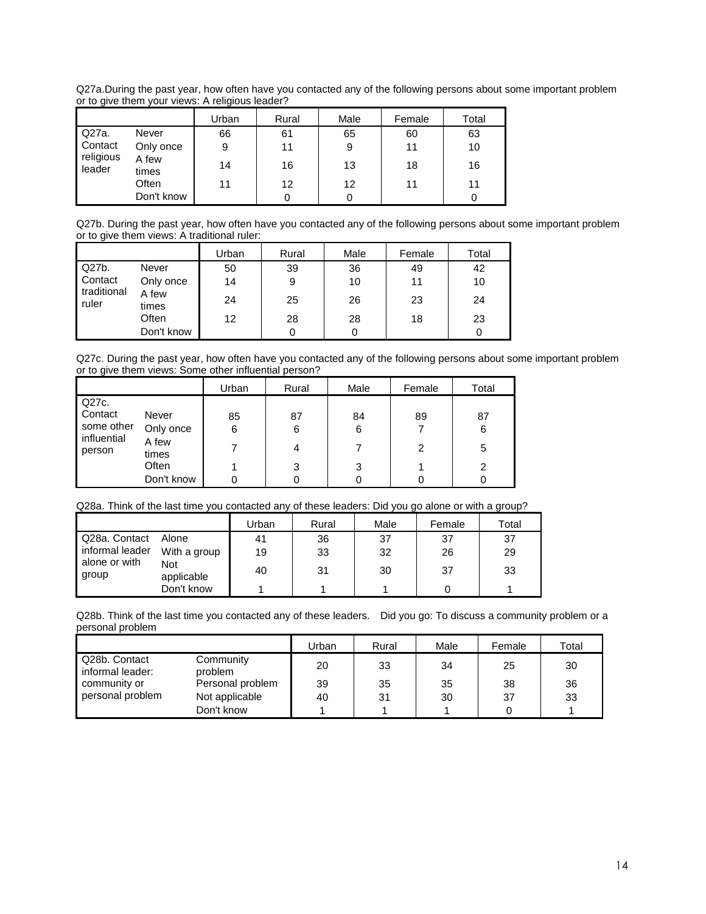Q27a.During the past year, how often have you contacted any of the following persons about some important problem or to give them your views: A religious leader?

| | | Urban | Rural | Male | Female | Total |
|---|---|---|---|---|---|---|
| Q27a. Contact religious leader | Never | 66 | 61 | 65 | 60 | 63 |
| | Only once | 9 | 11 | 9 | 11 | 10 |
| | A few times | 14 | 16 | 13 | 18 | 16 |
| | Often | 11 | 12 | 12 | 11 | 11 |
| | Don't know | | 0 | 0 | | 0 |

Q27b. During the past year, how often have you contacted any of the following persons about some important problem or to give them views: A traditional ruler:

| | | Urban | Rural | Male | Female | Total |
|---|---|---|---|---|---|---|
| Q27b. Contact traditional ruler | Never | 50 | 39 | 36 | 49 | 42 |
| | Only once | 14 | 9 | 10 | 11 | 10 |
| | A few times | 24 | 25 | 26 | 23 | 24 |
| | Often | 12 | 28 | 28 | 18 | 23 |
| | Don't know | | 0 | 0 | | 0 |

Q27c. During the past year, how often have you contacted any of the following persons about some important problem or to give them views: Some other influential person?

| | | Urban | Rural | Male | Female | Total |
|---|---|---|---|---|---|---|
| Q27c. Contact some other influential person | Never | 85 | 87 | 84 | 89 | 87 |
| | Only once | 6 | 6 | 6 | 7 | 6 |
| | A few times | 7 | 4 | 7 | 2 | 5 |
| | Often | 1 | 3 | 3 | 1 | 2 |
| | Don't know | 0 | 0 | 0 | 0 | 0 |

Q28a. Think of the last time you contacted any of these leaders: Did you go alone or with a group?

| | | Urban | Rural | Male | Female | Total |
|---|---|---|---|---|---|---|
| Q28a. Contact informal leader alone or with group | Alone | 41 | 36 | 37 | 37 | 37 |
| | With a group | 19 | 33 | 32 | 26 | 29 |
| | Not applicable | 40 | 31 | 30 | 37 | 33 |
| | Don't know | 1 | 1 | 1 | 0 | 1 |

Q28b. Think of the last time you contacted any of these leaders. Did you go: To discuss a community problem or a personal problem

| | | Urban | Rural | Male | Female | Total |
|---|---|---|---|---|---|---|
| Q28b. Contact informal leader: community or personal problem | Community problem | 20 | 33 | 34 | 25 | 30 |
| | Personal problem | 39 | 35 | 35 | 38 | 36 |
| | Not applicable | 40 | 31 | 30 | 37 | 33 |
| | Don't know | 1 | 1 | 1 | 0 | 1 |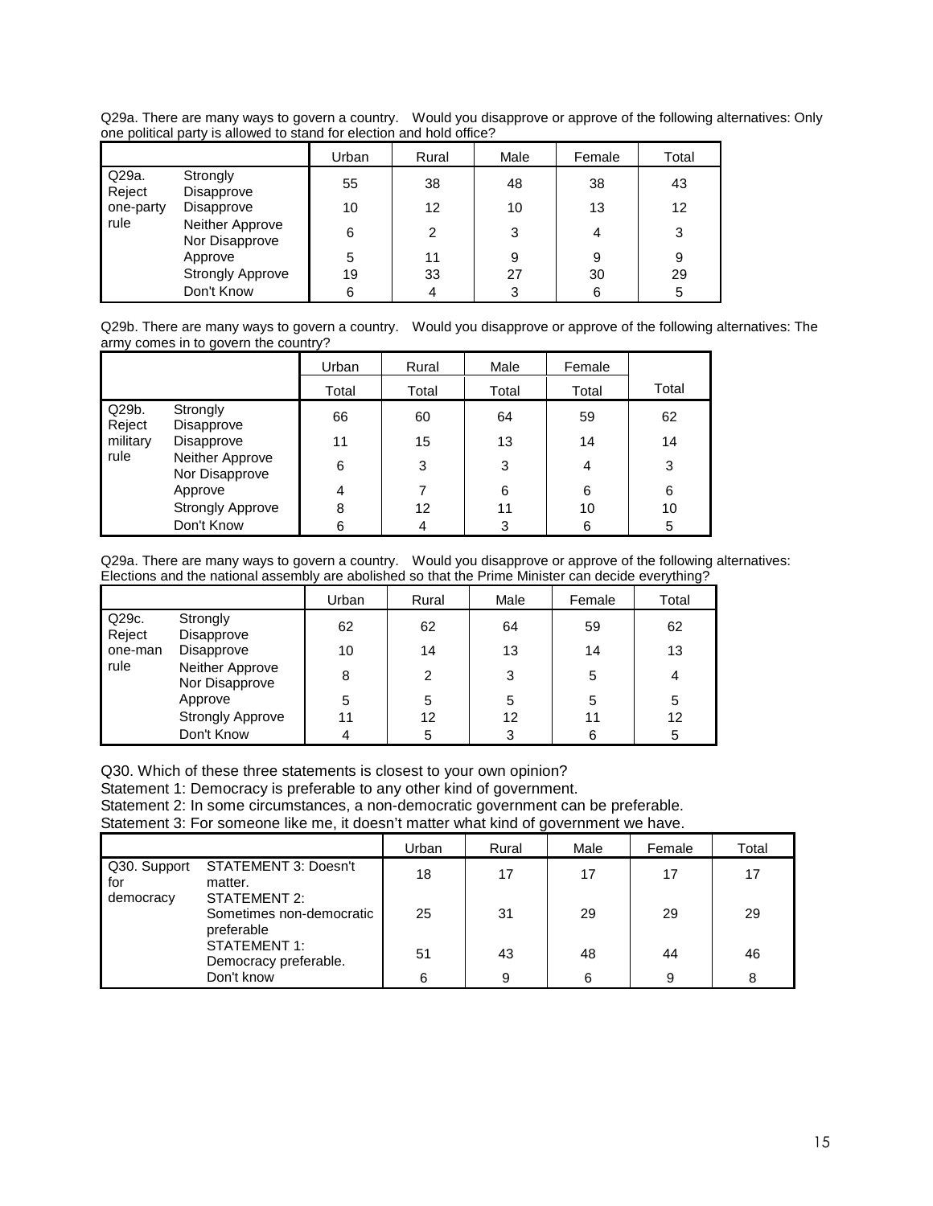Q29a. There are many ways to govern a country. Would you disapprove or approve of the following alternatives: Only one political party is allowed to stand for election and hold office?

| | | Urban | Rural | Male | Female | Total |
|---|---|---|---|---|---|---|
| Q29a. Reject one-party rule | Strongly Disapprove | 55 | 38 | 48 | 38 | 43 |
| | Disapprove | 10 | 12 | 10 | 13 | 12 |
| | Neither Approve Nor Disapprove | 6 | 2 | 3 | 4 | 3 |
| | Approve | 5 | 11 | 9 | 9 | 9 |
| | Strongly Approve | 19 | 33 | 27 | 30 | 29 |
| | Don't Know | 6 | 4 | 3 | 6 | 5 |

Q29b. There are many ways to govern a country. Would you disapprove or approve of the following alternatives: The army comes in to govern the country?

| | | Urban | Rural | Male | Female | |
|---|---|---|---|---|---|---|
| | | Total | Total | Total | Total | Total |
| Q29b. Reject military rule | Strongly Disapprove | 66 | 60 | 64 | 59 | 62 |
| | Disapprove | 11 | 15 | 13 | 14 | 14 |
| | Neither Approve Nor Disapprove | 6 | 3 | 3 | 4 | 3 |
| | Approve | 4 | 7 | 6 | 6 | 6 |
| | Strongly Approve | 8 | 12 | 11 | 10 | 10 |
| | Don't Know | 6 | 4 | 3 | 6 | 5 |

Q29a. There are many ways to govern a country. Would you disapprove or approve of the following alternatives: Elections and the national assembly are abolished so that the Prime Minister can decide everything?

| | | Urban | Rural | Male | Female | Total |
|---|---|---|---|---|---|---|
| Q29c. Reject one-man rule | Strongly Disapprove | 62 | 62 | 64 | 59 | 62 |
| | Disapprove | 10 | 14 | 13 | 14 | 13 |
| | Neither Approve Nor Disapprove | 8 | 2 | 3 | 5 | 4 |
| | Approve | 5 | 5 | 5 | 5 | 5 |
| | Strongly Approve | 11 | 12 | 12 | 11 | 12 |
| | Don't Know | 4 | 5 | 3 | 6 | 5 |

Q30. Which of these three statements is closest to your own opinion?
Statement 1: Democracy is preferable to any other kind of government.
Statement 2: In some circumstances, a non-democratic government can be preferable.
Statement 3: For someone like me, it doesn't matter what kind of government we have.

| | | Urban | Rural | Male | Female | Total |
|---|---|---|---|---|---|---|
| Q30. Support for democracy | STATEMENT 3: Doesn't matter. | 18 | 17 | 17 | 17 | 17 |
| | STATEMENT 2: Sometimes non-democratic preferable | 25 | 31 | 29 | 29 | 29 |
| | STATEMENT 1: Democracy preferable. | 51 | 43 | 48 | 44 | 46 |
| | Don't know | 6 | 9 | 6 | 9 | 8 |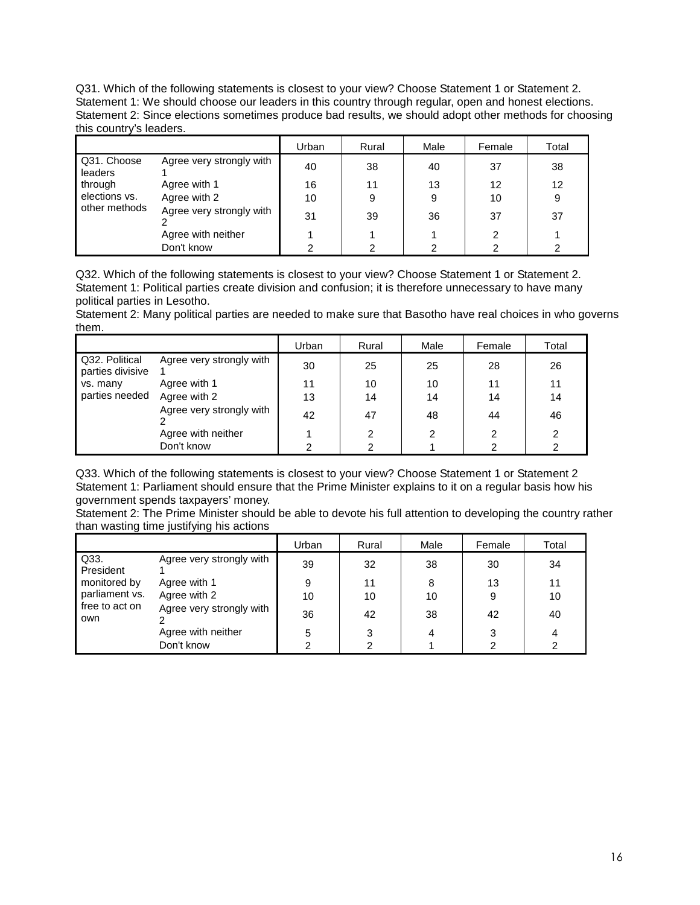Q31. Which of the following statements is closest to your view? Choose Statement 1 or Statement 2.
Statement 1: We should choose our leaders in this country through regular, open and honest elections.
Statement 2: Since elections sometimes produce bad results, we should adopt other methods for choosing this country's leaders.

| | | Urban | Rural | Male | Female | Total |
|---|---|---|---|---|---|---|
| Q31. Choose leaders through elections vs. other methods | Agree very strongly with 1 | 40 | 38 | 40 | 37 | 38 |
| | Agree with 1 | 16 | 11 | 13 | 12 | 12 |
| | Agree with 2 | 10 | 9 | 9 | 10 | 9 |
| | Agree very strongly with 2 | 31 | 39 | 36 | 37 | 37 |
| | Agree with neither | 1 | 1 | 1 | 2 | 1 |
| | Don't know | 2 | 2 | 2 | 2 | 2 |

Q32. Which of the following statements is closest to your view? Choose Statement 1 or Statement 2.
Statement 1: Political parties create division and confusion; it is therefore unnecessary to have many political parties in Lesotho.
Statement 2: Many political parties are needed to make sure that Basotho have real choices in who governs them.

| | | Urban | Rural | Male | Female | Total |
|---|---|---|---|---|---|---|
| Q32. Political parties divisive vs. many parties needed | Agree very strongly with 1 | 30 | 25 | 25 | 28 | 26 |
| | Agree with 1 | 11 | 10 | 10 | 11 | 11 |
| | Agree with 2 | 13 | 14 | 14 | 14 | 14 |
| | Agree very strongly with 2 | 42 | 47 | 48 | 44 | 46 |
| | Agree with neither | 1 | 2 | 2 | 2 | 2 |
| | Don't know | 2 | 2 | 1 | 2 | 2 |

Q33. Which of the following statements is closest to your view? Choose Statement 1 or Statement 2
Statement 1: Parliament should ensure that the Prime Minister explains to it on a regular basis how his government spends taxpayers' money.
Statement 2: The Prime Minister should be able to devote his full attention to developing the country rather than wasting time justifying his actions

| | | Urban | Rural | Male | Female | Total |
|---|---|---|---|---|---|---|
| Q33. President monitored by parliament vs. free to act on own | Agree very strongly with 1 | 39 | 32 | 38 | 30 | 34 |
| | Agree with 1 | 9 | 11 | 8 | 13 | 11 |
| | Agree with 2 | 10 | 10 | 10 | 9 | 10 |
| | Agree very strongly with 2 | 36 | 42 | 38 | 42 | 40 |
| | Agree with neither | 5 | 3 | 4 | 3 | 4 |
| | Don't know | 2 | 2 | 1 | 2 | 2 |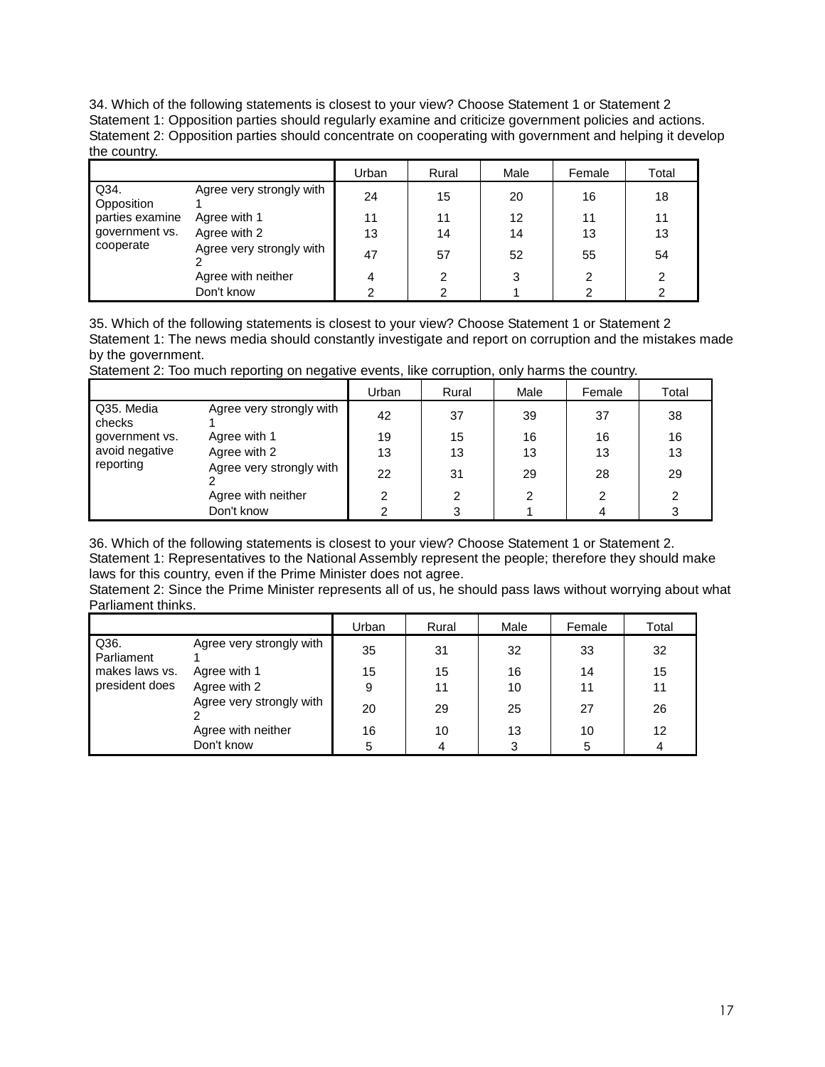34. Which of the following statements is closest to your view? Choose Statement 1 or Statement 2
Statement 1: Opposition parties should regularly examine and criticize government policies and actions.
Statement 2: Opposition parties should concentrate on cooperating with government and helping it develop the country.

| | | Urban | Rural | Male | Female | Total |
|---|---|---|---|---|---|---|
| Q34. Opposition parties examine government vs. cooperate | Agree very strongly with 1 | 24 | 15 | 20 | 16 | 18 |
| | Agree with 1 | 11 | 11 | 12 | 11 | 11 |
| | Agree with 2 | 13 | 14 | 14 | 13 | 13 |
| | Agree very strongly with 2 | 47 | 57 | 52 | 55 | 54 |
| | Agree with neither | 4 | 2 | 3 | 2 | 2 |
| | Don't know | 2 | 2 | 1 | 2 | 2 |

35. Which of the following statements is closest to your view? Choose Statement 1 or Statement 2
Statement 1: The news media should constantly investigate and report on corruption and the mistakes made by the government.
Statement 2: Too much reporting on negative events, like corruption, only harms the country.

| | | Urban | Rural | Male | Female | Total |
|---|---|---|---|---|---|---|
| Q35. Media checks government vs. avoid negative reporting | Agree very strongly with 1 | 42 | 37 | 39 | 37 | 38 |
| | Agree with 1 | 19 | 15 | 16 | 16 | 16 |
| | Agree with 2 | 13 | 13 | 13 | 13 | 13 |
| | Agree very strongly with 2 | 22 | 31 | 29 | 28 | 29 |
| | Agree with neither | 2 | 2 | 2 | 2 | 2 |
| | Don't know | 2 | 3 | 1 | 4 | 3 |

36. Which of the following statements is closest to your view? Choose Statement 1 or Statement 2.
Statement 1: Representatives to the National Assembly represent the people; therefore they should make laws for this country, even if the Prime Minister does not agree.
Statement 2: Since the Prime Minister represents all of us, he should pass laws without worrying about what Parliament thinks.

| | | Urban | Rural | Male | Female | Total |
|---|---|---|---|---|---|---|
| Q36. Parliament makes laws vs. president does | Agree very strongly with 1 | 35 | 31 | 32 | 33 | 32 |
| | Agree with 1 | 15 | 15 | 16 | 14 | 15 |
| | Agree with 2 | 9 | 11 | 10 | 11 | 11 |
| | Agree very strongly with 2 | 20 | 29 | 25 | 27 | 26 |
| | Agree with neither | 16 | 10 | 13 | 10 | 12 |
| | Don't know | 5 | 4 | 3 | 5 | 4 |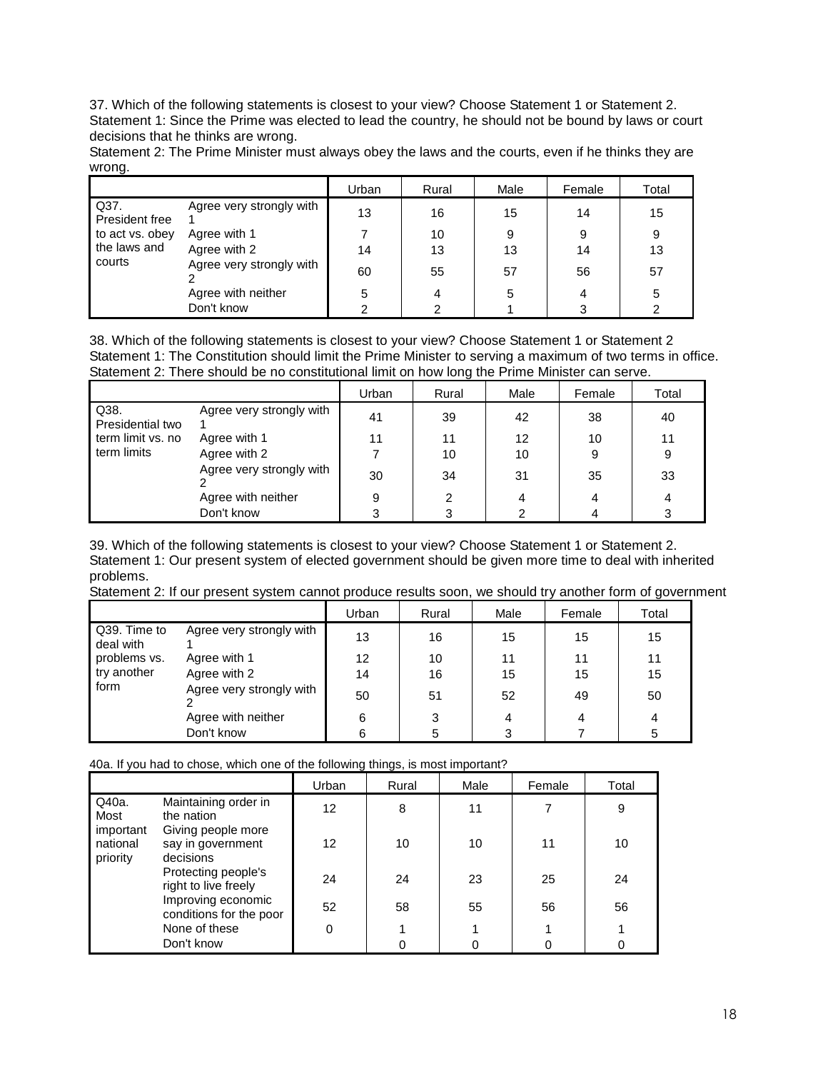37. Which of the following statements is closest to your view? Choose Statement 1 or Statement 2.
Statement 1: Since the Prime was elected to lead the country, he should not be bound by laws or court decisions that he thinks are wrong.
Statement 2: The Prime Minister must always obey the laws and the courts, even if he thinks they are wrong.

| | | Urban | Rural | Male | Female | Total |
|---|---|---|---|---|---|---|
| Q37. President free to act vs. obey the laws and courts | Agree very strongly with 1 | 13 | 16 | 15 | 14 | 15 |
| | Agree with 1 | 7 | 10 | 9 | 9 | 9 |
| | Agree with 2 | 14 | 13 | 13 | 14 | 13 |
| | Agree very strongly with 2 | 60 | 55 | 57 | 56 | 57 |
| | Agree with neither | 5 | 4 | 5 | 4 | 5 |
| | Don't know | 2 | 2 | 1 | 3 | 2 |

38. Which of the following statements is closest to your view? Choose Statement 1 or Statement 2
Statement 1: The Constitution should limit the Prime Minister to serving a maximum of two terms in office.
Statement 2: There should be no constitutional limit on how long the Prime Minister can serve.

| | | Urban | Rural | Male | Female | Total |
|---|---|---|---|---|---|---|
| Q38. Presidential two term limit vs. no term limits | Agree very strongly with 1 | 41 | 39 | 42 | 38 | 40 |
| | Agree with 1 | 11 | 11 | 12 | 10 | 11 |
| | Agree with 2 | 7 | 10 | 10 | 9 | 9 |
| | Agree very strongly with 2 | 30 | 34 | 31 | 35 | 33 |
| | Agree with neither | 9 | 2 | 4 | 4 | 4 |
| | Don't know | 3 | 3 | 2 | 4 | 3 |

39. Which of the following statements is closest to your view? Choose Statement 1 or Statement 2.
Statement 1: Our present system of elected government should be given more time to deal with inherited problems.
Statement 2: If our present system cannot produce results soon, we should try another form of government

| | | Urban | Rural | Male | Female | Total |
|---|---|---|---|---|---|---|
| Q39. Time to deal with problems vs. try another form | Agree very strongly with 1 | 13 | 16 | 15 | 15 | 15 |
| | Agree with 1 | 12 | 10 | 11 | 11 | 11 |
| | Agree with 2 | 14 | 16 | 15 | 15 | 15 |
| | Agree very strongly with 2 | 50 | 51 | 52 | 49 | 50 |
| | Agree with neither | 6 | 3 | 4 | 4 | 4 |
| | Don't know | 6 | 5 | 3 | 7 | 5 |

40a. If you had to chose, which one of the following things, is most important?

| | | Urban | Rural | Male | Female | Total |
|---|---|---|---|---|---|---|
| Q40a. Most important national priority | Maintaining order in the nation | 12 | 8 | 11 | 7 | 9 |
| | Giving people more say in government decisions | 12 | 10 | 10 | 11 | 10 |
| | Protecting people's right to live freely | 24 | 24 | 23 | 25 | 24 |
| | Improving economic conditions for the poor | 52 | 58 | 55 | 56 | 56 |
| | None of these | 0 | 1 | 1 | 1 | 1 |
| | Don't know | | 0 | 0 | 0 | 0 |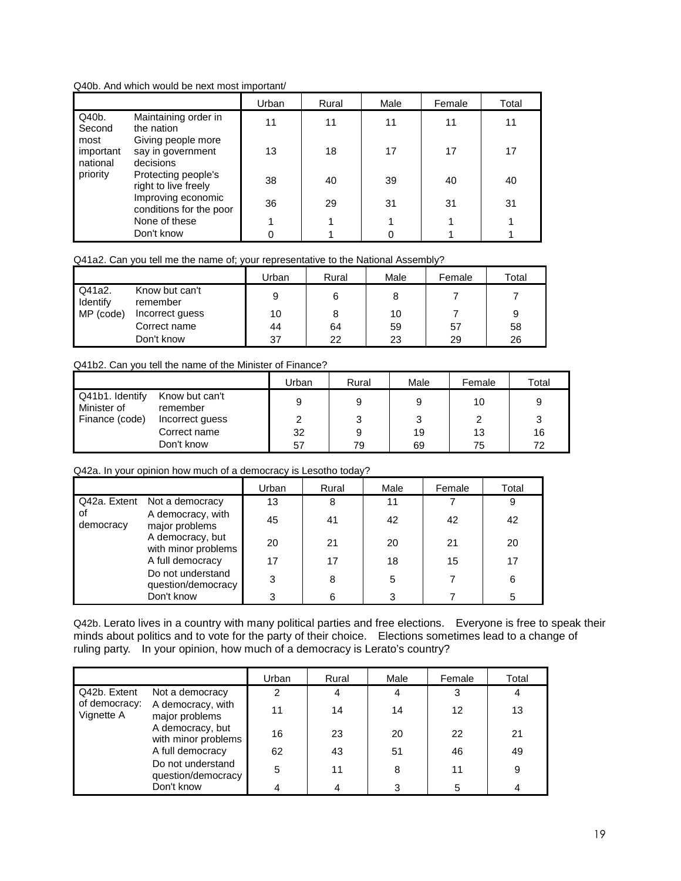Q40b. And which would be next most important/

| | | Urban | Rural | Male | Female | Total |
|---|---|---|---|---|---|---|
| Q40b. Second most important national priority | Maintaining order in the nation | 11 | 11 | 11 | 11 | 11 |
| | Giving people more say in government decisions | 13 | 18 | 17 | 17 | 17 |
| | Protecting people's right to live freely | 38 | 40 | 39 | 40 | 40 |
| | Improving economic conditions for the poor | 36 | 29 | 31 | 31 | 31 |
| | None of these | 1 | 1 | 1 | 1 | 1 |
| | Don't know | 0 | 1 | 0 | 1 | 1 |

Q41a2. Can you tell me the name of; your representative to the National Assembly?

| | | Urban | Rural | Male | Female | Total |
|---|---|---|---|---|---|---|
| Q41a2. Identify MP (code) | Know but can't remember | 9 | 6 | 8 | 7 | 7 |
| | Incorrect guess | 10 | 8 | 10 | 7 | 9 |
| | Correct name | 44 | 64 | 59 | 57 | 58 |
| | Don't know | 37 | 22 | 23 | 29 | 26 |

Q41b2. Can you tell the name of the Minister of Finance?

| | | Urban | Rural | Male | Female | Total |
|---|---|---|---|---|---|---|
| Q41b1. Identify Minister of Finance (code) | Know but can't remember | 9 | 9 | 9 | 10 | 9 |
| | Incorrect guess | 2 | 3 | 3 | 2 | 3 |
| | Correct name | 32 | 9 | 19 | 13 | 16 |
| | Don't know | 57 | 79 | 69 | 75 | 72 |

Q42a. In your opinion how much of a democracy is Lesotho today?

| | | Urban | Rural | Male | Female | Total |
|---|---|---|---|---|---|---|
| Q42a. Extent of democracy | Not a democracy | 13 | 8 | 11 | 7 | 9 |
| | A democracy, with major problems | 45 | 41 | 42 | 42 | 42 |
| | A democracy, but with minor problems | 20 | 21 | 20 | 21 | 20 |
| | A full democracy | 17 | 17 | 18 | 15 | 17 |
| | Do not understand question/democracy | 3 | 8 | 5 | 7 | 6 |
| | Don't know | 3 | 6 | 3 | 7 | 5 |

Q42b. Lerato lives in a country with many political parties and free elections. Everyone is free to speak their minds about politics and to vote for the party of their choice. Elections sometimes lead to a change of ruling party. In your opinion, how much of a democracy is Lerato's country?

| | | Urban | Rural | Male | Female | Total |
|---|---|---|---|---|---|---|
| Q42b. Extent of democracy: Vignette A | Not a democracy | 2 | 4 | 4 | 3 | 4 |
| | A democracy, with major problems | 11 | 14 | 14 | 12 | 13 |
| | A democracy, but with minor problems | 16 | 23 | 20 | 22 | 21 |
| | A full democracy | 62 | 43 | 51 | 46 | 49 |
| | Do not understand question/democracy | 5 | 11 | 8 | 11 | 9 |
| | Don't know | 4 | 4 | 3 | 5 | 4 |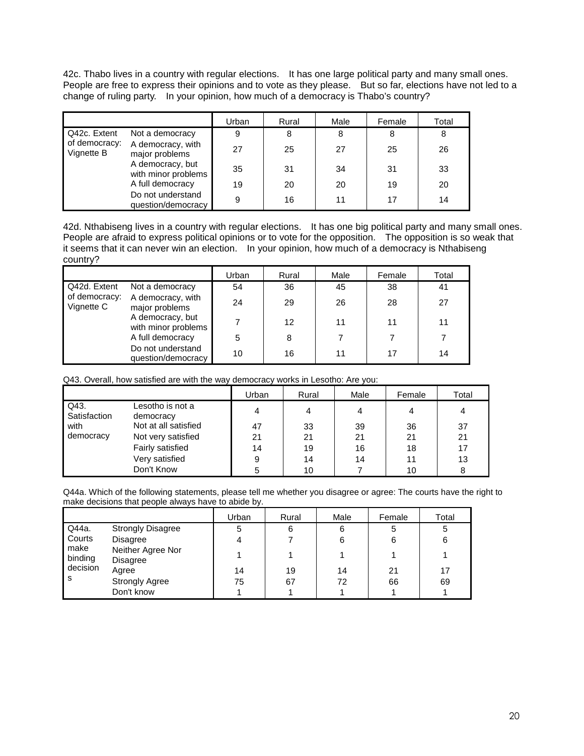42c. Thabo lives in a country with regular elections. It has one large political party and many small ones. People are free to express their opinions and to vote as they please. But so far, elections have not led to a change of ruling party. In your opinion, how much of a democracy is Thabo's country?

| | | Urban | Rural | Male | Female | Total |
|---|---|---|---|---|---|---|
| Q42c. Extent of democracy: Vignette B | Not a democracy | 9 | 8 | 8 | 8 | 8 |
| | A democracy, with major problems | 27 | 25 | 27 | 25 | 26 |
| | A democracy, but with minor problems | 35 | 31 | 34 | 31 | 33 |
| | A full democracy | 19 | 20 | 20 | 19 | 20 |
| | Do not understand question/democracy | 9 | 16 | 11 | 17 | 14 |

42d. Nthabiseng lives in a country with regular elections. It has one big political party and many small ones. People are afraid to express political opinions or to vote for the opposition. The opposition is so weak that it seems that it can never win an election. In your opinion, how much of a democracy is Nthabiseng country?

| | | Urban | Rural | Male | Female | Total |
|---|---|---|---|---|---|---|
| Q42d. Extent of democracy: Vignette C | Not a democracy | 54 | 36 | 45 | 38 | 41 |
| | A democracy, with major problems | 24 | 29 | 26 | 28 | 27 |
| | A democracy, but with minor problems | 7 | 12 | 11 | 11 | 11 |
| | A full democracy | 5 | 8 | 7 | 7 | 7 |
| | Do not understand question/democracy | 10 | 16 | 11 | 17 | 14 |

Q43. Overall, how satisfied are with the way democracy works in Lesotho: Are you:

| | | Urban | Rural | Male | Female | Total |
|---|---|---|---|---|---|---|
| Q43. Satisfaction with democracy | Lesotho is not a democracy | 4 | 4 | 4 | 4 | 4 |
| | Not at all satisfied | 47 | 33 | 39 | 36 | 37 |
| | Not very satisfied | 21 | 21 | 21 | 21 | 21 |
| | Fairly satisfied | 14 | 19 | 16 | 18 | 17 |
| | Very satisfied | 9 | 14 | 14 | 11 | 13 |
| | Don't Know | 5 | 10 | 7 | 10 | 8 |

Q44a. Which of the following statements, please tell me whether you disagree or agree: The courts have the right to make decisions that people always have to abide by.

| | | Urban | Rural | Male | Female | Total |
|---|---|---|---|---|---|---|
| Q44a. Courts make binding decisions | Strongly Disagree | 5 | 6 | 6 | 5 | 5 |
| | Disagree | 4 | 7 | 6 | 6 | 6 |
| | Neither Agree Nor Disagree | 1 | 1 | 1 | 1 | 1 |
| | Agree | 14 | 19 | 14 | 21 | 17 |
| | Strongly Agree | 75 | 67 | 72 | 66 | 69 |
| | Don't know | 1 | 1 | 1 | 1 | 1 |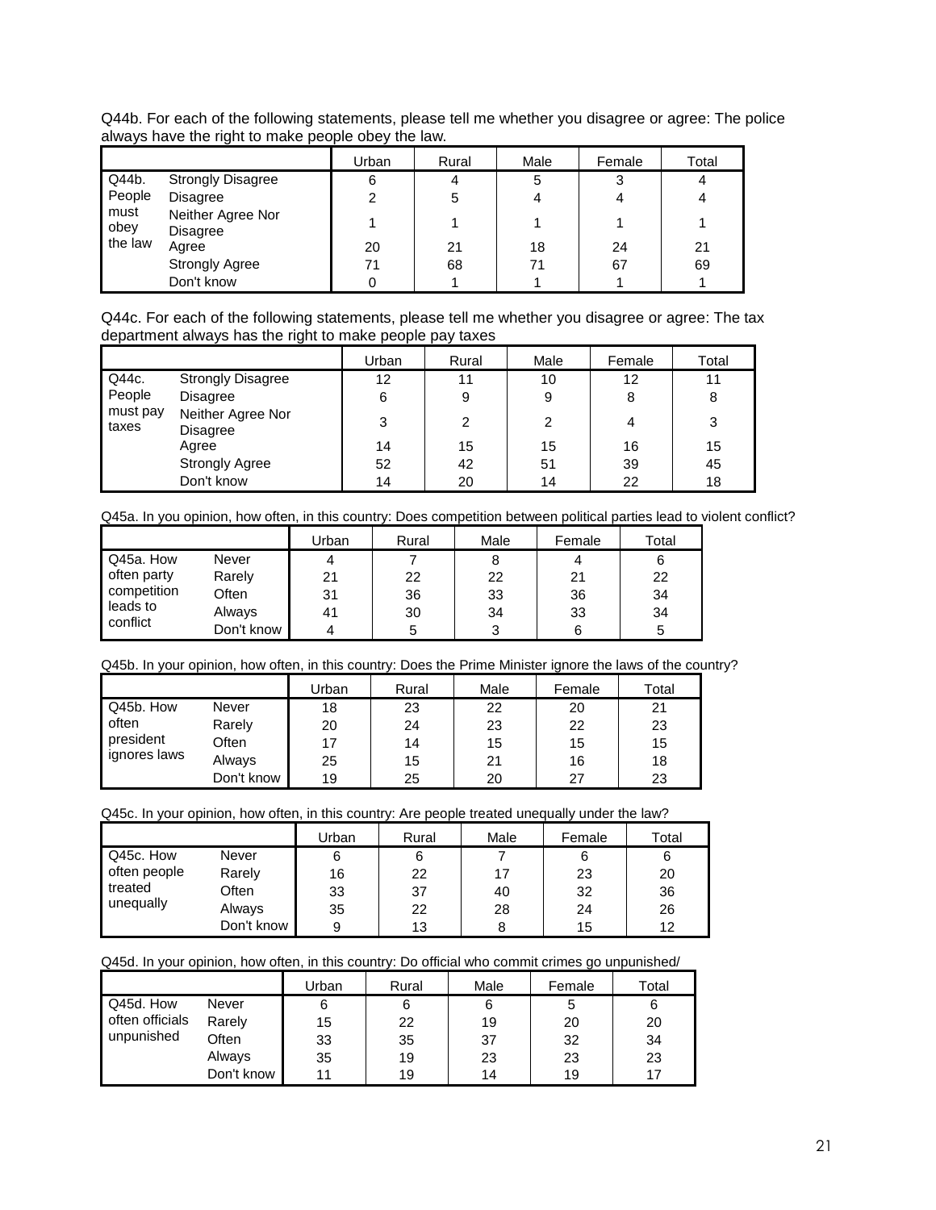Q44b. For each of the following statements, please tell me whether you disagree or agree: The police always have the right to make people obey the law.

| | | Urban | Rural | Male | Female | Total |
|---|---|---|---|---|---|---|
| Q44b. People must obey the law | Strongly Disagree | 6 | 4 | 5 | 3 | 4 |
| | Disagree | 2 | 5 | 4 | 4 | 4 |
| | Neither Agree Nor Disagree | 1 | 1 | 1 | 1 | 1 |
| | Agree | 20 | 21 | 18 | 24 | 21 |
| | Strongly Agree | 71 | 68 | 71 | 67 | 69 |
| | Don't know | 0 | 1 | 1 | 1 | 1 |

Q44c. For each of the following statements, please tell me whether you disagree or agree: The tax department always has the right to make people pay taxes

| | | Urban | Rural | Male | Female | Total |
|---|---|---|---|---|---|---|
| Q44c. People must pay taxes | Strongly Disagree | 12 | 11 | 10 | 12 | 11 |
| | Disagree | 6 | 9 | 9 | 8 | 8 |
| | Neither Agree Nor Disagree | 3 | 2 | 2 | 4 | 3 |
| | Agree | 14 | 15 | 15 | 16 | 15 |
| | Strongly Agree | 52 | 42 | 51 | 39 | 45 |
| | Don't know | 14 | 20 | 14 | 22 | 18 |

Q45a. In you opinion, how often, in this country: Does competition between political parties lead to violent conflict?

| | | Urban | Rural | Male | Female | Total |
|---|---|---|---|---|---|---|
| Q45a. How often party competition leads to conflict | Never | 4 | 7 | 8 | 4 | 6 |
| | Rarely | 21 | 22 | 22 | 21 | 22 |
| | Often | 31 | 36 | 33 | 36 | 34 |
| | Always | 41 | 30 | 34 | 33 | 34 |
| | Don't know | 4 | 5 | 3 | 6 | 5 |

Q45b. In your opinion, how often, in this country: Does the Prime Minister ignore the laws of the country?

| | | Urban | Rural | Male | Female | Total |
|---|---|---|---|---|---|---|
| Q45b. How often president ignores laws | Never | 18 | 23 | 22 | 20 | 21 |
| | Rarely | 20 | 24 | 23 | 22 | 23 |
| | Often | 17 | 14 | 15 | 15 | 15 |
| | Always | 25 | 15 | 21 | 16 | 18 |
| | Don't know | 19 | 25 | 20 | 27 | 23 |

Q45c. In your opinion, how often, in this country: Are people treated unequally under the law?

| | | Urban | Rural | Male | Female | Total |
|---|---|---|---|---|---|---|
| Q45c. How often people treated unequally | Never | 6 | 6 | 7 | 6 | 6 |
| | Rarely | 16 | 22 | 17 | 23 | 20 |
| | Often | 33 | 37 | 40 | 32 | 36 |
| | Always | 35 | 22 | 28 | 24 | 26 |
| | Don't know | 9 | 13 | 8 | 15 | 12 |

Q45d. In your opinion, how often, in this country: Do official who commit crimes go unpunished/

| | | Urban | Rural | Male | Female | Total |
|---|---|---|---|---|---|---|
| Q45d. How often officials unpunished | Never | 6 | 6 | 6 | 5 | 6 |
| | Rarely | 15 | 22 | 19 | 20 | 20 |
| | Often | 33 | 35 | 37 | 32 | 34 |
| | Always | 35 | 19 | 23 | 23 | 23 |
| | Don't know | 11 | 19 | 14 | 19 | 17 |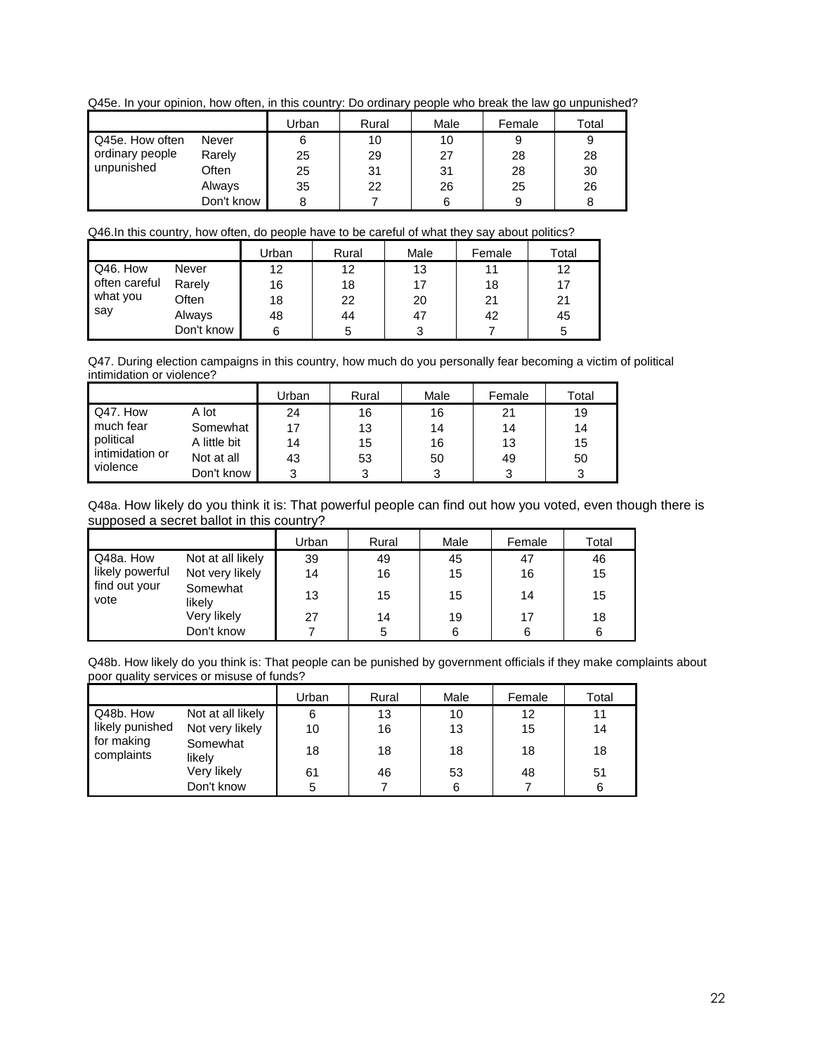Q45e. In your opinion, how often, in this country: Do ordinary people who break the law go unpunished?

| | | Urban | Rural | Male | Female | Total |
|---|---|---|---|---|---|---|
| Q45e. How often ordinary people unpunished | Never | 6 | 10 | 10 | 9 | 9 |
| | Rarely | 25 | 29 | 27 | 28 | 28 |
| | Often | 25 | 31 | 31 | 28 | 30 |
| | Always | 35 | 22 | 26 | 25 | 26 |
| | Don't know | 8 | 7 | 6 | 9 | 8 |

Q46.In this country, how often, do people have to be careful of what they say about politics?

| | | Urban | Rural | Male | Female | Total |
|---|---|---|---|---|---|---|
| Q46. How often careful what you say | Never | 12 | 12 | 13 | 11 | 12 |
| | Rarely | 16 | 18 | 17 | 18 | 17 |
| | Often | 18 | 22 | 20 | 21 | 21 |
| | Always | 48 | 44 | 47 | 42 | 45 |
| | Don't know | 6 | 5 | 3 | 7 | 5 |

Q47. During election campaigns in this country, how much do you personally fear becoming a victim of political intimidation or violence?

| | | Urban | Rural | Male | Female | Total |
|---|---|---|---|---|---|---|
| Q47. How much fear political intimidation or violence | A lot | 24 | 16 | 16 | 21 | 19 |
| | Somewhat | 17 | 13 | 14 | 14 | 14 |
| | A little bit | 14 | 15 | 16 | 13 | 15 |
| | Not at all | 43 | 53 | 50 | 49 | 50 |
| | Don't know | 3 | 3 | 3 | 3 | 3 |

Q48a. How likely do you think it is: That powerful people can find out how you voted, even though there is supposed a secret ballot in this country?

| | | Urban | Rural | Male | Female | Total |
|---|---|---|---|---|---|---|
| Q48a. How likely powerful find out your vote | Not at all likely | 39 | 49 | 45 | 47 | 46 |
| | Not very likely | 14 | 16 | 15 | 16 | 15 |
| | Somewhat likely | 13 | 15 | 15 | 14 | 15 |
| | Very likely | 27 | 14 | 19 | 17 | 18 |
| | Don't know | 7 | 5 | 6 | 6 | 6 |

Q48b. How likely do you think is: That people can be punished by government officials if they make complaints about poor quality services or misuse of funds?

| | | Urban | Rural | Male | Female | Total |
|---|---|---|---|---|---|---|
| Q48b. How likely punished for making complaints | Not at all likely | 6 | 13 | 10 | 12 | 11 |
| | Not very likely | 10 | 16 | 13 | 15 | 14 |
| | Somewhat likely | 18 | 18 | 18 | 18 | 18 |
| | Very likely | 61 | 46 | 53 | 48 | 51 |
| | Don't know | 5 | 7 | 6 | 7 | 6 |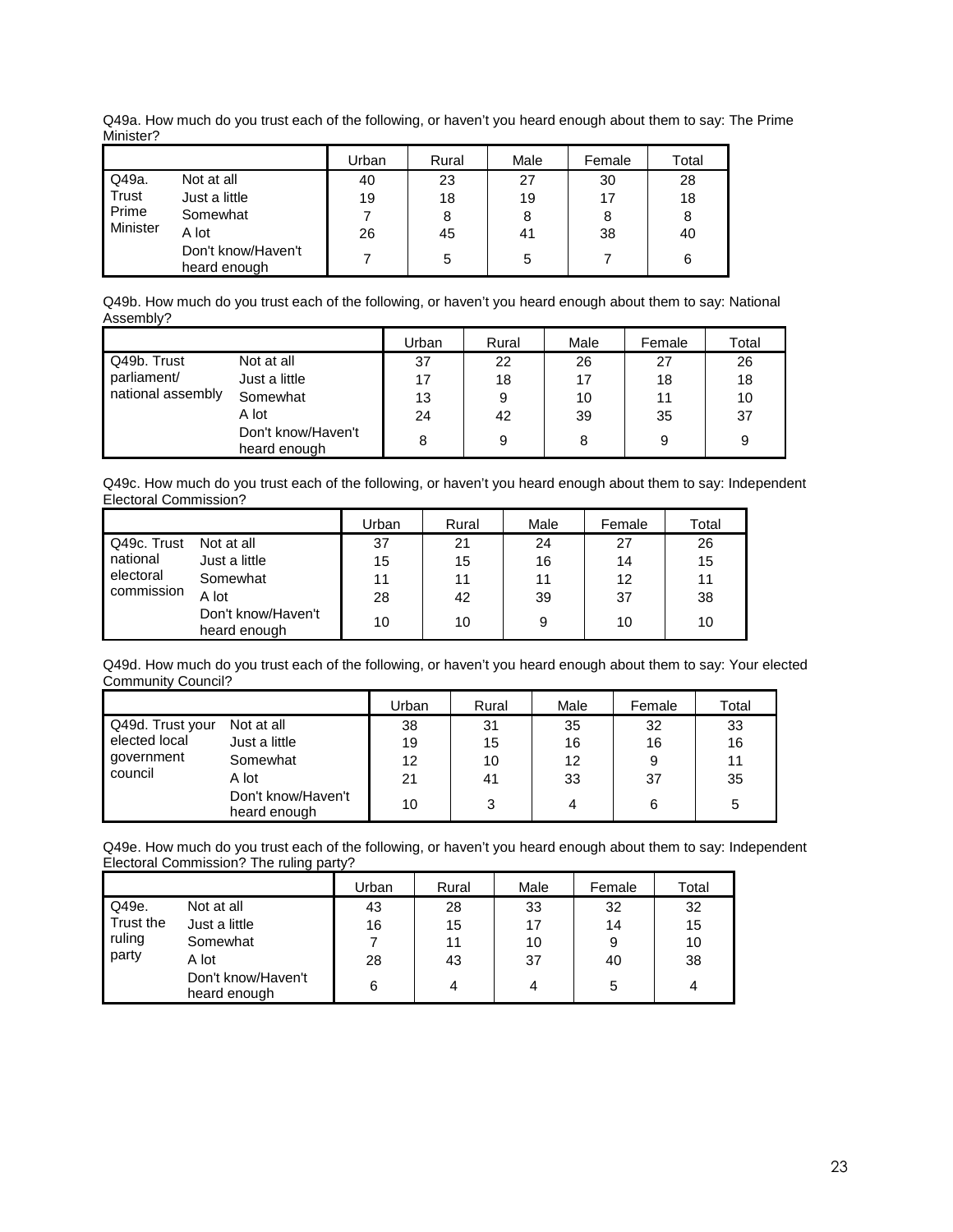Q49a. How much do you trust each of the following, or haven't you heard enough about them to say: The Prime Minister?

| | | Urban | Rural | Male | Female | Total |
|---|---|---|---|---|---|---|
| Q49a. Trust Prime Minister | Not at all | 40 | 23 | 27 | 30 | 28 |
| | Just a little | 19 | 18 | 19 | 17 | 18 |
| | Somewhat | 7 | 8 | 8 | 8 | 8 |
| | A lot | 26 | 45 | 41 | 38 | 40 |
| | Don't know/Haven't heard enough | 7 | 5 | 5 | 7 | 6 |

Q49b. How much do you trust each of the following, or haven't you heard enough about them to say: National Assembly?

| | | Urban | Rural | Male | Female | Total |
|---|---|---|---|---|---|---|
| Q49b. Trust parliament/ national assembly | Not at all | 37 | 22 | 26 | 27 | 26 |
| | Just a little | 17 | 18 | 17 | 18 | 18 |
| | Somewhat | 13 | 9 | 10 | 11 | 10 |
| | A lot | 24 | 42 | 39 | 35 | 37 |
| | Don't know/Haven't heard enough | 8 | 9 | 8 | 9 | 9 |

Q49c. How much do you trust each of the following, or haven't you heard enough about them to say: Independent Electoral Commission?

| | | Urban | Rural | Male | Female | Total |
|---|---|---|---|---|---|---|
| Q49c. Trust national electoral commission | Not at all | 37 | 21 | 24 | 27 | 26 |
| | Just a little | 15 | 15 | 16 | 14 | 15 |
| | Somewhat | 11 | 11 | 11 | 12 | 11 |
| | A lot | 28 | 42 | 39 | 37 | 38 |
| | Don't know/Haven't heard enough | 10 | 10 | 9 | 10 | 10 |

Q49d. How much do you trust each of the following, or haven't you heard enough about them to say: Your elected Community Council?

| | | Urban | Rural | Male | Female | Total |
|---|---|---|---|---|---|---|
| Q49d. Trust your elected local government council | Not at all | 38 | 31 | 35 | 32 | 33 |
| | Just a little | 19 | 15 | 16 | 16 | 16 |
| | Somewhat | 12 | 10 | 12 | 9 | 11 |
| | A lot | 21 | 41 | 33 | 37 | 35 |
| | Don't know/Haven't heard enough | 10 | 3 | 4 | 6 | 5 |

Q49e. How much do you trust each of the following, or haven't you heard enough about them to say: Independent Electoral Commission? The ruling party?

| | | Urban | Rural | Male | Female | Total |
|---|---|---|---|---|---|---|
| Q49e. Trust the ruling party | Not at all | 43 | 28 | 33 | 32 | 32 |
| | Just a little | 16 | 15 | 17 | 14 | 15 |
| | Somewhat | 7 | 11 | 10 | 9 | 10 |
| | A lot | 28 | 43 | 37 | 40 | 38 |
| | Don't know/Haven't heard enough | 6 | 4 | 4 | 5 | 4 |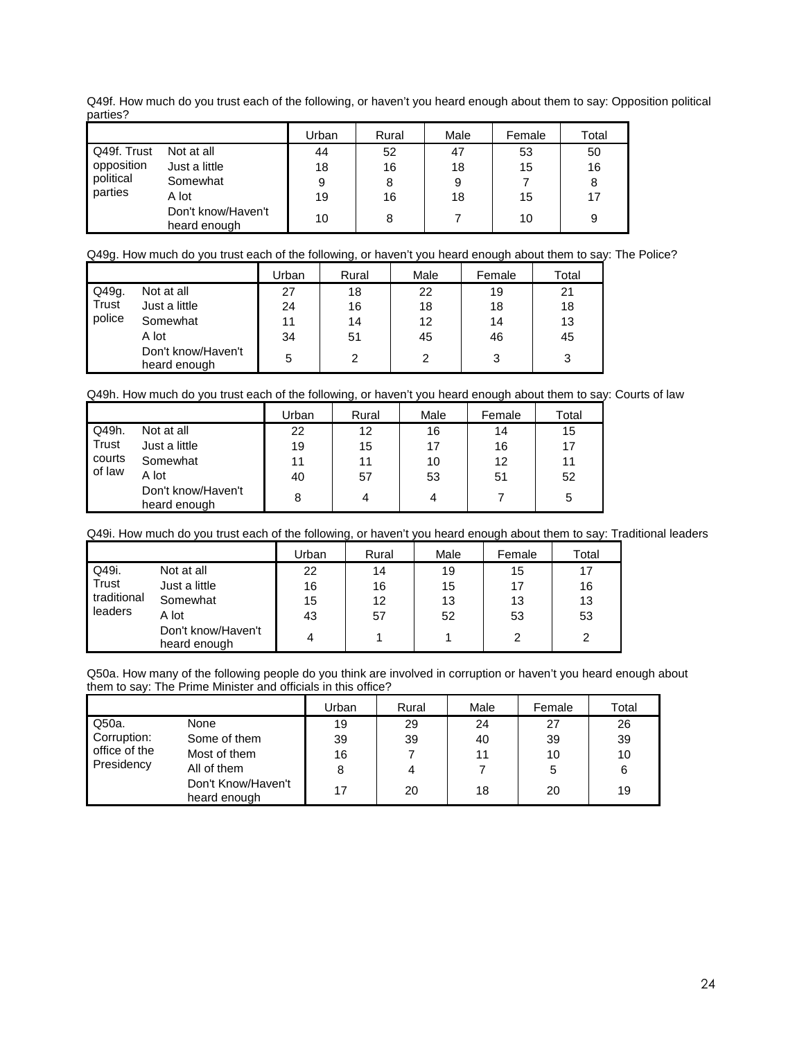Q49f. How much do you trust each of the following, or haven't you heard enough about them to say: Opposition political parties?

| | | Urban | Rural | Male | Female | Total |
|---|---|---|---|---|---|---|
| Q49f. Trust opposition political parties | Not at all | 44 | 52 | 47 | 53 | 50 |
| | Just a little | 18 | 16 | 18 | 15 | 16 |
| | Somewhat | 9 | 8 | 9 | 7 | 8 |
| | A lot | 19 | 16 | 18 | 15 | 17 |
| | Don't know/Haven't heard enough | 10 | 8 | 7 | 10 | 9 |

Q49g. How much do you trust each of the following, or haven't you heard enough about them to say: The Police?

| | | Urban | Rural | Male | Female | Total |
|---|---|---|---|---|---|---|
| Q49g. Trust police | Not at all | 27 | 18 | 22 | 19 | 21 |
| | Just a little | 24 | 16 | 18 | 18 | 18 |
| | Somewhat | 11 | 14 | 12 | 14 | 13 |
| | A lot | 34 | 51 | 45 | 46 | 45 |
| | Don't know/Haven't heard enough | 5 | 2 | 2 | 3 | 3 |

Q49h. How much do you trust each of the following, or haven't you heard enough about them to say: Courts of law

| | | Urban | Rural | Male | Female | Total |
|---|---|---|---|---|---|---|
| Q49h. Trust courts of law | Not at all | 22 | 12 | 16 | 14 | 15 |
| | Just a little | 19 | 15 | 17 | 16 | 17 |
| | Somewhat | 11 | 11 | 10 | 12 | 11 |
| | A lot | 40 | 57 | 53 | 51 | 52 |
| | Don't know/Haven't heard enough | 8 | 4 | 4 | 7 | 5 |

Q49i. How much do you trust each of the following, or haven't you heard enough about them to say: Traditional leaders

| | | Urban | Rural | Male | Female | Total |
|---|---|---|---|---|---|---|
| Q49i. Trust traditional leaders | Not at all | 22 | 14 | 19 | 15 | 17 |
| | Just a little | 16 | 16 | 15 | 17 | 16 |
| | Somewhat | 15 | 12 | 13 | 13 | 13 |
| | A lot | 43 | 57 | 52 | 53 | 53 |
| | Don't know/Haven't heard enough | 4 | 1 | 1 | 2 | 2 |

Q50a. How many of the following people do you think are involved in corruption or haven't you heard enough about them to say: The Prime Minister and officials in this office?

| | | Urban | Rural | Male | Female | Total |
|---|---|---|---|---|---|---|
| Q50a. Corruption: office of the Presidency | None | 19 | 29 | 24 | 27 | 26 |
| | Some of them | 39 | 39 | 40 | 39 | 39 |
| | Most of them | 16 | 7 | 11 | 10 | 10 |
| | All of them | 8 | 4 | 7 | 5 | 6 |
| | Don't Know/Haven't heard enough | 17 | 20 | 18 | 20 | 19 |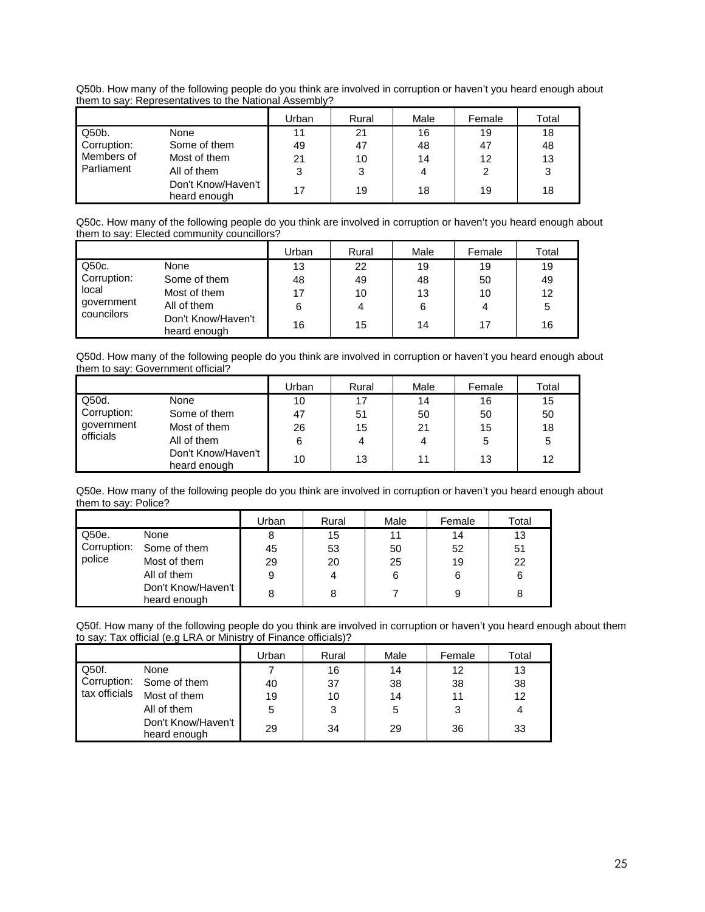Q50b. How many of the following people do you think are involved in corruption or haven't you heard enough about them to say: Representatives to the National Assembly?

| | | Urban | Rural | Male | Female | Total |
|---|---|---|---|---|---|---|
| Q50b. Corruption: Members of Parliament | None | 11 | 21 | 16 | 19 | 18 |
| | Some of them | 49 | 47 | 48 | 47 | 48 |
| | Most of them | 21 | 10 | 14 | 12 | 13 |
| | All of them | 3 | 3 | 4 | 2 | 3 |
| | Don't Know/Haven't heard enough | 17 | 19 | 18 | 19 | 18 |

Q50c. How many of the following people do you think are involved in corruption or haven't you heard enough about them to say: Elected community councillors?

| | | Urban | Rural | Male | Female | Total |
|---|---|---|---|---|---|---|
| Q50c. Corruption: local government councilors | None | 13 | 22 | 19 | 19 | 19 |
| | Some of them | 48 | 49 | 48 | 50 | 49 |
| | Most of them | 17 | 10 | 13 | 10 | 12 |
| | All of them | 6 | 4 | 6 | 4 | 5 |
| | Don't Know/Haven't heard enough | 16 | 15 | 14 | 17 | 16 |

Q50d. How many of the following people do you think are involved in corruption or haven't you heard enough about them to say: Government official?

| | | Urban | Rural | Male | Female | Total |
|---|---|---|---|---|---|---|
| Q50d. Corruption: government officials | None | 10 | 17 | 14 | 16 | 15 |
| | Some of them | 47 | 51 | 50 | 50 | 50 |
| | Most of them | 26 | 15 | 21 | 15 | 18 |
| | All of them | 6 | 4 | 4 | 5 | 5 |
| | Don't Know/Haven't heard enough | 10 | 13 | 11 | 13 | 12 |

Q50e. How many of the following people do you think are involved in corruption or haven't you heard enough about them to say: Police?

| | | Urban | Rural | Male | Female | Total |
|---|---|---|---|---|---|---|
| Q50e. Corruption: police | None | 8 | 15 | 11 | 14 | 13 |
| | Some of them | 45 | 53 | 50 | 52 | 51 |
| | Most of them | 29 | 20 | 25 | 19 | 22 |
| | All of them | 9 | 4 | 6 | 6 | 6 |
| | Don't Know/Haven't heard enough | 8 | 8 | 7 | 9 | 8 |

Q50f. How many of the following people do you think are involved in corruption or haven't you heard enough about them to say: Tax official (e.g LRA or Ministry of Finance officials)?

| | | Urban | Rural | Male | Female | Total |
|---|---|---|---|---|---|---|
| Q50f. Corruption: tax officials | None | 7 | 16 | 14 | 12 | 13 |
| | Some of them | 40 | 37 | 38 | 38 | 38 |
| | Most of them | 19 | 10 | 14 | 11 | 12 |
| | All of them | 5 | 3 | 5 | 3 | 4 |
| | Don't Know/Haven't heard enough | 29 | 34 | 29 | 36 | 33 |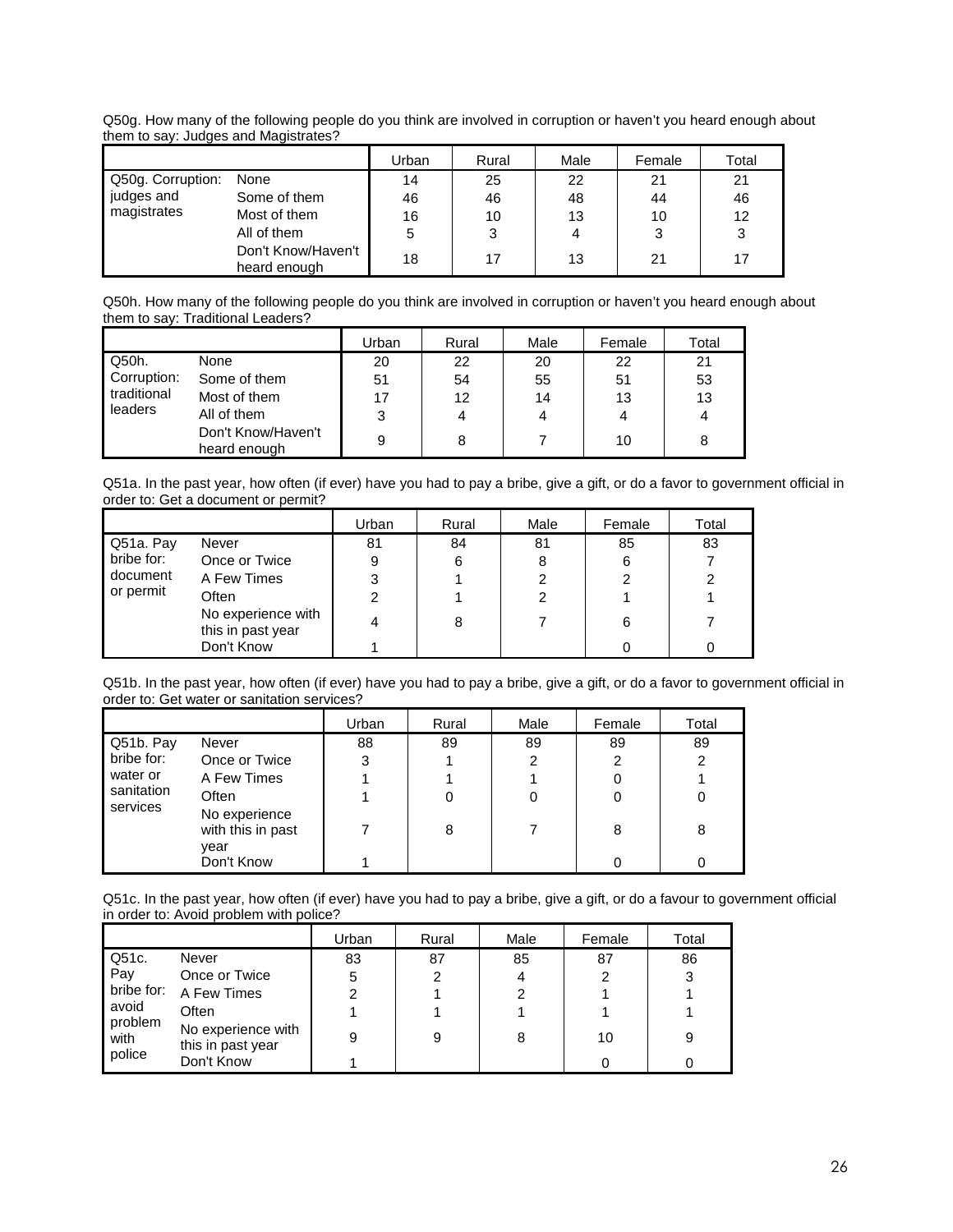Q50g. How many of the following people do you think are involved in corruption or haven't you heard enough about them to say: Judges and Magistrates?

| | | Urban | Rural | Male | Female | Total |
|---|---|---|---|---|---|---|
| Q50g. Corruption: judges and magistrates | None | 14 | 25 | 22 | 21 | 21 |
| | Some of them | 46 | 46 | 48 | 44 | 46 |
| | Most of them | 16 | 10 | 13 | 10 | 12 |
| | All of them | 5 | 3 | 4 | 3 | 3 |
| | Don't Know/Haven't heard enough | 18 | 17 | 13 | 21 | 17 |

Q50h. How many of the following people do you think are involved in corruption or haven't you heard enough about them to say: Traditional Leaders?

| | | Urban | Rural | Male | Female | Total |
|---|---|---|---|---|---|---|
| Q50h. Corruption: traditional leaders | None | 20 | 22 | 20 | 22 | 21 |
| | Some of them | 51 | 54 | 55 | 51 | 53 |
| | Most of them | 17 | 12 | 14 | 13 | 13 |
| | All of them | 3 | 4 | 4 | 4 | 4 |
| | Don't Know/Haven't heard enough | 9 | 8 | 7 | 10 | 8 |

Q51a. In the past year, how often (if ever) have you had to pay a bribe, give a gift, or do a favor to government official in order to: Get a document or permit?

| | | Urban | Rural | Male | Female | Total |
|---|---|---|---|---|---|---|
| Q51a. Pay bribe for: document or permit | Never | 81 | 84 | 81 | 85 | 83 |
| | Once or Twice | 9 | 6 | 8 | 6 | 7 |
| | A Few Times | 3 | 1 | 2 | 2 | 2 |
| | Often | 2 | 1 | 2 | 1 | 1 |
| | No experience with this in past year | 4 | 8 | 7 | 6 | 7 |
| | Don't Know | 1 | | | 0 | 0 |

Q51b. In the past year, how often (if ever) have you had to pay a bribe, give a gift, or do a favor to government official in order to: Get water or sanitation services?

| | | Urban | Rural | Male | Female | Total |
|---|---|---|---|---|---|---|
| Q51b. Pay bribe for: water or sanitation services | Never | 88 | 89 | 89 | 89 | 89 |
| | Once or Twice | 3 | 1 | 2 | 2 | 2 |
| | A Few Times | 1 | 1 | 1 | 0 | 1 |
| | Often | 1 | 0 | 0 | 0 | 0 |
| | No experience with this in past year | 7 | 8 | 7 | 8 | 8 |
| | Don't Know | 1 | | | 0 | 0 |

Q51c. In the past year, how often (if ever) have you had to pay a bribe, give a gift, or do a favour to government official in order to: Avoid problem with police?

| | | Urban | Rural | Male | Female | Total |
|---|---|---|---|---|---|---|
| Q51c. Pay bribe for: avoid problem with police | Never | 83 | 87 | 85 | 87 | 86 |
| | Once or Twice | 5 | 2 | 4 | 2 | 3 |
| | A Few Times | 2 | 1 | 2 | 1 | 1 |
| | Often | 1 | 1 | 1 | 1 | 1 |
| | No experience with this in past year | 9 | 9 | 8 | 10 | 9 |
| | Don't Know | 1 | | | 0 | 0 |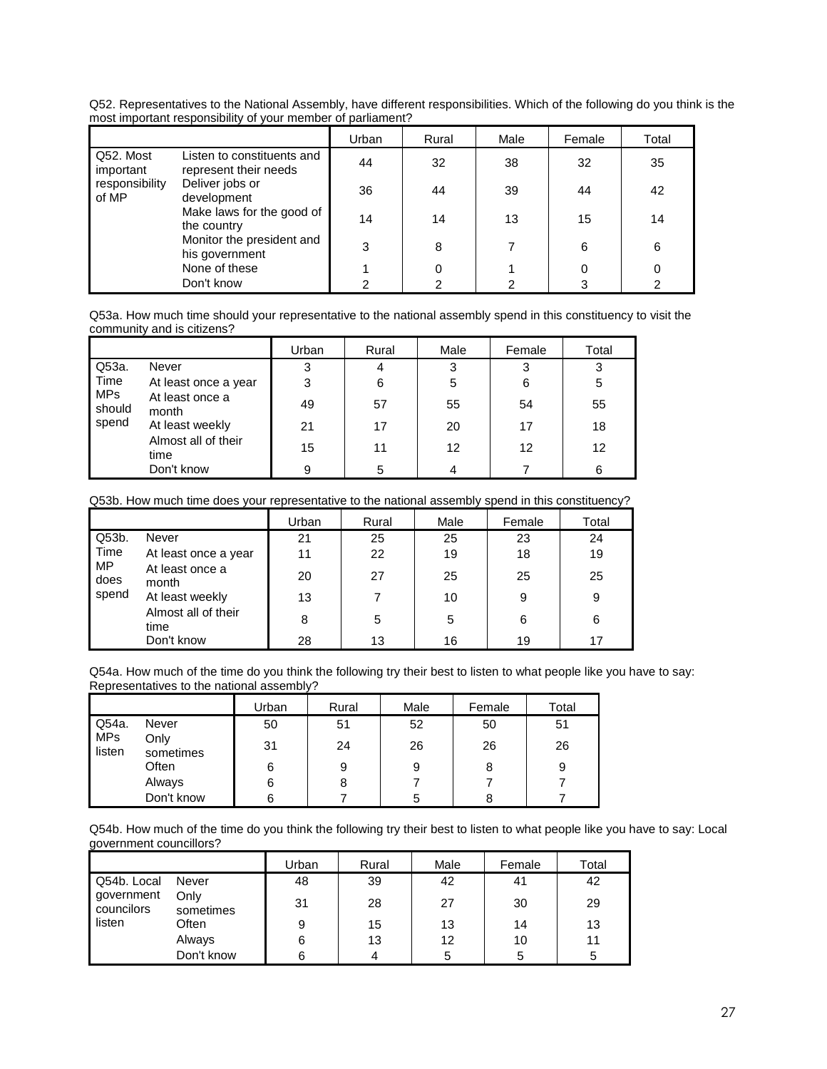Q52. Representatives to the National Assembly, have different responsibilities. Which of the following do you think is the most important responsibility of your member of parliament?

| | | Urban | Rural | Male | Female | Total |
|---|---|---|---|---|---|---|
| Q52. Most important responsibility of MP | Listen to constituents and represent their needs | 44 | 32 | 38 | 32 | 35 |
| | Deliver jobs or development | 36 | 44 | 39 | 44 | 42 |
| | Make laws for the good of the country | 14 | 14 | 13 | 15 | 14 |
| | Monitor the president and his government | 3 | 8 | 7 | 6 | 6 |
| | None of these | 1 | 0 | 1 | 0 | 0 |
| | Don't know | 2 | 2 | 2 | 3 | 2 |

Q53a. How much time should your representative to the national assembly spend in this constituency to visit the community and is citizens?

| | | Urban | Rural | Male | Female | Total |
|---|---|---|---|---|---|---|
| Q53a. Time MPs should spend | Never | 3 | 4 | 3 | 3 | 3 |
| | At least once a year | 3 | 6 | 5 | 6 | 5 |
| | At least once a month | 49 | 57 | 55 | 54 | 55 |
| | At least weekly | 21 | 17 | 20 | 17 | 18 |
| | Almost all of their time | 15 | 11 | 12 | 12 | 12 |
| | Don't know | 9 | 5 | 4 | 7 | 6 |

Q53b. How much time does your representative to the national assembly spend in this constituency?

| | | Urban | Rural | Male | Female | Total |
|---|---|---|---|---|---|---|
| Q53b. Time MP does spend | Never | 21 | 25 | 25 | 23 | 24 |
| | At least once a year | 11 | 22 | 19 | 18 | 19 |
| | At least once a month | 20 | 27 | 25 | 25 | 25 |
| | At least weekly | 13 | 7 | 10 | 9 | 9 |
| | Almost all of their time | 8 | 5 | 5 | 6 | 6 |
| | Don't know | 28 | 13 | 16 | 19 | 17 |

Q54a. How much of the time do you think the following try their best to listen to what people like you have to say: Representatives to the national assembly?

| | | Urban | Rural | Male | Female | Total |
|---|---|---|---|---|---|---|
| Q54a. MPs listen | Never | 50 | 51 | 52 | 50 | 51 |
| | Only sometimes | 31 | 24 | 26 | 26 | 26 |
| | Often | 6 | 9 | 9 | 8 | 9 |
| | Always | 6 | 8 | 7 | 7 | 7 |
| | Don't know | 6 | 7 | 5 | 8 | 7 |

Q54b. How much of the time do you think the following try their best to listen to what people like you have to say: Local government councillors?

| | | Urban | Rural | Male | Female | Total |
|---|---|---|---|---|---|---|
| Q54b. Local government councilors listen | Never | 48 | 39 | 42 | 41 | 42 |
| | Only sometimes | 31 | 28 | 27 | 30 | 29 |
| | Often | 9 | 15 | 13 | 14 | 13 |
| | Always | 6 | 13 | 12 | 10 | 11 |
| | Don't know | 6 | 4 | 5 | 5 | 5 |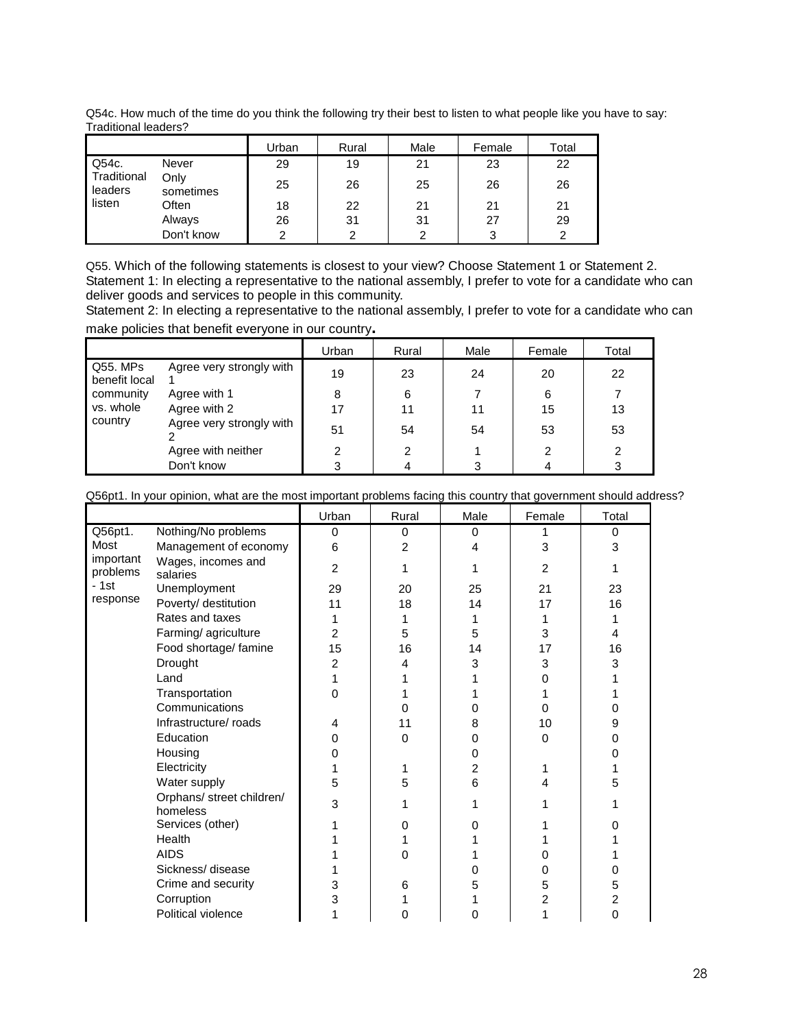Q54c. How much of the time do you think the following try their best to listen to what people like you have to say: Traditional leaders?

| | | Urban | Rural | Male | Female | Total |
|---|---|---|---|---|---|---|
| Q54c. Traditional leaders listen | Never | 29 | 19 | 21 | 23 | 22 |
| | Only sometimes | 25 | 26 | 25 | 26 | 26 |
| | Often | 18 | 22 | 21 | 21 | 21 |
| | Always | 26 | 31 | 31 | 27 | 29 |
| | Don't know | 2 | 2 | 2 | 3 | 2 |

Q55. Which of the following statements is closest to your view? Choose Statement 1 or Statement 2.
Statement 1: In electing a representative to the national assembly, I prefer to vote for a candidate who can deliver goods and services to people in this community.
Statement 2: In electing a representative to the national assembly, I prefer to vote for a candidate who can make policies that benefit everyone in our country.

| | | Urban | Rural | Male | Female | Total |
|---|---|---|---|---|---|---|
| Q55. MPs benefit local community vs. whole country | Agree very strongly with 1 | 19 | 23 | 24 | 20 | 22 |
| | Agree with 1 | 8 | 6 | 7 | 6 | 7 |
| | Agree with 2 | 17 | 11 | 11 | 15 | 13 |
| | Agree very strongly with 2 | 51 | 54 | 54 | 53 | 53 |
| | Agree with neither | 2 | 2 | 1 | 2 | 2 |
| | Don't know | 3 | 4 | 3 | 4 | 3 |

Q56pt1. In your opinion, what are the most important problems facing this country that government should address?

| | | Urban | Rural | Male | Female | Total |
|---|---|---|---|---|---|---|
| Q56pt1. Most important problems - 1st response | Nothing/No problems | 0 | 0 | 0 | 1 | 0 |
| | Management of economy | 6 | 2 | 4 | 3 | 3 |
| | Wages, incomes and salaries | 2 | 1 | 1 | 2 | 1 |
| | Unemployment | 29 | 20 | 25 | 21 | 23 |
| | Poverty/ destitution | 11 | 18 | 14 | 17 | 16 |
| | Rates and taxes | 1 | 1 | 1 | 1 | 1 |
| | Farming/ agriculture | 2 | 5 | 5 | 3 | 4 |
| | Food shortage/ famine | 15 | 16 | 14 | 17 | 16 |
| | Drought | 2 | 4 | 3 | 3 | 3 |
| | Land | 1 | 1 | 1 | 0 | 1 |
| | Transportation | 0 | 1 | 1 | 1 | 1 |
| | Communications | | 0 | 0 | 0 | 0 |
| | Infrastructure/ roads | 4 | 11 | 8 | 10 | 9 |
| | Education | 0 | 0 | 0 | 0 | 0 |
| | Housing | 0 | | 0 | | 0 |
| | Electricity | 1 | 1 | 2 | 1 | 1 |
| | Water supply | 5 | 5 | 6 | 4 | 5 |
| | Orphans/ street children/ homeless | 3 | 1 | 1 | 1 | 1 |
| | Services (other) | 1 | 0 | 0 | 1 | 0 |
| | Health | 1 | 1 | 1 | 1 | 1 |
| | AIDS | 1 | 0 | 1 | 0 | 1 |
| | Sickness/ disease | 1 | | 0 | 0 | 0 |
| | Crime and security | 3 | 6 | 5 | 5 | 5 |
| | Corruption | 3 | 1 | 1 | 2 | 2 |
| | Political violence | 1 | 0 | 0 | 1 | 0 |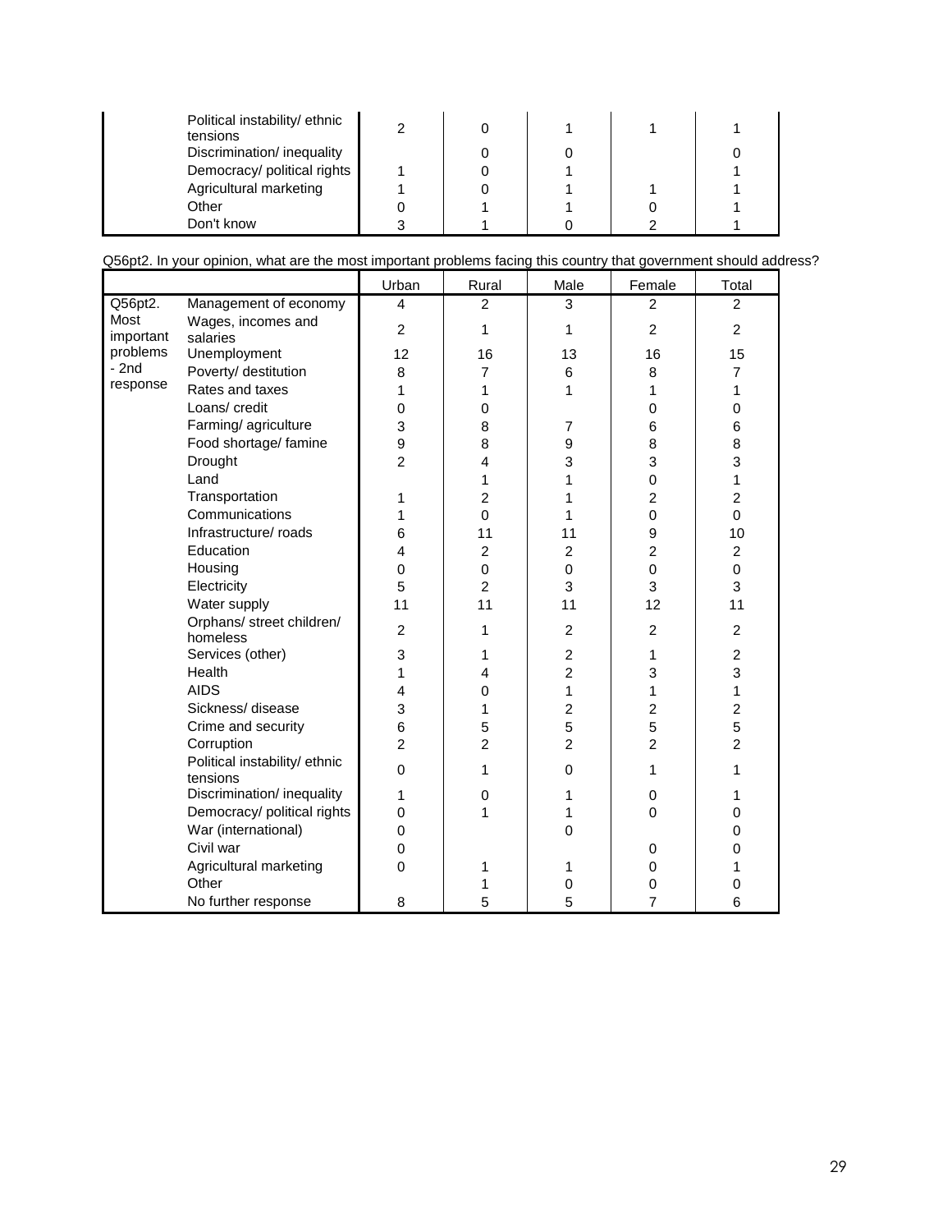| | | | | | |
|---|---|---|---|---|---|
| Political instability/ ethnic tensions | 2 | 0 | 1 | 1 | 1 |
| Discrimination/ inequality | | 0 | 0 | | 0 |
| Democracy/ political rights | 1 | 0 | 1 | | 1 |
| Agricultural marketing | 1 | 0 | 1 | 1 | 1 |
| Other | 0 | 1 | 1 | 0 | 1 |
| Don't know | 3 | 1 | 0 | 2 | 1 |

Q56pt2. In your opinion, what are the most important problems facing this country that government should address?

| | | Urban | Rural | Male | Female | Total |
|---|---|---|---|---|---|---|
| Q56pt2. Most important problems - 2nd response | Management of economy | 4 | 2 | 3 | 2 | 2 |
| | Wages, incomes and salaries | 2 | 1 | 1 | 2 | 2 |
| | Unemployment | 12 | 16 | 13 | 16 | 15 |
| | Poverty/ destitution | 8 | 7 | 6 | 8 | 7 |
| | Rates and taxes | 1 | 1 | 1 | 1 | 1 |
| | Loans/ credit | 0 | 0 | | 0 | 0 |
| | Farming/ agriculture | 3 | 8 | 7 | 6 | 6 |
| | Food shortage/ famine | 9 | 8 | 9 | 8 | 8 |
| | Drought | 2 | 4 | 3 | 3 | 3 |
| | Land | | 1 | 1 | 0 | 1 |
| | Transportation | 1 | 2 | 1 | 2 | 2 |
| | Communications | 1 | 0 | 1 | 0 | 0 |
| | Infrastructure/ roads | 6 | 11 | 11 | 9 | 10 |
| | Education | 4 | 2 | 2 | 2 | 2 |
| | Housing | 0 | 0 | 0 | 0 | 0 |
| | Electricity | 5 | 2 | 3 | 3 | 3 |
| | Water supply | 11 | 11 | 11 | 12 | 11 |
| | Orphans/ street children/ homeless | 2 | 1 | 2 | 2 | 2 |
| | Services (other) | 3 | 1 | 2 | 1 | 2 |
| | Health | 1 | 4 | 2 | 3 | 3 |
| | AIDS | 4 | 0 | 1 | 1 | 1 |
| | Sickness/ disease | 3 | 1 | 2 | 2 | 2 |
| | Crime and security | 6 | 5 | 5 | 5 | 5 |
| | Corruption | 2 | 2 | 2 | 2 | 2 |
| | Political instability/ ethnic tensions | 0 | 1 | 0 | 1 | 1 |
| | Discrimination/ inequality | 1 | 0 | 1 | 0 | 1 |
| | Democracy/ political rights | 0 | 1 | 1 | 0 | 0 |
| | War (international) | 0 | | 0 | | 0 |
| | Civil war | 0 | | | 0 | 0 |
| | Agricultural marketing | 0 | 1 | 1 | 0 | 1 |
| | Other | | 1 | 0 | 0 | 0 |
| | No further response | 8 | 5 | 5 | 7 | 6 |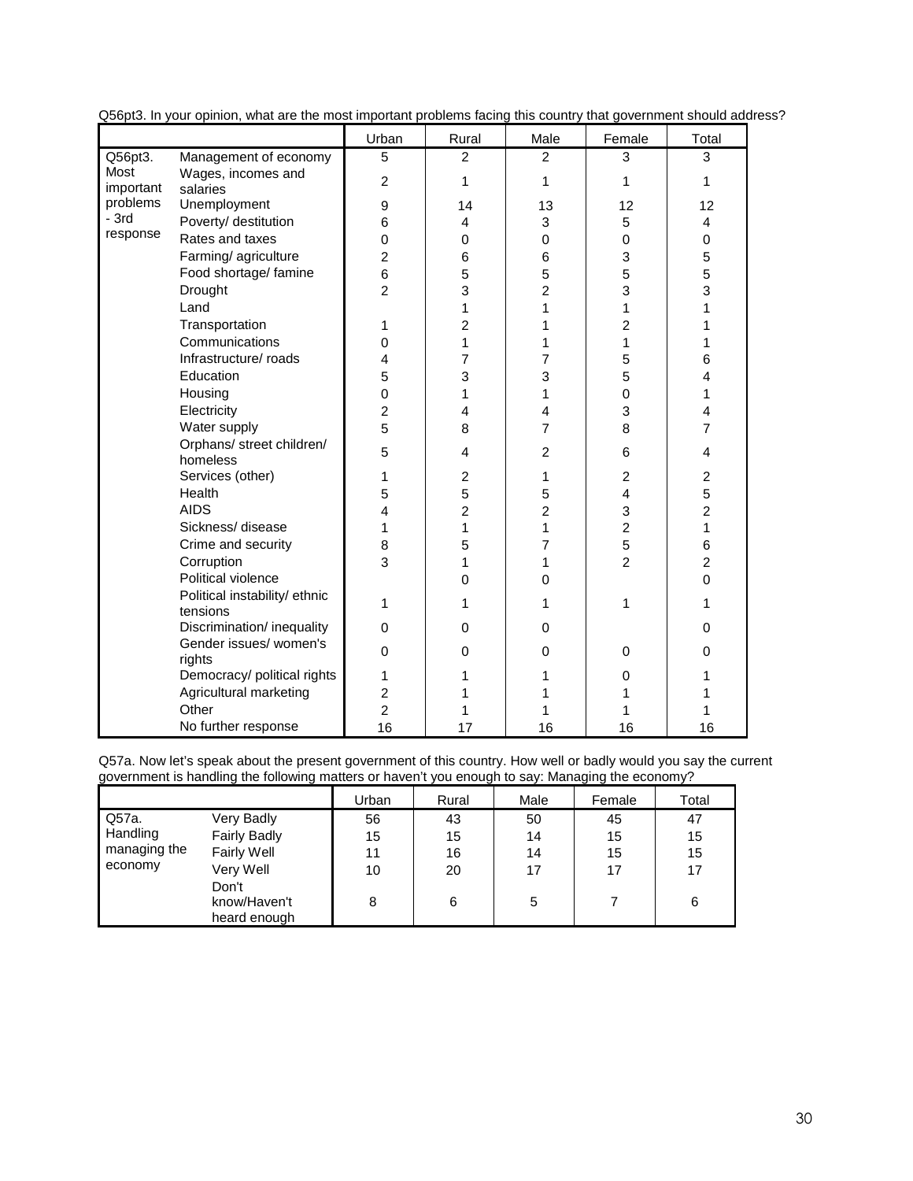Q56pt3. In your opinion, what are the most important problems facing this country that government should address?

| | | Urban | Rural | Male | Female | Total |
|---|---|---|---|---|---|---|
| Q56pt3. Most important problems - 3rd response | Management of economy | 5 | 2 | 2 | 3 | 3 |
| | Wages, incomes and salaries | 2 | 1 | 1 | 1 | 1 |
| | Unemployment | 9 | 14 | 13 | 12 | 12 |
| | Poverty/ destitution | 6 | 4 | 3 | 5 | 4 |
| | Rates and taxes | 0 | 0 | 0 | 0 | 0 |
| | Farming/ agriculture | 2 | 6 | 6 | 3 | 5 |
| | Food shortage/ famine | 6 | 5 | 5 | 5 | 5 |
| | Drought | 2 | 3 | 2 | 3 | 3 |
| | Land | | 1 | 1 | 1 | 1 |
| | Transportation | 1 | 2 | 1 | 2 | 1 |
| | Communications | 0 | 1 | 1 | 1 | 1 |
| | Infrastructure/ roads | 4 | 7 | 7 | 5 | 6 |
| | Education | 5 | 3 | 3 | 5 | 4 |
| | Housing | 0 | 1 | 1 | 0 | 1 |
| | Electricity | 2 | 4 | 4 | 3 | 4 |
| | Water supply | 5 | 8 | 7 | 8 | 7 |
| | Orphans/ street children/ homeless | 5 | 4 | 2 | 6 | 4 |
| | Services (other) | 1 | 2 | 1 | 2 | 2 |
| | Health | 5 | 5 | 5 | 4 | 5 |
| | AIDS | 4 | 2 | 2 | 3 | 2 |
| | Sickness/ disease | 1 | 1 | 1 | 2 | 1 |
| | Crime and security | 8 | 5 | 7 | 5 | 6 |
| | Corruption | 3 | 1 | 1 | 2 | 2 |
| | Political violence | | 0 | 0 | | 0 |
| | Political instability/ ethnic tensions | 1 | 1 | 1 | 1 | 1 |
| | Discrimination/ inequality | 0 | 0 | 0 | | 0 |
| | Gender issues/ women's rights | 0 | 0 | 0 | 0 | 0 |
| | Democracy/ political rights | 1 | 1 | 1 | 0 | 1 |
| | Agricultural marketing | 2 | 1 | 1 | 1 | 1 |
| | Other | 2 | 1 | 1 | 1 | 1 |
| | No further response | 16 | 17 | 16 | 16 | 16 |

Q57a. Now let's speak about the present government of this country. How well or badly would you say the current government is handling the following matters or haven't you enough to say: Managing the economy?

| | | Urban | Rural | Male | Female | Total |
|---|---|---|---|---|---|---|
| Q57a. Handling managing the economy | Very Badly | 56 | 43 | 50 | 45 | 47 |
| | Fairly Badly | 15 | 15 | 14 | 15 | 15 |
| | Fairly Well | 11 | 16 | 14 | 15 | 15 |
| | Very Well | 10 | 20 | 17 | 17 | 17 |
| | Don't know/Haven't heard enough | 8 | 6 | 5 | 7 | 6 |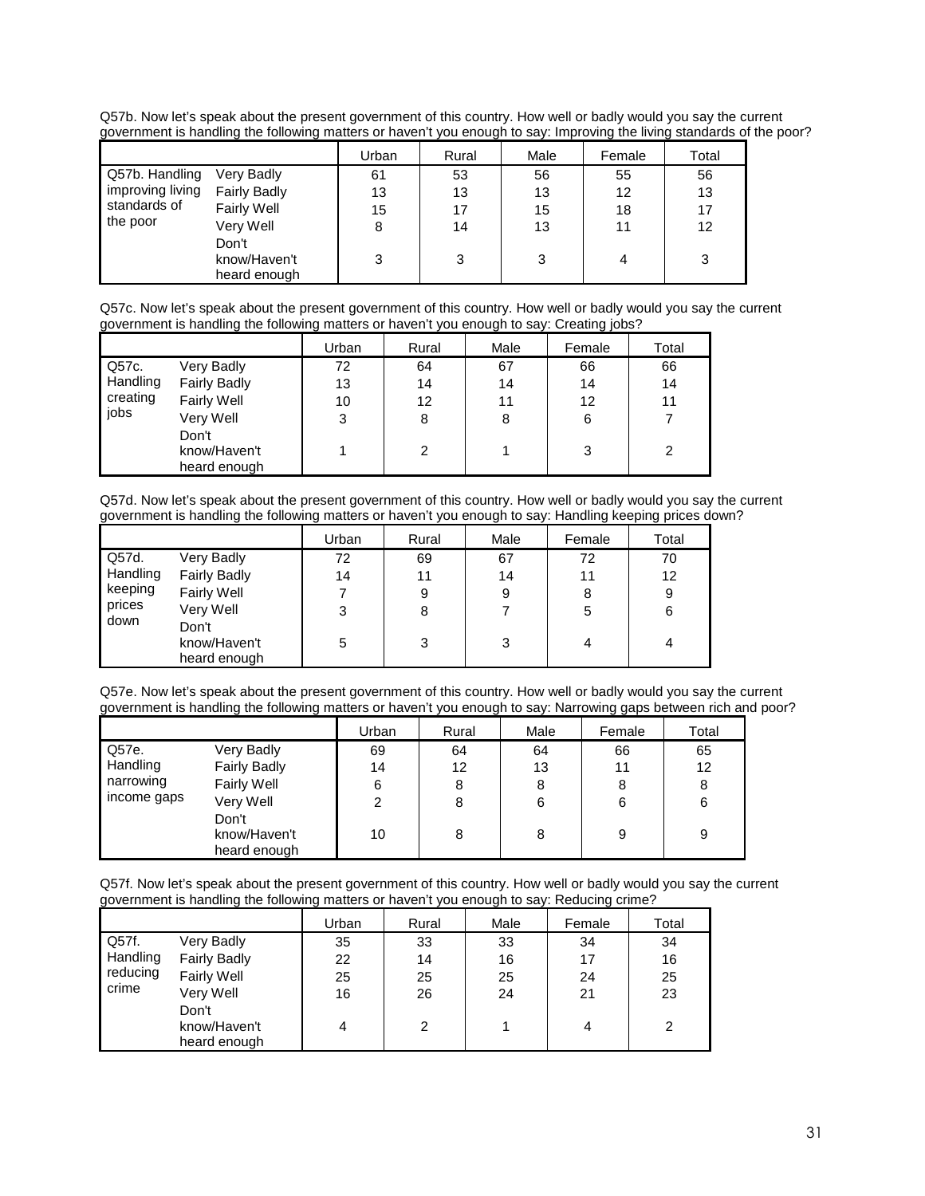Q57b. Now let's speak about the present government of this country. How well or badly would you say the current government is handling the following matters or haven't you enough to say: Improving the living standards of the poor?

| | | Urban | Rural | Male | Female | Total |
|---|---|---|---|---|---|---|
| Q57b. Handling improving living standards of the poor | Very Badly | 61 | 53 | 56 | 55 | 56 |
| | Fairly Badly | 13 | 13 | 13 | 12 | 13 |
| | Fairly Well | 15 | 17 | 15 | 18 | 17 |
| | Very Well | 8 | 14 | 13 | 11 | 12 |
| | Don't know/Haven't heard enough | 3 | 3 | 3 | 4 | 3 |

Q57c. Now let's speak about the present government of this country. How well or badly would you say the current government is handling the following matters or haven't you enough to say: Creating jobs?

| | | Urban | Rural | Male | Female | Total |
|---|---|---|---|---|---|---|
| Q57c. Handling creating jobs | Very Badly | 72 | 64 | 67 | 66 | 66 |
| | Fairly Badly | 13 | 14 | 14 | 14 | 14 |
| | Fairly Well | 10 | 12 | 11 | 12 | 11 |
| | Very Well | 3 | 8 | 8 | 6 | 7 |
| | Don't know/Haven't heard enough | 1 | 2 | 1 | 3 | 2 |

Q57d. Now let's speak about the present government of this country. How well or badly would you say the current government is handling the following matters or haven't you enough to say: Handling keeping prices down?

| | | Urban | Rural | Male | Female | Total |
|---|---|---|---|---|---|---|
| Q57d. Handling keeping prices down | Very Badly | 72 | 69 | 67 | 72 | 70 |
| | Fairly Badly | 14 | 11 | 14 | 11 | 12 |
| | Fairly Well | 7 | 9 | 9 | 8 | 9 |
| | Very Well | 3 | 8 | 7 | 5 | 6 |
| | Don't know/Haven't heard enough | 5 | 3 | 3 | 4 | 4 |

Q57e. Now let's speak about the present government of this country. How well or badly would you say the current government is handling the following matters or haven't you enough to say: Narrowing gaps between rich and poor?

| | | Urban | Rural | Male | Female | Total |
|---|---|---|---|---|---|---|
| Q57e. Handling narrowing income gaps | Very Badly | 69 | 64 | 64 | 66 | 65 |
| | Fairly Badly | 14 | 12 | 13 | 11 | 12 |
| | Fairly Well | 6 | 8 | 8 | 8 | 8 |
| | Very Well | 2 | 8 | 6 | 6 | 6 |
| | Don't know/Haven't heard enough | 10 | 8 | 8 | 9 | 9 |

Q57f. Now let's speak about the present government of this country. How well or badly would you say the current government is handling the following matters or haven't you enough to say: Reducing crime?

| | | Urban | Rural | Male | Female | Total |
|---|---|---|---|---|---|---|
| Q57f. Handling reducing crime | Very Badly | 35 | 33 | 33 | 34 | 34 |
| | Fairly Badly | 22 | 14 | 16 | 17 | 16 |
| | Fairly Well | 25 | 25 | 25 | 24 | 25 |
| | Very Well | 16 | 26 | 24 | 21 | 23 |
| | Don't know/Haven't heard enough | 4 | 2 | 1 | 4 | 2 |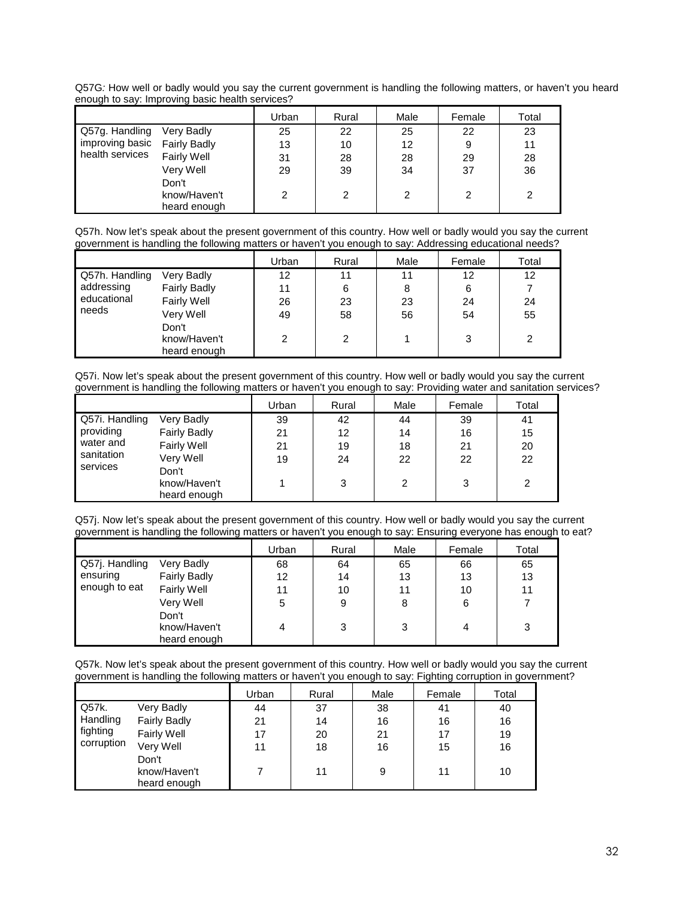Q57G: How well or badly would you say the current government is handling the following matters, or haven't you heard enough to say: Improving basic health services?

| | | Urban | Rural | Male | Female | Total |
|---|---|---|---|---|---|---|
| Q57g. Handling improving basic health services | Very Badly | 25 | 22 | 25 | 22 | 23 |
| | Fairly Badly | 13 | 10 | 12 | 9 | 11 |
| | Fairly Well | 31 | 28 | 28 | 29 | 28 |
| | Very Well | 29 | 39 | 34 | 37 | 36 |
| | Don't know/Haven't heard enough | 2 | 2 | 2 | 2 | 2 |

Q57h. Now let's speak about the present government of this country. How well or badly would you say the current government is handling the following matters or haven't you enough to say: Addressing educational needs?

| | | Urban | Rural | Male | Female | Total |
|---|---|---|---|---|---|---|
| Q57h. Handling addressing educational needs | Very Badly | 12 | 11 | 11 | 12 | 12 |
| | Fairly Badly | 11 | 6 | 8 | 6 | 7 |
| | Fairly Well | 26 | 23 | 23 | 24 | 24 |
| | Very Well | 49 | 58 | 56 | 54 | 55 |
| | Don't know/Haven't heard enough | 2 | 2 | 1 | 3 | 2 |

Q57i. Now let's speak about the present government of this country. How well or badly would you say the current government is handling the following matters or haven't you enough to say: Providing water and sanitation services?

| | | Urban | Rural | Male | Female | Total |
|---|---|---|---|---|---|---|
| Q57i. Handling providing water and sanitation services | Very Badly | 39 | 42 | 44 | 39 | 41 |
| | Fairly Badly | 21 | 12 | 14 | 16 | 15 |
| | Fairly Well | 21 | 19 | 18 | 21 | 20 |
| | Very Well | 19 | 24 | 22 | 22 | 22 |
| | Don't know/Haven't heard enough | 1 | 3 | 2 | 3 | 2 |

Q57j. Now let's speak about the present government of this country. How well or badly would you say the current government is handling the following matters or haven't you enough to say: Ensuring everyone has enough to eat?

| | | Urban | Rural | Male | Female | Total |
|---|---|---|---|---|---|---|
| Q57j. Handling ensuring enough to eat | Very Badly | 68 | 64 | 65 | 66 | 65 |
| | Fairly Badly | 12 | 14 | 13 | 13 | 13 |
| | Fairly Well | 11 | 10 | 11 | 10 | 11 |
| | Very Well | 5 | 9 | 8 | 6 | 7 |
| | Don't know/Haven't heard enough | 4 | 3 | 3 | 4 | 3 |

Q57k. Now let's speak about the present government of this country. How well or badly would you say the current government is handling the following matters or haven't you enough to say: Fighting corruption in government?

| | | Urban | Rural | Male | Female | Total |
|---|---|---|---|---|---|---|
| Q57k. Handling fighting corruption | Very Badly | 44 | 37 | 38 | 41 | 40 |
| | Fairly Badly | 21 | 14 | 16 | 16 | 16 |
| | Fairly Well | 17 | 20 | 21 | 17 | 19 |
| | Very Well | 11 | 18 | 16 | 15 | 16 |
| | Don't know/Haven't heard enough | 7 | 11 | 9 | 11 | 10 |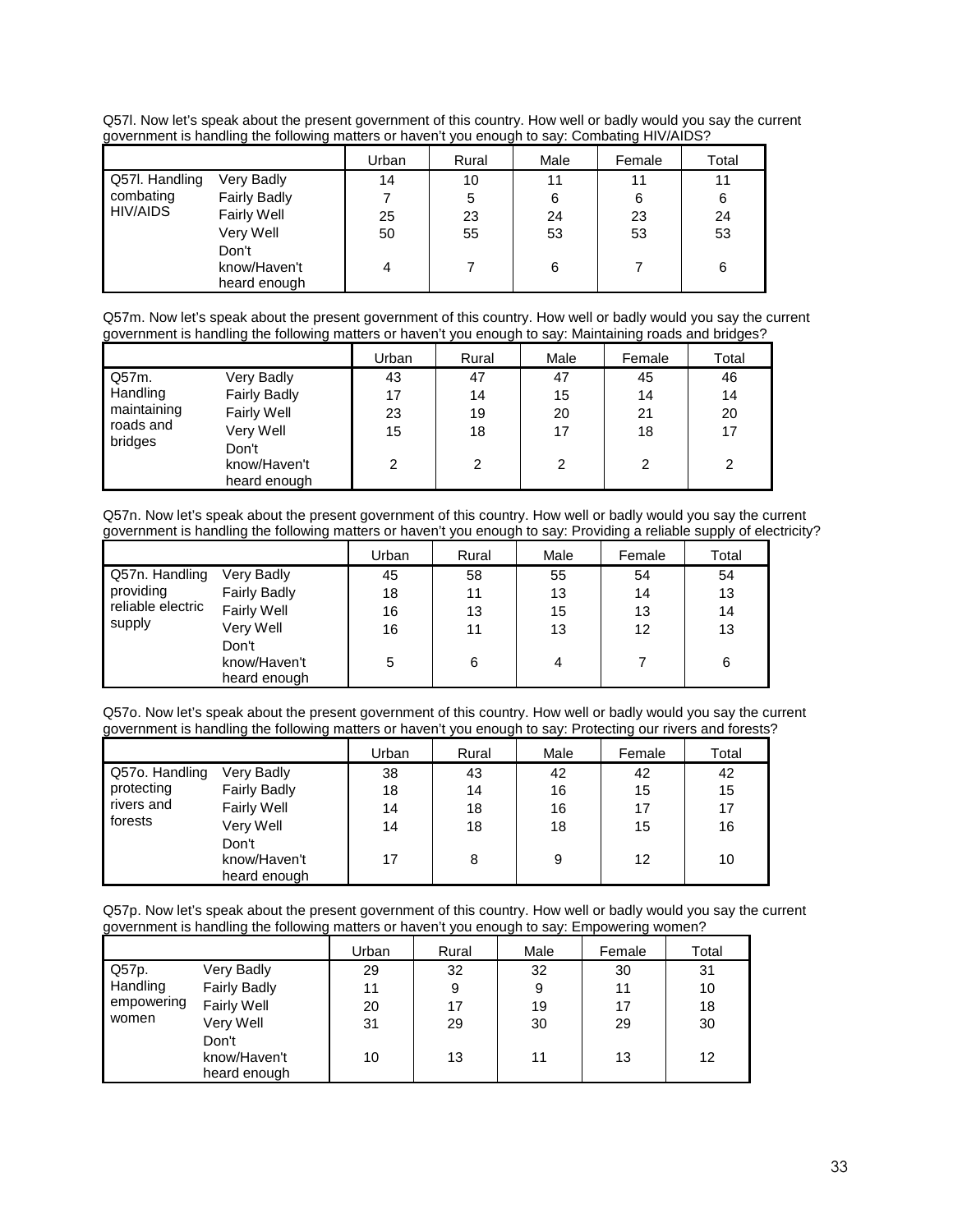Q57l. Now let's speak about the present government of this country. How well or badly would you say the current government is handling the following matters or haven't you enough to say: Combating HIV/AIDS?

| | | Urban | Rural | Male | Female | Total |
|---|---|---|---|---|---|---|
| Q57l. Handling combating HIV/AIDS | Very Badly | 14 | 10 | 11 | 11 | 11 |
| | Fairly Badly | 7 | 5 | 6 | 6 | 6 |
| | Fairly Well | 25 | 23 | 24 | 23 | 24 |
| | Very Well | 50 | 55 | 53 | 53 | 53 |
| | Don't know/Haven't heard enough | 4 | 7 | 6 | 7 | 6 |

Q57m. Now let's speak about the present government of this country. How well or badly would you say the current government is handling the following matters or haven't you enough to say: Maintaining roads and bridges?

| | | Urban | Rural | Male | Female | Total |
|---|---|---|---|---|---|---|
| Q57m. Handling maintaining roads and bridges | Very Badly | 43 | 47 | 47 | 45 | 46 |
| | Fairly Badly | 17 | 14 | 15 | 14 | 14 |
| | Fairly Well | 23 | 19 | 20 | 21 | 20 |
| | Very Well | 15 | 18 | 17 | 18 | 17 |
| | Don't know/Haven't heard enough | 2 | 2 | 2 | 2 | 2 |

Q57n. Now let's speak about the present government of this country. How well or badly would you say the current government is handling the following matters or haven't you enough to say: Providing a reliable supply of electricity?

| | | Urban | Rural | Male | Female | Total |
|---|---|---|---|---|---|---|
| Q57n. Handling providing reliable electric supply | Very Badly | 45 | 58 | 55 | 54 | 54 |
| | Fairly Badly | 18 | 11 | 13 | 14 | 13 |
| | Fairly Well | 16 | 13 | 15 | 13 | 14 |
| | Very Well | 16 | 11 | 13 | 12 | 13 |
| | Don't know/Haven't heard enough | 5 | 6 | 4 | 7 | 6 |

Q57o. Now let's speak about the present government of this country. How well or badly would you say the current government is handling the following matters or haven't you enough to say: Protecting our rivers and forests?

| | | Urban | Rural | Male | Female | Total |
|---|---|---|---|---|---|---|
| Q57o. Handling protecting rivers and forests | Very Badly | 38 | 43 | 42 | 42 | 42 |
| | Fairly Badly | 18 | 14 | 16 | 15 | 15 |
| | Fairly Well | 14 | 18 | 16 | 17 | 17 |
| | Very Well | 14 | 18 | 18 | 15 | 16 |
| | Don't know/Haven't heard enough | 17 | 8 | 9 | 12 | 10 |

Q57p. Now let's speak about the present government of this country. How well or badly would you say the current government is handling the following matters or haven't you enough to say: Empowering women?

| | | Urban | Rural | Male | Female | Total |
|---|---|---|---|---|---|---|
| Q57p. Handling empowering women | Very Badly | 29 | 32 | 32 | 30 | 31 |
| | Fairly Badly | 11 | 9 | 9 | 11 | 10 |
| | Fairly Well | 20 | 17 | 19 | 17 | 18 |
| | Very Well | 31 | 29 | 30 | 29 | 30 |
| | Don't know/Haven't heard enough | 10 | 13 | 11 | 13 | 12 |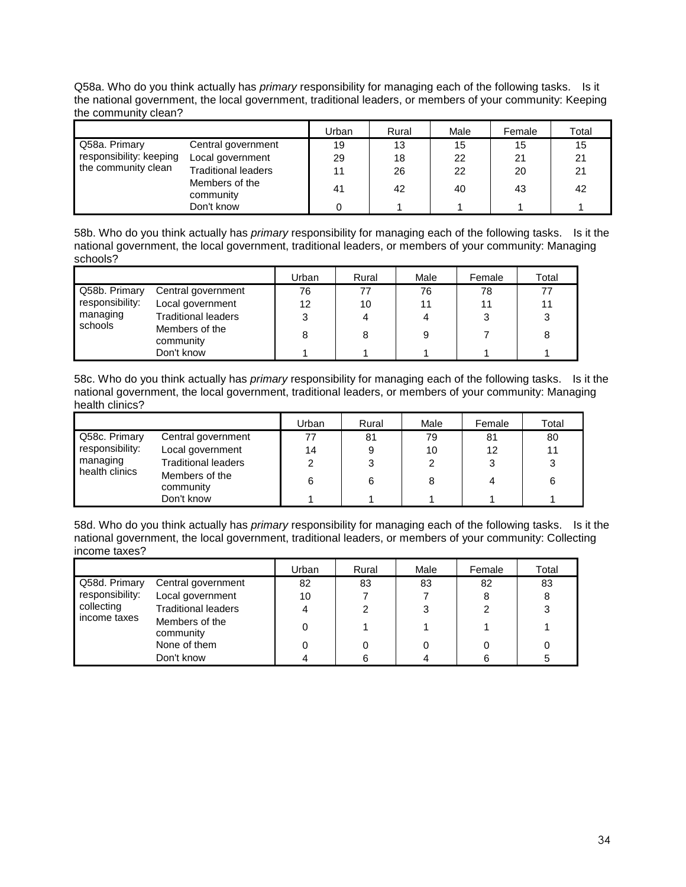Q58a. Who do you think actually has *primary* responsibility for managing each of the following tasks. Is it the national government, the local government, traditional leaders, or members of your community: Keeping the community clean?

| | | Urban | Rural | Male | Female | Total |
|---|---|---|---|---|---|---|
| Q58a. Primary responsibility: keeping the community clean | Central government | 19 | 13 | 15 | 15 | 15 |
| | Local government | 29 | 18 | 22 | 21 | 21 |
| | Traditional leaders | 11 | 26 | 22 | 20 | 21 |
| | Members of the community | 41 | 42 | 40 | 43 | 42 |
| | Don't know | 0 | 1 | 1 | 1 | 1 |

58b. Who do you think actually has *primary* responsibility for managing each of the following tasks. Is it the national government, the local government, traditional leaders, or members of your community: Managing schools?

| | | Urban | Rural | Male | Female | Total |
|---|---|---|---|---|---|---|
| Q58b. Primary responsibility: managing schools | Central government | 76 | 77 | 76 | 78 | 77 |
| | Local government | 12 | 10 | 11 | 11 | 11 |
| | Traditional leaders | 3 | 4 | 4 | 3 | 3 |
| | Members of the community | 8 | 8 | 9 | 7 | 8 |
| | Don't know | 1 | 1 | 1 | 1 | 1 |

58c. Who do you think actually has *primary* responsibility for managing each of the following tasks. Is it the national government, the local government, traditional leaders, or members of your community: Managing health clinics?

| | | Urban | Rural | Male | Female | Total |
|---|---|---|---|---|---|---|
| Q58c. Primary responsibility: managing health clinics | Central government | 77 | 81 | 79 | 81 | 80 |
| | Local government | 14 | 9 | 10 | 12 | 11 |
| | Traditional leaders | 2 | 3 | 2 | 3 | 3 |
| | Members of the community | 6 | 6 | 8 | 4 | 6 |
| | Don't know | 1 | 1 | 1 | 1 | 1 |

58d. Who do you think actually has *primary* responsibility for managing each of the following tasks. Is it the national government, the local government, traditional leaders, or members of your community: Collecting income taxes?

| | | Urban | Rural | Male | Female | Total |
|---|---|---|---|---|---|---|
| Q58d. Primary responsibility: collecting income taxes | Central government | 82 | 83 | 83 | 82 | 83 |
| | Local government | 10 | 7 | 7 | 8 | 8 |
| | Traditional leaders | 4 | 2 | 3 | 2 | 3 |
| | Members of the community | 0 | 1 | 1 | 1 | 1 |
| | None of them | 0 | 0 | 0 | 0 | 0 |
| | Don't know | 4 | 6 | 4 | 6 | 5 |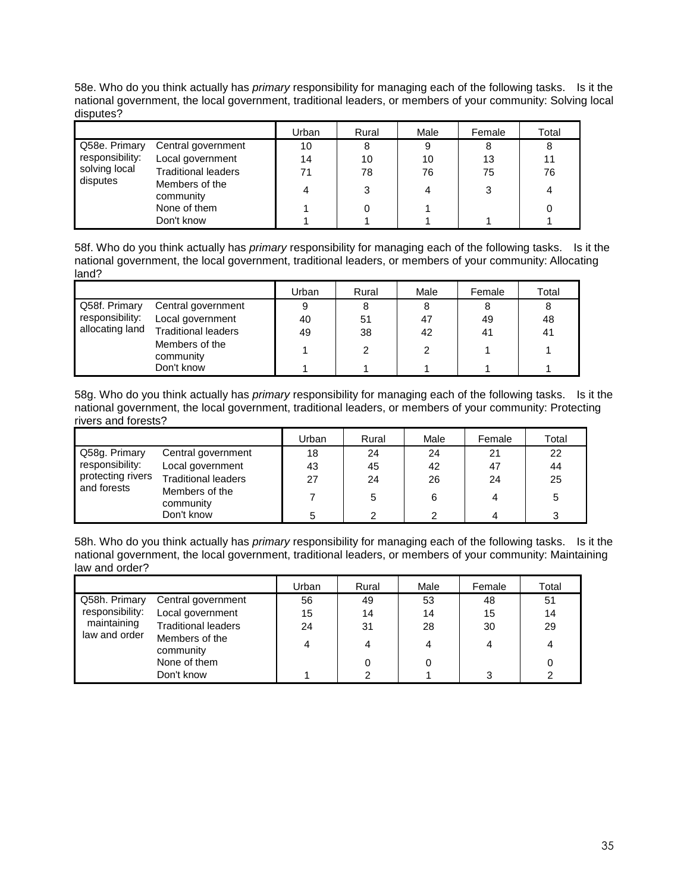58e. Who do you think actually has *primary* responsibility for managing each of the following tasks. Is it the national government, the local government, traditional leaders, or members of your community: Solving local disputes?

| | | Urban | Rural | Male | Female | Total |
|---|---|---|---|---|---|---|
| Q58e. Primary responsibility: solving local disputes | Central government | 10 | 8 | 9 | 8 | 8 |
| | Local government | 14 | 10 | 10 | 13 | 11 |
| | Traditional leaders | 71 | 78 | 76 | 75 | 76 |
| | Members of the community | 4 | 3 | 4 | 3 | 4 |
| | None of them | 1 | 0 | 1 | | 0 |
| | Don't know | 1 | 1 | 1 | 1 | 1 |

58f. Who do you think actually has *primary* responsibility for managing each of the following tasks. Is it the national government, the local government, traditional leaders, or members of your community: Allocating land?

| | | Urban | Rural | Male | Female | Total |
|---|---|---|---|---|---|---|
| Q58f. Primary responsibility: allocating land | Central government | 9 | 8 | 8 | 8 | 8 |
| | Local government | 40 | 51 | 47 | 49 | 48 |
| | Traditional leaders | 49 | 38 | 42 | 41 | 41 |
| | Members of the community | 1 | 2 | 2 | 1 | 1 |
| | Don't know | 1 | 1 | 1 | 1 | 1 |

58g. Who do you think actually has *primary* responsibility for managing each of the following tasks. Is it the national government, the local government, traditional leaders, or members of your community: Protecting rivers and forests?

| | | Urban | Rural | Male | Female | Total |
|---|---|---|---|---|---|---|
| Q58g. Primary responsibility: protecting rivers and forests | Central government | 18 | 24 | 24 | 21 | 22 |
| | Local government | 43 | 45 | 42 | 47 | 44 |
| | Traditional leaders | 27 | 24 | 26 | 24 | 25 |
| | Members of the community | 7 | 5 | 6 | 4 | 5 |
| | Don't know | 5 | 2 | 2 | 4 | 3 |

58h. Who do you think actually has *primary* responsibility for managing each of the following tasks. Is it the national government, the local government, traditional leaders, or members of your community: Maintaining law and order?

| | | Urban | Rural | Male | Female | Total |
|---|---|---|---|---|---|---|
| Q58h. Primary responsibility: maintaining law and order | Central government | 56 | 49 | 53 | 48 | 51 |
| | Local government | 15 | 14 | 14 | 15 | 14 |
| | Traditional leaders | 24 | 31 | 28 | 30 | 29 |
| | Members of the community | 4 | 4 | 4 | 4 | 4 |
| | None of them | | 0 | 0 | | 0 |
| | Don't know | 1 | 2 | 1 | 3 | 2 |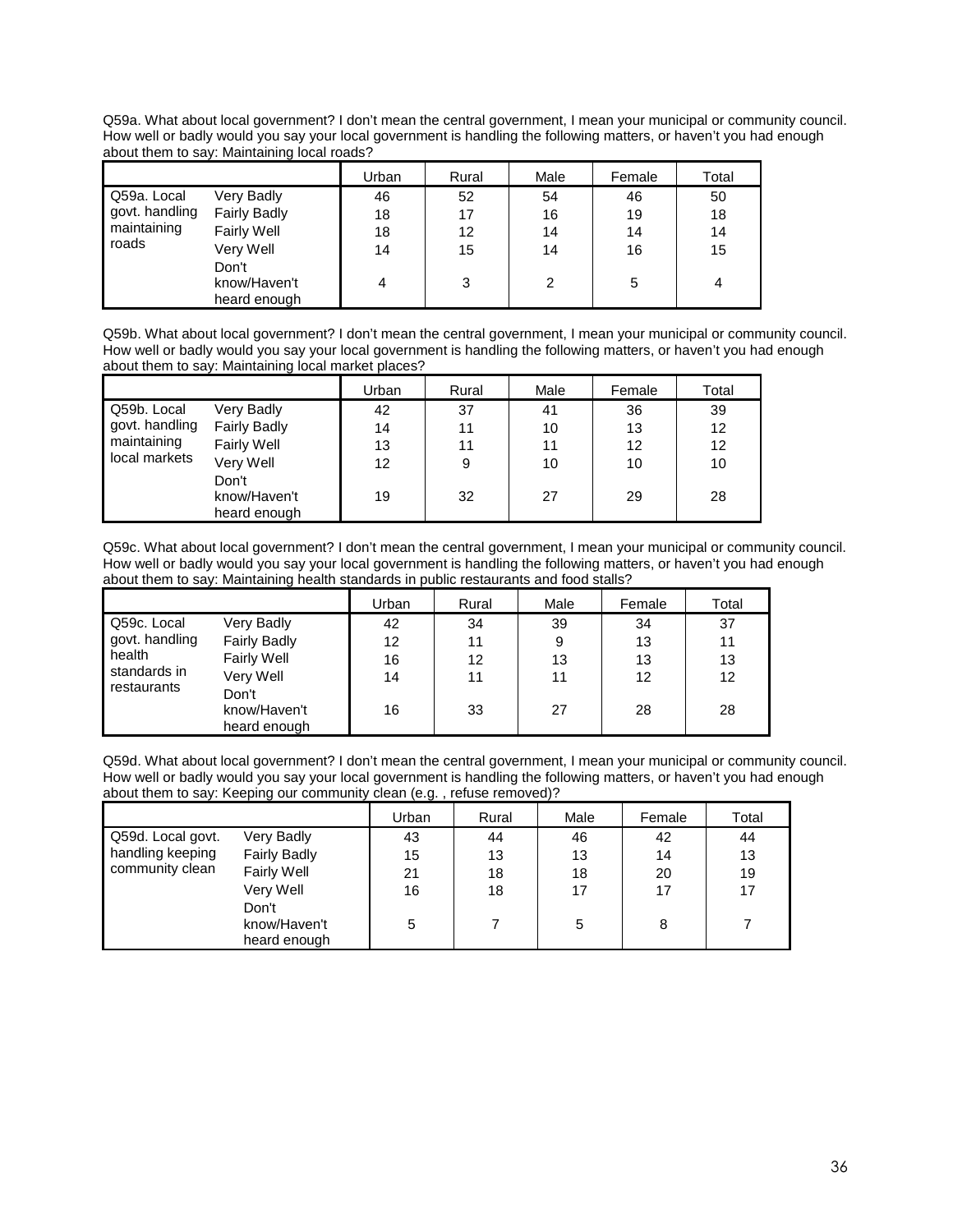Q59a. What about local government? I don't mean the central government, I mean your municipal or community council. How well or badly would you say your local government is handling the following matters, or haven't you had enough about them to say: Maintaining local roads?

| | | Urban | Rural | Male | Female | Total |
|---|---|---|---|---|---|---|
| Q59a. Local govt. handling maintaining roads | Very Badly | 46 | 52 | 54 | 46 | 50 |
| | Fairly Badly | 18 | 17 | 16 | 19 | 18 |
| | Fairly Well | 18 | 12 | 14 | 14 | 14 |
| | Very Well | 14 | 15 | 14 | 16 | 15 |
| | Don't know/Haven't heard enough | 4 | 3 | 2 | 5 | 4 |

Q59b. What about local government? I don't mean the central government, I mean your municipal or community council. How well or badly would you say your local government is handling the following matters, or haven't you had enough about them to say: Maintaining local market places?

| | | Urban | Rural | Male | Female | Total |
|---|---|---|---|---|---|---|
| Q59b. Local govt. handling maintaining local markets | Very Badly | 42 | 37 | 41 | 36 | 39 |
| | Fairly Badly | 14 | 11 | 10 | 13 | 12 |
| | Fairly Well | 13 | 11 | 11 | 12 | 12 |
| | Very Well | 12 | 9 | 10 | 10 | 10 |
| | Don't know/Haven't heard enough | 19 | 32 | 27 | 29 | 28 |

Q59c. What about local government? I don't mean the central government, I mean your municipal or community council. How well or badly would you say your local government is handling the following matters, or haven't you had enough about them to say: Maintaining health standards in public restaurants and food stalls?

| | | Urban | Rural | Male | Female | Total |
|---|---|---|---|---|---|---|
| Q59c. Local govt. handling health standards in restaurants | Very Badly | 42 | 34 | 39 | 34 | 37 |
| | Fairly Badly | 12 | 11 | 9 | 13 | 11 |
| | Fairly Well | 16 | 12 | 13 | 13 | 13 |
| | Very Well | 14 | 11 | 11 | 12 | 12 |
| | Don't know/Haven't heard enough | 16 | 33 | 27 | 28 | 28 |

Q59d. What about local government? I don't mean the central government, I mean your municipal or community council. How well or badly would you say your local government is handling the following matters, or haven't you had enough about them to say: Keeping our community clean (e.g. , refuse removed)?

| | | Urban | Rural | Male | Female | Total |
|---|---|---|---|---|---|---|
| Q59d. Local govt. handling keeping community clean | Very Badly | 43 | 44 | 46 | 42 | 44 |
| | Fairly Badly | 15 | 13 | 13 | 14 | 13 |
| | Fairly Well | 21 | 18 | 18 | 20 | 19 |
| | Very Well | 16 | 18 | 17 | 17 | 17 |
| | Don't know/Haven't heard enough | 5 | 7 | 5 | 8 | 7 |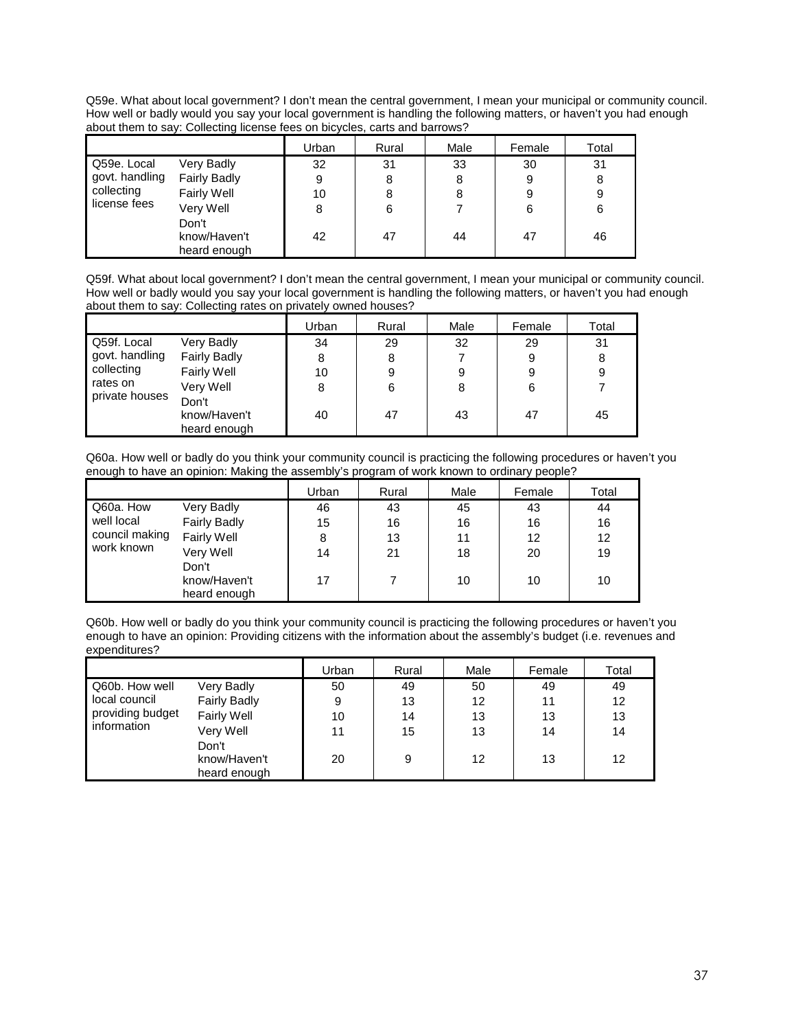Q59e. What about local government? I don't mean the central government, I mean your municipal or community council. How well or badly would you say your local government is handling the following matters, or haven't you had enough about them to say: Collecting license fees on bicycles, carts and barrows?

| | | Urban | Rural | Male | Female | Total |
|---|---|---|---|---|---|---|
| Q59e. Local govt. handling collecting license fees | Very Badly | 32 | 31 | 33 | 30 | 31 |
| | Fairly Badly | 9 | 8 | 8 | 9 | 8 |
| | Fairly Well | 10 | 8 | 8 | 9 | 9 |
| | Very Well | 8 | 6 | 7 | 6 | 6 |
| | Don't know/Haven't heard enough | 42 | 47 | 44 | 47 | 46 |

Q59f. What about local government? I don't mean the central government, I mean your municipal or community council. How well or badly would you say your local government is handling the following matters, or haven't you had enough about them to say: Collecting rates on privately owned houses?

| | | Urban | Rural | Male | Female | Total |
|---|---|---|---|---|---|---|
| Q59f. Local govt. handling collecting rates on private houses | Very Badly | 34 | 29 | 32 | 29 | 31 |
| | Fairly Badly | 8 | 8 | 7 | 9 | 8 |
| | Fairly Well | 10 | 9 | 9 | 9 | 9 |
| | Very Well | 8 | 6 | 8 | 6 | 7 |
| | Don't know/Haven't heard enough | 40 | 47 | 43 | 47 | 45 |

Q60a. How well or badly do you think your community council is practicing the following procedures or haven't you enough to have an opinion: Making the assembly's program of work known to ordinary people?

| | | Urban | Rural | Male | Female | Total |
|---|---|---|---|---|---|---|
| Q60a. How well local council making work known | Very Badly | 46 | 43 | 45 | 43 | 44 |
| | Fairly Badly | 15 | 16 | 16 | 16 | 16 |
| | Fairly Well | 8 | 13 | 11 | 12 | 12 |
| | Very Well | 14 | 21 | 18 | 20 | 19 |
| | Don't know/Haven't heard enough | 17 | 7 | 10 | 10 | 10 |

Q60b. How well or badly do you think your community council is practicing the following procedures or haven't you enough to have an opinion: Providing citizens with the information about the assembly's budget (i.e. revenues and expenditures?

| | | Urban | Rural | Male | Female | Total |
|---|---|---|---|---|---|---|
| Q60b. How well local council providing budget information | Very Badly | 50 | 49 | 50 | 49 | 49 |
| | Fairly Badly | 9 | 13 | 12 | 11 | 12 |
| | Fairly Well | 10 | 14 | 13 | 13 | 13 |
| | Very Well | 11 | 15 | 13 | 14 | 14 |
| | Don't know/Haven't heard enough | 20 | 9 | 12 | 13 | 12 |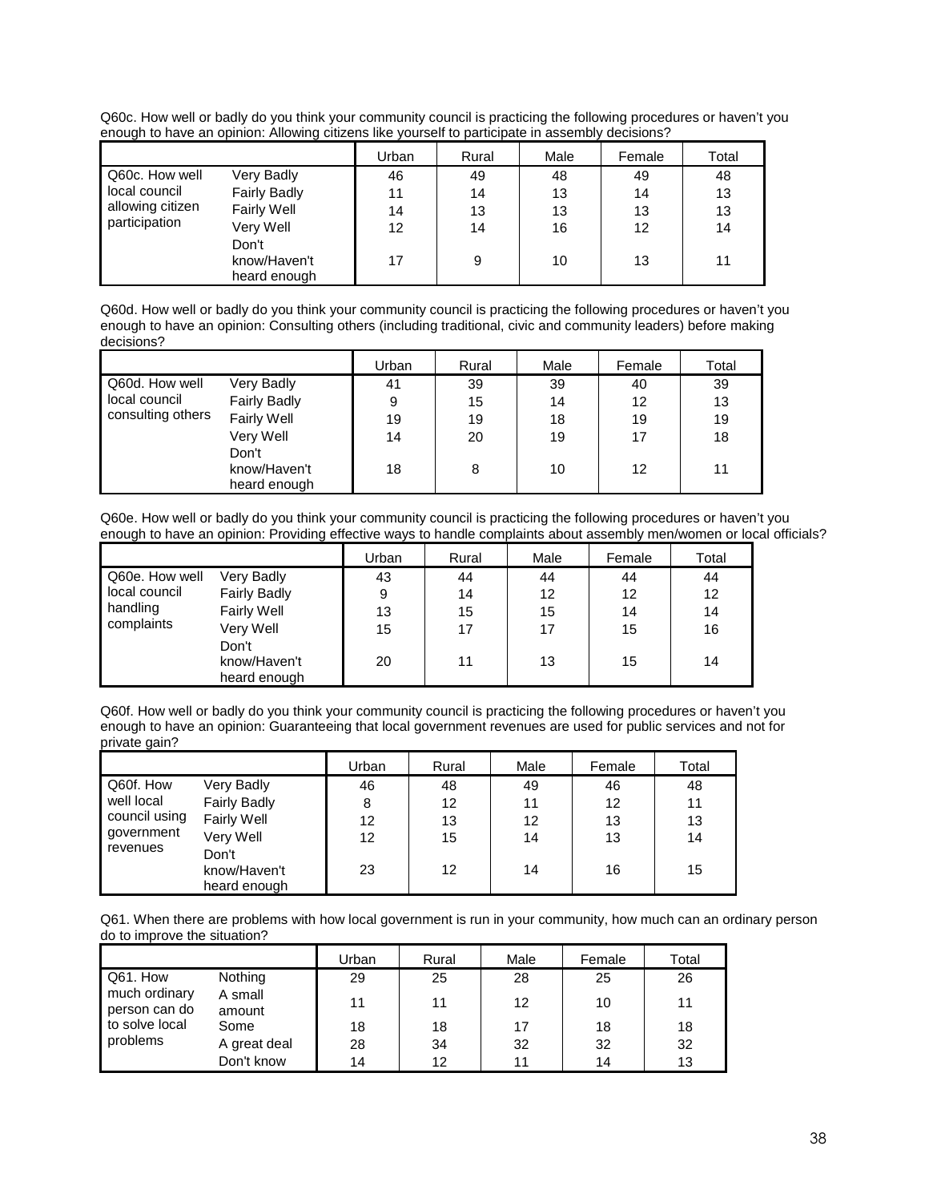Q60c. How well or badly do you think your community council is practicing the following procedures or haven't you enough to have an opinion: Allowing citizens like yourself to participate in assembly decisions?

| | | Urban | Rural | Male | Female | Total |
|---|---|---|---|---|---|---|
| Q60c. How well local council allowing citizen participation | Very Badly | 46 | 49 | 48 | 49 | 48 |
| | Fairly Badly | 11 | 14 | 13 | 14 | 13 |
| | Fairly Well | 14 | 13 | 13 | 13 | 13 |
| | Very Well | 12 | 14 | 16 | 12 | 14 |
| | Don't know/Haven't heard enough | 17 | 9 | 10 | 13 | 11 |

Q60d. How well or badly do you think your community council is practicing the following procedures or haven't you enough to have an opinion: Consulting others (including traditional, civic and community leaders) before making decisions?

| | | Urban | Rural | Male | Female | Total |
|---|---|---|---|---|---|---|
| Q60d. How well local council consulting others | Very Badly | 41 | 39 | 39 | 40 | 39 |
| | Fairly Badly | 9 | 15 | 14 | 12 | 13 |
| | Fairly Well | 19 | 19 | 18 | 19 | 19 |
| | Very Well | 14 | 20 | 19 | 17 | 18 |
| | Don't know/Haven't heard enough | 18 | 8 | 10 | 12 | 11 |

Q60e. How well or badly do you think your community council is practicing the following procedures or haven't you enough to have an opinion: Providing effective ways to handle complaints about assembly men/women or local officials?

| | | Urban | Rural | Male | Female | Total |
|---|---|---|---|---|---|---|
| Q60e. How well local council handling complaints | Very Badly | 43 | 44 | 44 | 44 | 44 |
| | Fairly Badly | 9 | 14 | 12 | 12 | 12 |
| | Fairly Well | 13 | 15 | 15 | 14 | 14 |
| | Very Well | 15 | 17 | 17 | 15 | 16 |
| | Don't know/Haven't heard enough | 20 | 11 | 13 | 15 | 14 |

Q60f. How well or badly do you think your community council is practicing the following procedures or haven't you enough to have an opinion: Guaranteeing that local government revenues are used for public services and not for private gain?

| | | Urban | Rural | Male | Female | Total |
|---|---|---|---|---|---|---|
| Q60f. How well local council using government revenues | Very Badly | 46 | 48 | 49 | 46 | 48 |
| | Fairly Badly | 8 | 12 | 11 | 12 | 11 |
| | Fairly Well | 12 | 13 | 12 | 13 | 13 |
| | Very Well | 12 | 15 | 14 | 13 | 14 |
| | Don't know/Haven't heard enough | 23 | 12 | 14 | 16 | 15 |

Q61. When there are problems with how local government is run in your community, how much can an ordinary person do to improve the situation?

| | | Urban | Rural | Male | Female | Total |
|---|---|---|---|---|---|---|
| Q61. How much ordinary person can do to solve local problems | Nothing | 29 | 25 | 28 | 25 | 26 |
| | A small amount | 11 | 11 | 12 | 10 | 11 |
| | Some | 18 | 18 | 17 | 18 | 18 |
| | A great deal | 28 | 34 | 32 | 32 | 32 |
| | Don't know | 14 | 12 | 11 | 14 | 13 |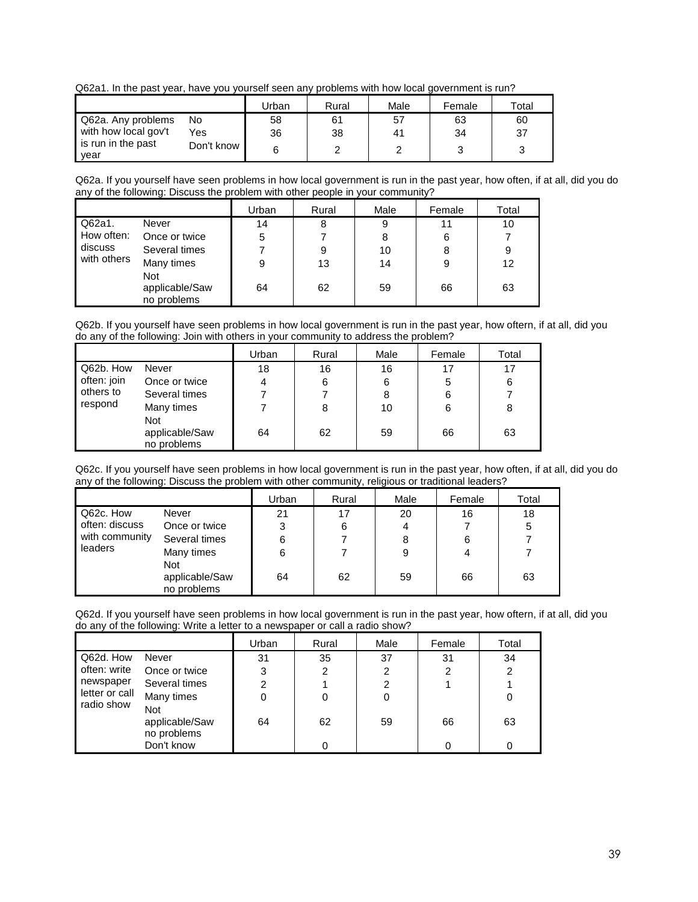Q62a1. In the past year, have you yourself seen any problems with how local government is run?

| | | Urban | Rural | Male | Female | Total |
|---|---|---|---|---|---|---|
| Q62a. Any problems with how local gov't is run in the past year | No | 58 | 61 | 57 | 63 | 60 |
| | Yes | 36 | 38 | 41 | 34 | 37 |
| | Don't know | 6 | 2 | 2 | 3 | 3 |

Q62a. If you yourself have seen problems in how local government is run in the past year, how often, if at all, did you do any of the following: Discuss the problem with other people in your community?

| | | Urban | Rural | Male | Female | Total |
|---|---|---|---|---|---|---|
| Q62a1. How often: discuss with others | Never | 14 | 8 | 9 | 11 | 10 |
| | Once or twice | 5 | 7 | 8 | 6 | 7 |
| | Several times | 7 | 9 | 10 | 8 | 9 |
| | Many times | 9 | 13 | 14 | 9 | 12 |
| | Not applicable/Saw no problems | 64 | 62 | 59 | 66 | 63 |

Q62b. If you yourself have seen problems in how local government is run in the past year, how oftern, if at all, did you do any of the following: Join with others in your community to address the problem?

| | | Urban | Rural | Male | Female | Total |
|---|---|---|---|---|---|---|
| Q62b. How often: join others to respond | Never | 18 | 16 | 16 | 17 | 17 |
| | Once or twice | 4 | 6 | 6 | 5 | 6 |
| | Several times | 7 | 7 | 8 | 6 | 7 |
| | Many times | 7 | 8 | 10 | 6 | 8 |
| | Not applicable/Saw no problems | 64 | 62 | 59 | 66 | 63 |

Q62c. If you yourself have seen problems in how local government is run in the past year, how often, if at all, did you do any of the following: Discuss the problem with other community, religious or traditional leaders?

| | | Urban | Rural | Male | Female | Total |
|---|---|---|---|---|---|---|
| Q62c. How often: discuss with community leaders | Never | 21 | 17 | 20 | 16 | 18 |
| | Once or twice | 3 | 6 | 4 | 7 | 5 |
| | Several times | 6 | 7 | 8 | 6 | 7 |
| | Many times | 6 | 7 | 9 | 4 | 7 |
| | Not applicable/Saw no problems | 64 | 62 | 59 | 66 | 63 |

Q62d. If you yourself have seen problems in how local government is run in the past year, how oftern, if at all, did you do any of the following: Write a letter to a newspaper or call a radio show?

| | | Urban | Rural | Male | Female | Total |
|---|---|---|---|---|---|---|
| Q62d. How often: write newspaper letter or call radio show | Never | 31 | 35 | 37 | 31 | 34 |
| | Once or twice | 3 | 2 | 2 | 2 | 2 |
| | Several times | 2 | 1 | 2 | 1 | 1 |
| | Many times | 0 | 0 | 0 | | 0 |
| | Not applicable/Saw no problems | 64 | 62 | 59 | 66 | 63 |
| | Don't know | | 0 | | 0 | 0 |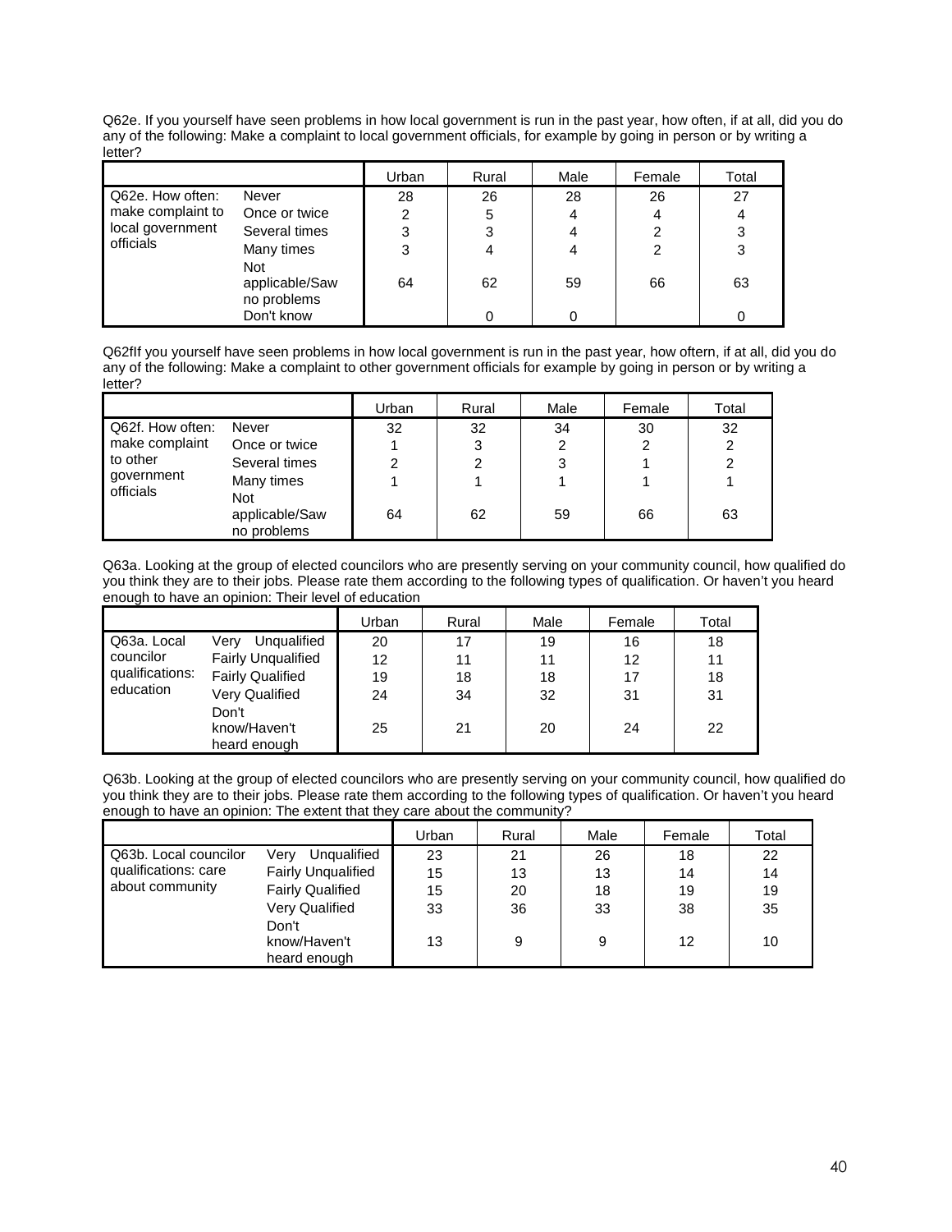Q62e. If you yourself have seen problems in how local government is run in the past year, how often, if at all, did you do any of the following: Make a complaint to local government officials, for example by going in person or by writing a letter?

| | | Urban | Rural | Male | Female | Total |
|---|---|---|---|---|---|---|
| Q62e. How often: make complaint to local government officials | Never | 28 | 26 | 28 | 26 | 27 |
| | Once or twice | 2 | 5 | 4 | 4 | 4 |
| | Several times | 3 | 3 | 4 | 2 | 3 |
| | Many times | 3 | 4 | 4 | 2 | 3 |
| | Not applicable/Saw no problems | 64 | 62 | 59 | 66 | 63 |
| | Don't know | | 0 | 0 | | 0 |

Q62fIf you yourself have seen problems in how local government is run in the past year, how oftern, if at all, did you do any of the following: Make a complaint to other government officials for example by going in person or by writing a letter?

| | | Urban | Rural | Male | Female | Total |
|---|---|---|---|---|---|---|
| Q62f. How often: make complaint to other government officials | Never | 32 | 32 | 34 | 30 | 32 |
| | Once or twice | 1 | 3 | 2 | 2 | 2 |
| | Several times | 2 | 2 | 3 | 1 | 2 |
| | Many times | 1 | 1 | 1 | 1 | 1 |
| | Not applicable/Saw no problems | 64 | 62 | 59 | 66 | 63 |

Q63a. Looking at the group of elected councilors who are presently serving on your community council, how qualified do you think they are to their jobs. Please rate them according to the following types of qualification. Or haven't you heard enough to have an opinion: Their level of education

| | | Urban | Rural | Male | Female | Total |
|---|---|---|---|---|---|---|
| Q63a. Local councilor qualifications: education | Very Unqualified | 20 | 17 | 19 | 16 | 18 |
| | Fairly Unqualified | 12 | 11 | 11 | 12 | 11 |
| | Fairly Qualified | 19 | 18 | 18 | 17 | 18 |
| | Very Qualified | 24 | 34 | 32 | 31 | 31 |
| | Don't know/Haven't heard enough | 25 | 21 | 20 | 24 | 22 |

Q63b. Looking at the group of elected councilors who are presently serving on your community council, how qualified do you think they are to their jobs. Please rate them according to the following types of qualification. Or haven't you heard enough to have an opinion: The extent that they care about the community?

| | | Urban | Rural | Male | Female | Total |
|---|---|---|---|---|---|---|
| Q63b. Local councilor qualifications: care about community | Very Unqualified | 23 | 21 | 26 | 18 | 22 |
| | Fairly Unqualified | 15 | 13 | 13 | 14 | 14 |
| | Fairly Qualified | 15 | 20 | 18 | 19 | 19 |
| | Very Qualified | 33 | 36 | 33 | 38 | 35 |
| | Don't know/Haven't heard enough | 13 | 9 | 9 | 12 | 10 |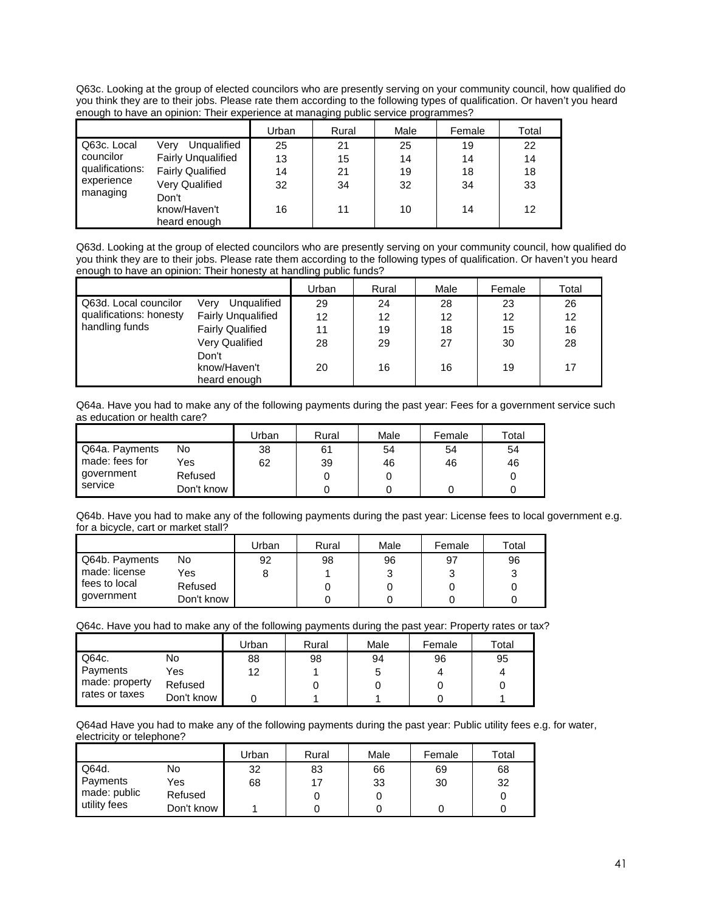Q63c. Looking at the group of elected councilors who are presently serving on your community council, how qualified do you think they are to their jobs. Please rate them according to the following types of qualification. Or haven't you heard enough to have an opinion: Their experience at managing public service programmes?

| | | Urban | Rural | Male | Female | Total |
|---|---|---|---|---|---|---|
| Q63c. Local councilor qualifications: experience managing | Very Unqualified | 25 | 21 | 25 | 19 | 22 |
| | Fairly Unqualified | 13 | 15 | 14 | 14 | 14 |
| | Fairly Qualified | 14 | 21 | 19 | 18 | 18 |
| | Very Qualified | 32 | 34 | 32 | 34 | 33 |
| | Don't know/Haven't heard enough | 16 | 11 | 10 | 14 | 12 |

Q63d. Looking at the group of elected councilors who are presently serving on your community council, how qualified do you think they are to their jobs. Please rate them according to the following types of qualification. Or haven't you heard enough to have an opinion: Their honesty at handling public funds?

| | | Urban | Rural | Male | Female | Total |
|---|---|---|---|---|---|---|
| Q63d. Local councilor qualifications: honesty handling funds | Very Unqualified | 29 | 24 | 28 | 23 | 26 |
| | Fairly Unqualified | 12 | 12 | 12 | 12 | 12 |
| | Fairly Qualified | 11 | 19 | 18 | 15 | 16 |
| | Very Qualified | 28 | 29 | 27 | 30 | 28 |
| | Don't know/Haven't heard enough | 20 | 16 | 16 | 19 | 17 |

Q64a. Have you had to make any of the following payments during the past year: Fees for a government service such as education or health care?

| | | Urban | Rural | Male | Female | Total |
|---|---|---|---|---|---|---|
| Q64a. Payments made: fees for government service | No | 38 | 61 | 54 | 54 | 54 |
| | Yes | 62 | 39 | 46 | 46 | 46 |
| | Refused | | 0 | 0 | | 0 |
| | Don't know | | 0 | 0 | 0 | 0 |

Q64b. Have you had to make any of the following payments during the past year: License fees to local government e.g. for a bicycle, cart or market stall?

| | | Urban | Rural | Male | Female | Total |
|---|---|---|---|---|---|---|
| Q64b. Payments made: license fees to local government | No | 92 | 98 | 96 | 97 | 96 |
| | Yes | 8 | 1 | 3 | 3 | 3 |
| | Refused | | 0 | 0 | 0 | 0 |
| | Don't know | | 0 | 0 | 0 | 0 |

Q64c. Have you had to make any of the following payments during the past year: Property rates or tax?

| | | Urban | Rural | Male | Female | Total |
|---|---|---|---|---|---|---|
| Q64c. Payments made: property rates or taxes | No | 88 | 98 | 94 | 96 | 95 |
| | Yes | 12 | 1 | 5 | 4 | 4 |
| | Refused | | 0 | 0 | 0 | 0 |
| | Don't know | 0 | 1 | 1 | 0 | 1 |

Q64ad Have you had to make any of the following payments during the past year: Public utility fees e.g. for water, electricity or telephone?

| | | Urban | Rural | Male | Female | Total |
|---|---|---|---|---|---|---|
| Q64d. Payments made: public utility fees | No | 32 | 83 | 66 | 69 | 68 |
| | Yes | 68 | 17 | 33 | 30 | 32 |
| | Refused | | 0 | 0 | | 0 |
| | Don't know | 1 | 0 | 0 | 0 | 0 |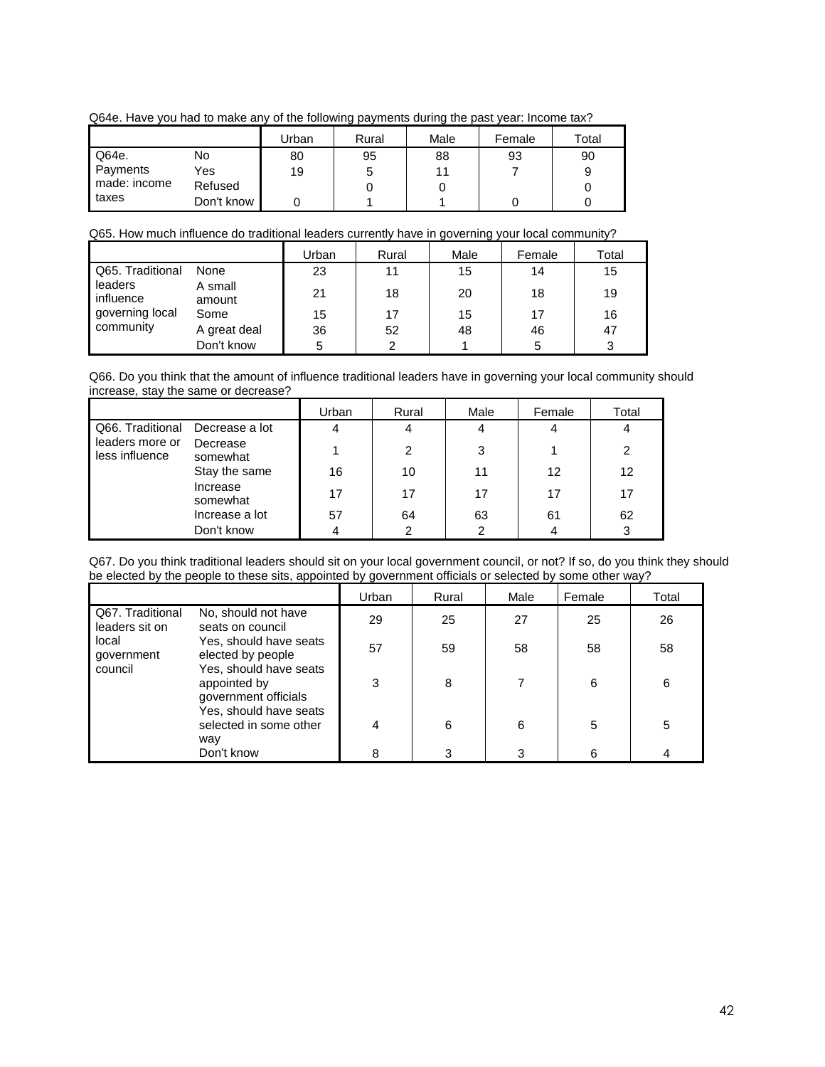Q64e. Have you had to make any of the following payments during the past year: Income tax?

| | | Urban | Rural | Male | Female | Total |
|---|---|---|---|---|---|---|
| Q64e. Payments made: income taxes | No | 80 | 95 | 88 | 93 | 90 |
| | Yes | 19 | 5 | 11 | 7 | 9 |
| | Refused | | 0 | 0 | | 0 |
| | Don't know | 0 | 1 | 1 | 0 | 0 |

Q65. How much influence do traditional leaders currently have in governing your local community?

| | | Urban | Rural | Male | Female | Total |
|---|---|---|---|---|---|---|
| Q65. Traditional leaders influence governing local community | None | 23 | 11 | 15 | 14 | 15 |
| | A small amount | 21 | 18 | 20 | 18 | 19 |
| | Some | 15 | 17 | 15 | 17 | 16 |
| | A great deal | 36 | 52 | 48 | 46 | 47 |
| | Don't know | 5 | 2 | 1 | 5 | 3 |

Q66. Do you think that the amount of influence traditional leaders have in governing your local community should increase, stay the same or decrease?

| | | Urban | Rural | Male | Female | Total |
|---|---|---|---|---|---|---|
| Q66. Traditional leaders more or less influence | Decrease a lot | 4 | 4 | 4 | 4 | 4 |
| | Decrease somewhat | 1 | 2 | 3 | 1 | 2 |
| | Stay the same | 16 | 10 | 11 | 12 | 12 |
| | Increase somewhat | 17 | 17 | 17 | 17 | 17 |
| | Increase a lot | 57 | 64 | 63 | 61 | 62 |
| | Don't know | 4 | 2 | 2 | 4 | 3 |

Q67. Do you think traditional leaders should sit on your local government council, or not? If so, do you think they should be elected by the people to these sits, appointed by government officials or selected by some other way?

| | | Urban | Rural | Male | Female | Total |
|---|---|---|---|---|---|---|
| Q67. Traditional leaders sit on local government council | No, should not have seats on council | 29 | 25 | 27 | 25 | 26 |
| | Yes, should have seats elected by people | 57 | 59 | 58 | 58 | 58 |
| | Yes, should have seats appointed by government officials | 3 | 8 | 7 | 6 | 6 |
| | Yes, should have seats selected in some other way | 4 | 6 | 6 | 5 | 5 |
| | Don't know | 8 | 3 | 3 | 6 | 4 |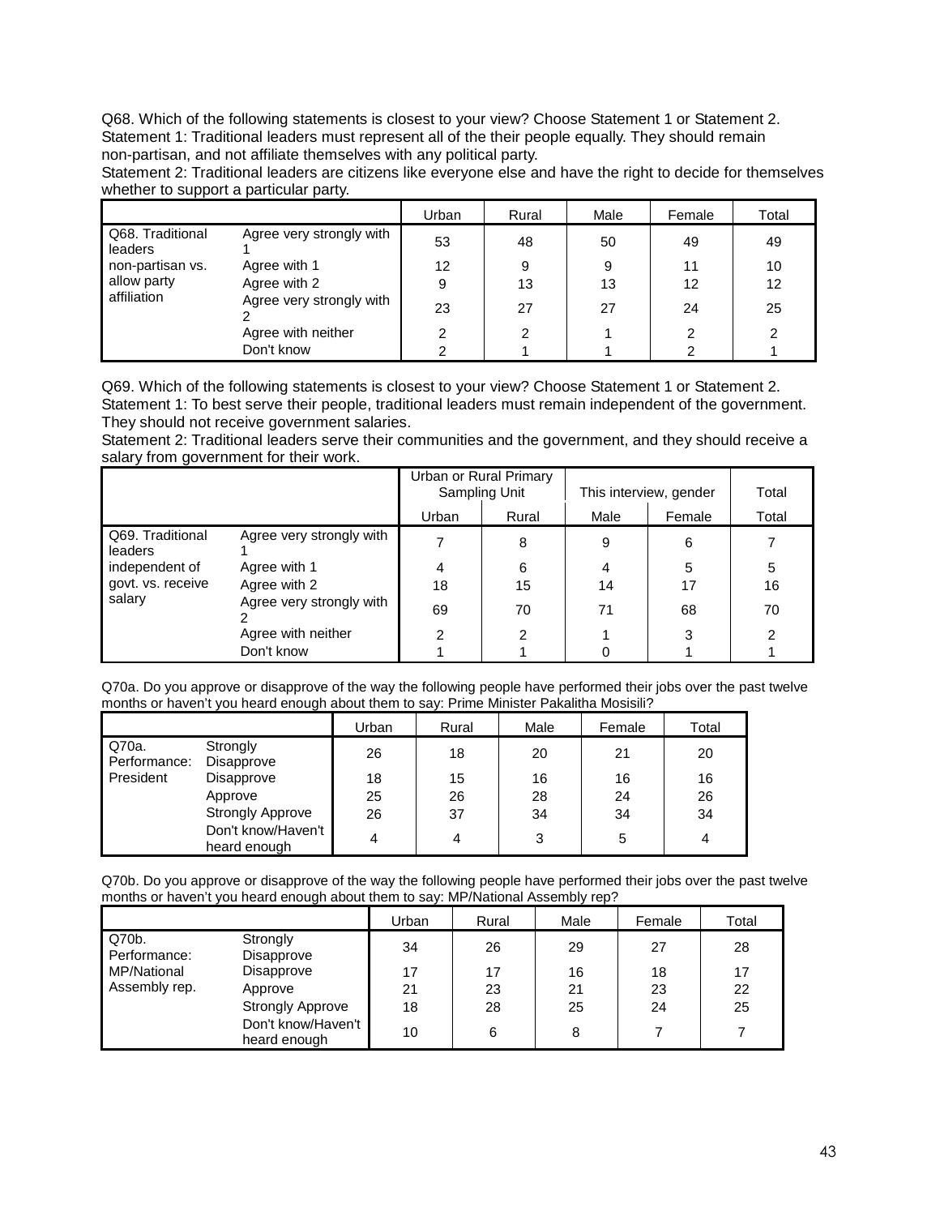Q68. Which of the following statements is closest to your view? Choose Statement 1 or Statement 2.
Statement 1: Traditional leaders must represent all of the their people equally. They should remain non-partisan, and not affiliate themselves with any political party.
Statement 2: Traditional leaders are citizens like everyone else and have the right to decide for themselves whether to support a particular party.

| | | Urban | Rural | Male | Female | Total |
|---|---|---|---|---|---|---|
| Q68. Traditional leaders non-partisan vs. allow party affiliation | Agree very strongly with 1 | 53 | 48 | 50 | 49 | 49 |
| | Agree with 1 | 12 | 9 | 9 | 11 | 10 |
| | Agree with 2 | 9 | 13 | 13 | 12 | 12 |
| | Agree very strongly with 2 | 23 | 27 | 27 | 24 | 25 |
| | Agree with neither | 2 | 2 | 1 | 2 | 2 |
| | Don't know | 2 | 1 | 1 | 2 | 1 |

Q69. Which of the following statements is closest to your view? Choose Statement 1 or Statement 2.
Statement 1: To best serve their people, traditional leaders must remain independent of the government. They should not receive government salaries.
Statement 2: Traditional leaders serve their communities and the government, and they should receive a salary from government for their work.

| | | Urban or Rural Primary Sampling Unit | | This interview, gender | | Total |
|---|---|---|---|---|---|---|
| | | Urban | Rural | Male | Female | Total |
| Q69. Traditional leaders independent of govt. vs. receive salary | Agree very strongly with 1 | 7 | 8 | 9 | 6 | 7 |
| | Agree with 1 | 4 | 6 | 4 | 5 | 5 |
| | Agree with 2 | 18 | 15 | 14 | 17 | 16 |
| | Agree very strongly with 2 | 69 | 70 | 71 | 68 | 70 |
| | Agree with neither | 2 | 2 | 1 | 3 | 2 |
| | Don't know | 1 | 1 | 0 | 1 | 1 |

Q70a. Do you approve or disapprove of the way the following people have performed their jobs over the past twelve months or haven't you heard enough about them to say: Prime Minister Pakalitha Mosisili?

| | | Urban | Rural | Male | Female | Total |
|---|---|---|---|---|---|---|
| Q70a. Performance: President | Strongly Disapprove | 26 | 18 | 20 | 21 | 20 |
| | Disapprove | 18 | 15 | 16 | 16 | 16 |
| | Approve | 25 | 26 | 28 | 24 | 26 |
| | Strongly Approve | 26 | 37 | 34 | 34 | 34 |
| | Don't know/Haven't heard enough | 4 | 4 | 3 | 5 | 4 |

Q70b. Do you approve or disapprove of the way the following people have performed their jobs over the past twelve months or haven't you heard enough about them to say: MP/National Assembly rep?

| | | Urban | Rural | Male | Female | Total |
|---|---|---|---|---|---|---|
| Q70b. Performance: MP/National Assembly rep. | Strongly Disapprove | 34 | 26 | 29 | 27 | 28 |
| | Disapprove | 17 | 17 | 16 | 18 | 17 |
| | Approve | 21 | 23 | 21 | 23 | 22 |
| | Strongly Approve | 18 | 28 | 25 | 24 | 25 |
| | Don't know/Haven't heard enough | 10 | 6 | 8 | 7 | 7 |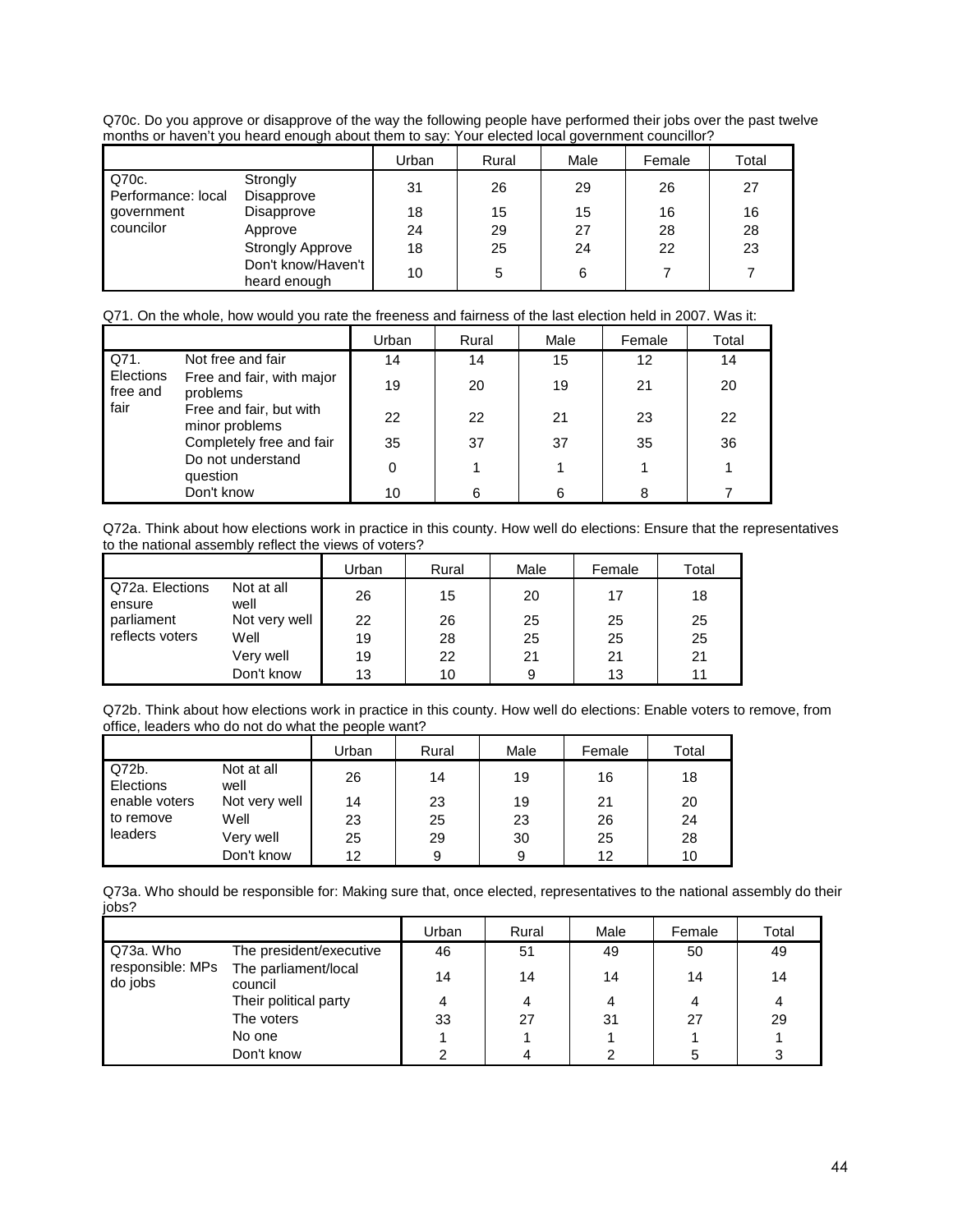Q70c. Do you approve or disapprove of the way the following people have performed their jobs over the past twelve months or haven't you heard enough about them to say: Your elected local government councillor?

| | | Urban | Rural | Male | Female | Total |
|---|---|---|---|---|---|---|
| Q70c. Performance: local government councilor | Strongly Disapprove | 31 | 26 | 29 | 26 | 27 |
| | Disapprove | 18 | 15 | 15 | 16 | 16 |
| | Approve | 24 | 29 | 27 | 28 | 28 |
| | Strongly Approve | 18 | 25 | 24 | 22 | 23 |
| | Don't know/Haven't heard enough | 10 | 5 | 6 | 7 | 7 |

Q71. On the whole, how would you rate the freeness and fairness of the last election held in 2007. Was it:

| | | Urban | Rural | Male | Female | Total |
|---|---|---|---|---|---|---|
| Q71. Elections free and fair | Not free and fair | 14 | 14 | 15 | 12 | 14 |
| | Free and fair, with major problems | 19 | 20 | 19 | 21 | 20 |
| | Free and fair, but with minor problems | 22 | 22 | 21 | 23 | 22 |
| | Completely free and fair | 35 | 37 | 37 | 35 | 36 |
| | Do not understand question | 0 | 1 | 1 | 1 | 1 |
| | Don't know | 10 | 6 | 6 | 8 | 7 |

Q72a. Think about how elections work in practice in this county. How well do elections: Ensure that the representatives to the national assembly reflect the views of voters?

| | | Urban | Rural | Male | Female | Total |
|---|---|---|---|---|---|---|
| Q72a. Elections ensure parliament reflects voters | Not at all well | 26 | 15 | 20 | 17 | 18 |
| | Not very well | 22 | 26 | 25 | 25 | 25 |
| | Well | 19 | 28 | 25 | 25 | 25 |
| | Very well | 19 | 22 | 21 | 21 | 21 |
| | Don't know | 13 | 10 | 9 | 13 | 11 |

Q72b. Think about how elections work in practice in this county. How well do elections: Enable voters to remove, from office, leaders who do not do what the people want?

| | | Urban | Rural | Male | Female | Total |
|---|---|---|---|---|---|---|
| Q72b. Elections enable voters to remove leaders | Not at all well | 26 | 14 | 19 | 16 | 18 |
| | Not very well | 14 | 23 | 19 | 21 | 20 |
| | Well | 23 | 25 | 23 | 26 | 24 |
| | Very well | 25 | 29 | 30 | 25 | 28 |
| | Don't know | 12 | 9 | 9 | 12 | 10 |

Q73a. Who should be responsible for: Making sure that, once elected, representatives to the national assembly do their jobs?

| | | Urban | Rural | Male | Female | Total |
|---|---|---|---|---|---|---|
| Q73a. Who responsible: MPs do jobs | The president/executive | 46 | 51 | 49 | 50 | 49 |
| | The parliament/local council | 14 | 14 | 14 | 14 | 14 |
| | Their political party | 4 | 4 | 4 | 4 | 4 |
| | The voters | 33 | 27 | 31 | 27 | 29 |
| | No one | 1 | 1 | 1 | 1 | 1 |
| | Don't know | 2 | 4 | 2 | 5 | 3 |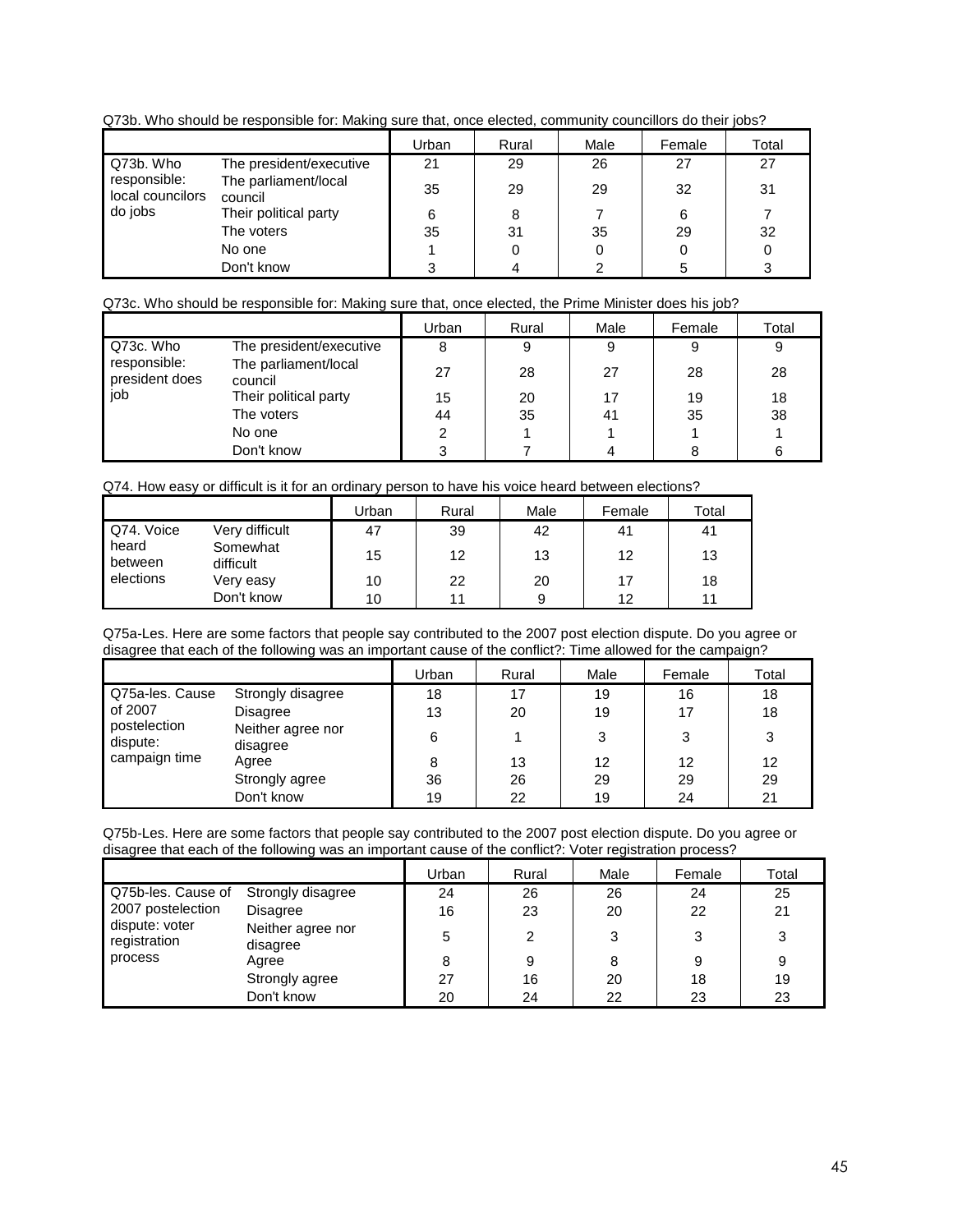Q73b. Who should be responsible for: Making sure that, once elected, community councillors do their jobs?

| | | Urban | Rural | Male | Female | Total |
|---|---|---|---|---|---|---|
| Q73b. Who responsible: local councilors do jobs | The president/executive | 21 | 29 | 26 | 27 | 27 |
| | The parliament/local council | 35 | 29 | 29 | 32 | 31 |
| | Their political party | 6 | 8 | 7 | 6 | 7 |
| | The voters | 35 | 31 | 35 | 29 | 32 |
| | No one | 1 | 0 | 0 | 0 | 0 |
| | Don't know | 3 | 4 | 2 | 5 | 3 |

Q73c. Who should be responsible for: Making sure that, once elected, the Prime Minister does his job?

| | | Urban | Rural | Male | Female | Total |
|---|---|---|---|---|---|---|
| Q73c. Who responsible: president does job | The president/executive | 8 | 9 | 9 | 9 | 9 |
| | The parliament/local council | 27 | 28 | 27 | 28 | 28 |
| | Their political party | 15 | 20 | 17 | 19 | 18 |
| | The voters | 44 | 35 | 41 | 35 | 38 |
| | No one | 2 | 1 | 1 | 1 | 1 |
| | Don't know | 3 | 7 | 4 | 8 | 6 |

Q74. How easy or difficult is it for an ordinary person to have his voice heard between elections?

| | | Urban | Rural | Male | Female | Total |
|---|---|---|---|---|---|---|
| Q74. Voice heard between elections | Very difficult | 47 | 39 | 42 | 41 | 41 |
| | Somewhat difficult | 15 | 12 | 13 | 12 | 13 |
| | Very easy | 10 | 22 | 20 | 17 | 18 |
| | Don't know | 10 | 11 | 9 | 12 | 11 |

Q75a-Les. Here are some factors that people say contributed to the 2007 post election dispute. Do you agree or disagree that each of the following was an important cause of the conflict?: Time allowed for the campaign?

| | | Urban | Rural | Male | Female | Total |
|---|---|---|---|---|---|---|
| Q75a-les. Cause of 2007 postelection dispute: campaign time | Strongly disagree | 18 | 17 | 19 | 16 | 18 |
| | Disagree | 13 | 20 | 19 | 17 | 18 |
| | Neither agree nor disagree | 6 | 1 | 3 | 3 | 3 |
| | Agree | 8 | 13 | 12 | 12 | 12 |
| | Strongly agree | 36 | 26 | 29 | 29 | 29 |
| | Don't know | 19 | 22 | 19 | 24 | 21 |

Q75b-Les. Here are some factors that people say contributed to the 2007 post election dispute. Do you agree or disagree that each of the following was an important cause of the conflict?: Voter registration process?

| | | Urban | Rural | Male | Female | Total |
|---|---|---|---|---|---|---|
| Q75b-les. Cause of 2007 postelection dispute: voter registration process | Strongly disagree | 24 | 26 | 26 | 24 | 25 |
| | Disagree | 16 | 23 | 20 | 22 | 21 |
| | Neither agree nor disagree | 5 | 2 | 3 | 3 | 3 |
| | Agree | 8 | 9 | 8 | 9 | 9 |
| | Strongly agree | 27 | 16 | 20 | 18 | 19 |
| | Don't know | 20 | 24 | 22 | 23 | 23 |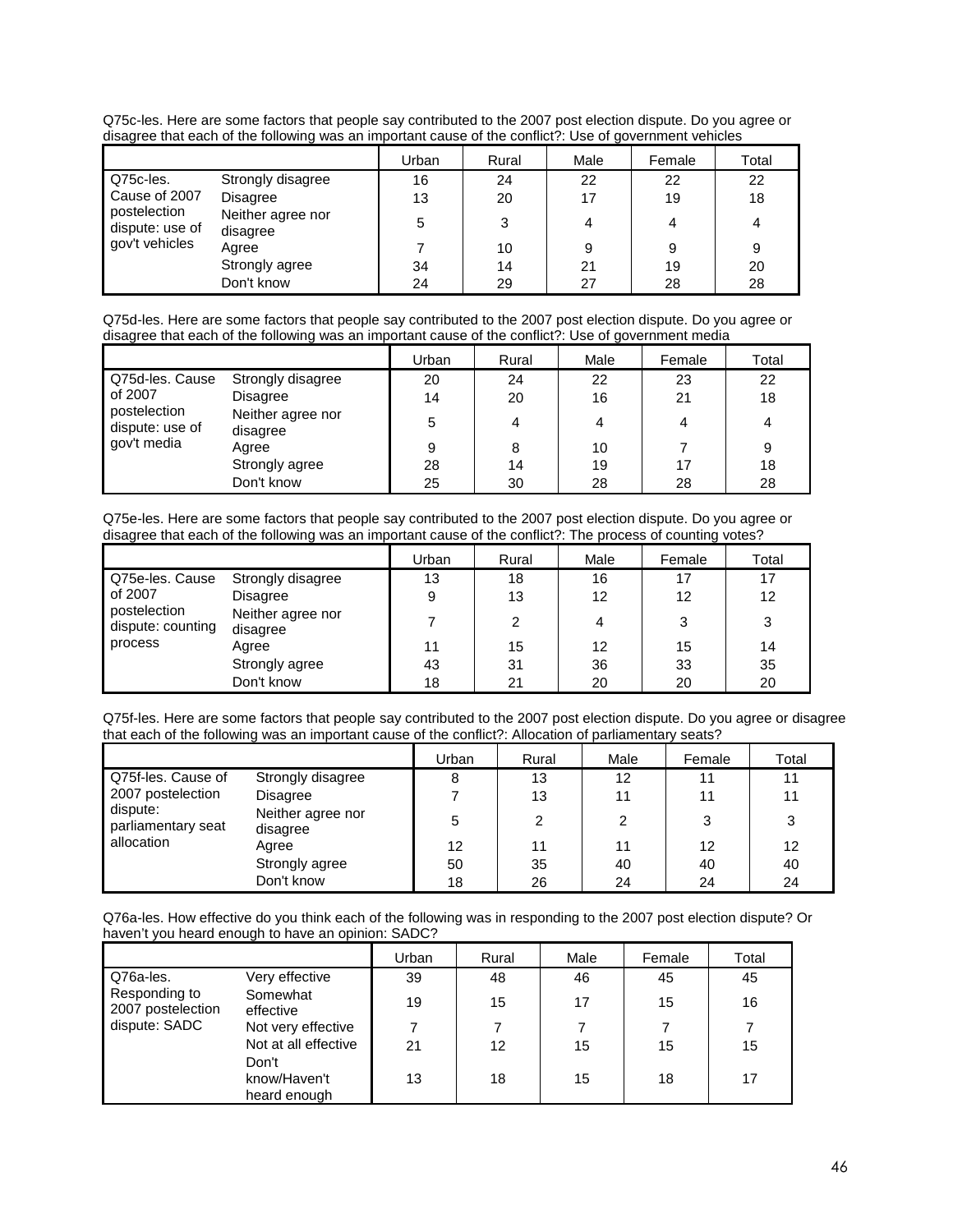Q75c-les. Here are some factors that people say contributed to the 2007 post election dispute. Do you agree or disagree that each of the following was an important cause of the conflict?: Use of government vehicles

| | | Urban | Rural | Male | Female | Total |
|---|---|---|---|---|---|---|
| Q75c-les. Cause of 2007 postelection dispute: use of gov't vehicles | Strongly disagree | 16 | 24 | 22 | 22 | 22 |
| | Disagree | 13 | 20 | 17 | 19 | 18 |
| | Neither agree nor disagree | 5 | 3 | 4 | 4 | 4 |
| | Agree | 7 | 10 | 9 | 9 | 9 |
| | Strongly agree | 34 | 14 | 21 | 19 | 20 |
| | Don't know | 24 | 29 | 27 | 28 | 28 |

Q75d-les. Here are some factors that people say contributed to the 2007 post election dispute. Do you agree or disagree that each of the following was an important cause of the conflict?: Use of government media

| | | Urban | Rural | Male | Female | Total |
|---|---|---|---|---|---|---|
| Q75d-les. Cause of 2007 postelection dispute: use of gov't media | Strongly disagree | 20 | 24 | 22 | 23 | 22 |
| | Disagree | 14 | 20 | 16 | 21 | 18 |
| | Neither agree nor disagree | 5 | 4 | 4 | 4 | 4 |
| | Agree | 9 | 8 | 10 | 7 | 9 |
| | Strongly agree | 28 | 14 | 19 | 17 | 18 |
| | Don't know | 25 | 30 | 28 | 28 | 28 |

Q75e-les. Here are some factors that people say contributed to the 2007 post election dispute. Do you agree or disagree that each of the following was an important cause of the conflict?: The process of counting votes?

| | | Urban | Rural | Male | Female | Total |
|---|---|---|---|---|---|---|
| Q75e-les. Cause of 2007 postelection dispute: counting process | Strongly disagree | 13 | 18 | 16 | 17 | 17 |
| | Disagree | 9 | 13 | 12 | 12 | 12 |
| | Neither agree nor disagree | 7 | 2 | 4 | 3 | 3 |
| | Agree | 11 | 15 | 12 | 15 | 14 |
| | Strongly agree | 43 | 31 | 36 | 33 | 35 |
| | Don't know | 18 | 21 | 20 | 20 | 20 |

Q75f-les. Here are some factors that people say contributed to the 2007 post election dispute. Do you agree or disagree that each of the following was an important cause of the conflict?: Allocation of parliamentary seats?

| | | Urban | Rural | Male | Female | Total |
|---|---|---|---|---|---|---|
| Q75f-les. Cause of 2007 postelection dispute: parliamentary seat allocation | Strongly disagree | 8 | 13 | 12 | 11 | 11 |
| | Disagree | 7 | 13 | 11 | 11 | 11 |
| | Neither agree nor disagree | 5 | 2 | 2 | 3 | 3 |
| | Agree | 12 | 11 | 11 | 12 | 12 |
| | Strongly agree | 50 | 35 | 40 | 40 | 40 |
| | Don't know | 18 | 26 | 24 | 24 | 24 |

Q76a-les. How effective do you think each of the following was in responding to the 2007 post election dispute? Or haven't you heard enough to have an opinion: SADC?

| | | Urban | Rural | Male | Female | Total |
|---|---|---|---|---|---|---|
| Q76a-les. Responding to 2007 postelection dispute: SADC | Very effective | 39 | 48 | 46 | 45 | 45 |
| | Somewhat effective | 19 | 15 | 17 | 15 | 16 |
| | Not very effective | 7 | 7 | 7 | 7 | 7 |
| | Not at all effective | 21 | 12 | 15 | 15 | 15 |
| | Don't know/Haven't heard enough | 13 | 18 | 15 | 18 | 17 |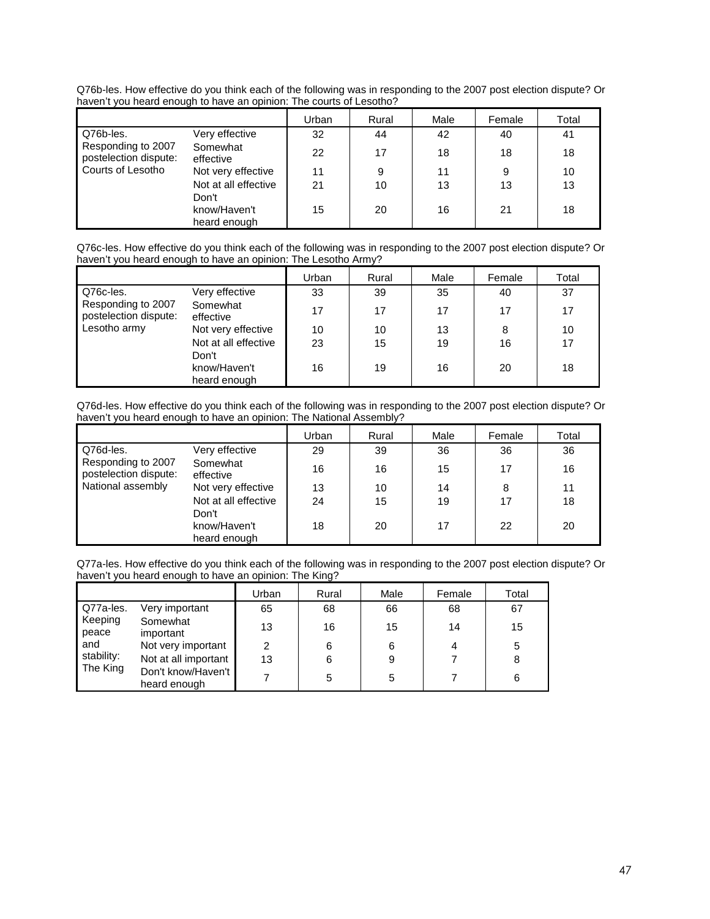Q76b-les. How effective do you think each of the following was in responding to the 2007 post election dispute? Or haven't you heard enough to have an opinion: The courts of Lesotho?

| | | Urban | Rural | Male | Female | Total |
|---|---|---|---|---|---|---|
| Q76b-les. Responding to 2007 postelection dispute: Courts of Lesotho | Very effective | 32 | 44 | 42 | 40 | 41 |
| | Somewhat effective | 22 | 17 | 18 | 18 | 18 |
| | Not very effective | 11 | 9 | 11 | 9 | 10 |
| | Not at all effective | 21 | 10 | 13 | 13 | 13 |
| | Don't know/Haven't heard enough | 15 | 20 | 16 | 21 | 18 |

Q76c-les. How effective do you think each of the following was in responding to the 2007 post election dispute? Or haven't you heard enough to have an opinion: The Lesotho Army?

| | | Urban | Rural | Male | Female | Total |
|---|---|---|---|---|---|---|
| Q76c-les. Responding to 2007 postelection dispute: Lesotho army | Very effective | 33 | 39 | 35 | 40 | 37 |
| | Somewhat effective | 17 | 17 | 17 | 17 | 17 |
| | Not very effective | 10 | 10 | 13 | 8 | 10 |
| | Not at all effective | 23 | 15 | 19 | 16 | 17 |
| | Don't know/Haven't heard enough | 16 | 19 | 16 | 20 | 18 |

Q76d-les. How effective do you think each of the following was in responding to the 2007 post election dispute? Or haven't you heard enough to have an opinion: The National Assembly?

| | | Urban | Rural | Male | Female | Total |
|---|---|---|---|---|---|---|
| Q76d-les. Responding to 2007 postelection dispute: National assembly | Very effective | 29 | 39 | 36 | 36 | 36 |
| | Somewhat effective | 16 | 16 | 15 | 17 | 16 |
| | Not very effective | 13 | 10 | 14 | 8 | 11 |
| | Not at all effective | 24 | 15 | 19 | 17 | 18 |
| | Don't know/Haven't heard enough | 18 | 20 | 17 | 22 | 20 |

Q77a-les. How effective do you think each of the following was in responding to the 2007 post election dispute? Or haven't you heard enough to have an opinion: The King?

| | | Urban | Rural | Male | Female | Total |
|---|---|---|---|---|---|---|
| Q77a-les. Keeping peace and stability: The King | Very important | 65 | 68 | 66 | 68 | 67 |
| | Somewhat important | 13 | 16 | 15 | 14 | 15 |
| | Not very important | 2 | 6 | 6 | 4 | 5 |
| | Not at all important | 13 | 6 | 9 | 7 | 8 |
| | Don't know/Haven't heard enough | 7 | 5 | 5 | 7 | 6 |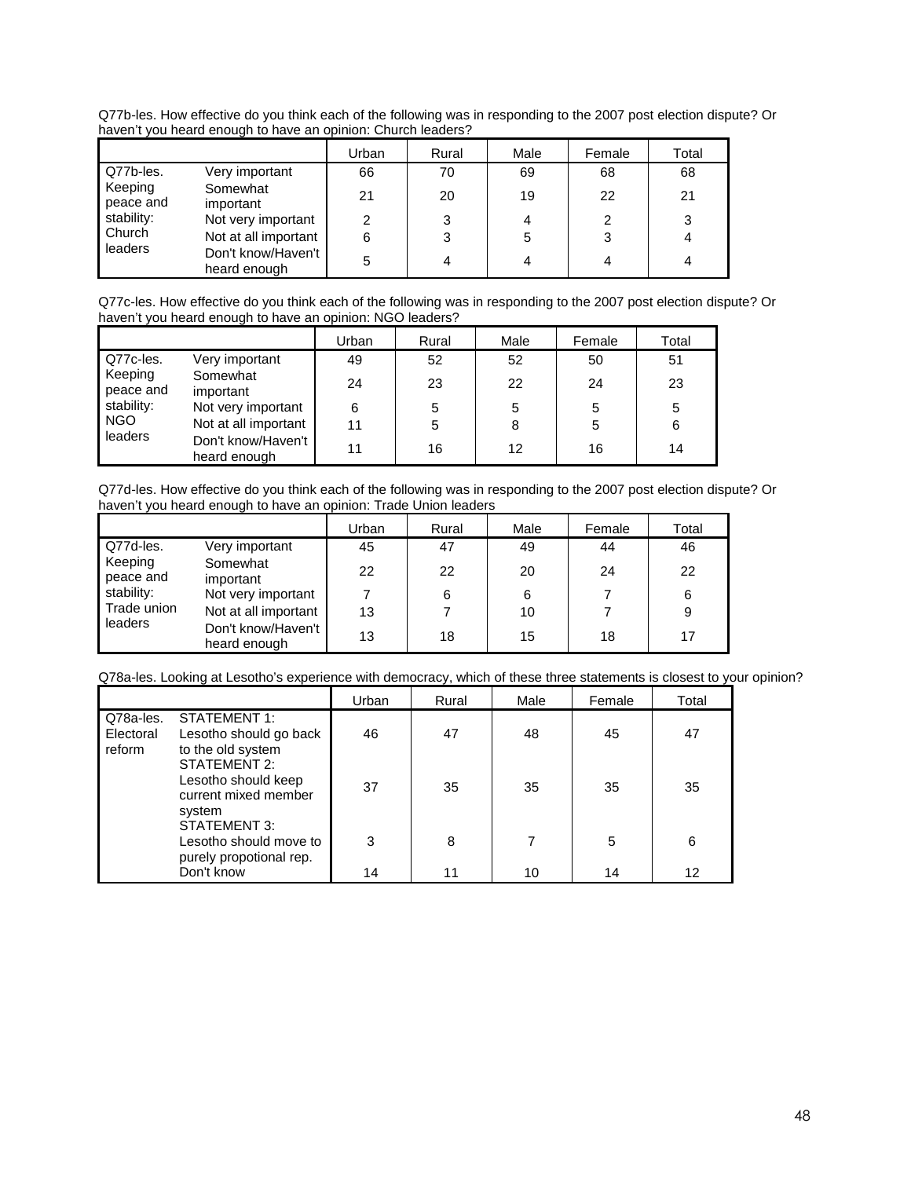Q77b-les. How effective do you think each of the following was in responding to the 2007 post election dispute? Or haven't you heard enough to have an opinion: Church leaders?

| | | Urban | Rural | Male | Female | Total |
|---|---|---|---|---|---|---|
| Q77b-les. Keeping peace and stability: Church leaders | Very important | 66 | 70 | 69 | 68 | 68 |
| | Somewhat important | 21 | 20 | 19 | 22 | 21 |
| | Not very important | 2 | 3 | 4 | 2 | 3 |
| | Not at all important | 6 | 3 | 5 | 3 | 4 |
| | Don't know/Haven't heard enough | 5 | 4 | 4 | 4 | 4 |

Q77c-les. How effective do you think each of the following was in responding to the 2007 post election dispute? Or haven't you heard enough to have an opinion: NGO leaders?

| | | Urban | Rural | Male | Female | Total |
|---|---|---|---|---|---|---|
| Q77c-les. Keeping peace and stability: NGO leaders | Very important | 49 | 52 | 52 | 50 | 51 |
| | Somewhat important | 24 | 23 | 22 | 24 | 23 |
| | Not very important | 6 | 5 | 5 | 5 | 5 |
| | Not at all important | 11 | 5 | 8 | 5 | 6 |
| | Don't know/Haven't heard enough | 11 | 16 | 12 | 16 | 14 |

Q77d-les. How effective do you think each of the following was in responding to the 2007 post election dispute? Or haven't you heard enough to have an opinion: Trade Union leaders

| | | Urban | Rural | Male | Female | Total |
|---|---|---|---|---|---|---|
| Q77d-les. Keeping peace and stability: Trade union leaders | Very important | 45 | 47 | 49 | 44 | 46 |
| | Somewhat important | 22 | 22 | 20 | 24 | 22 |
| | Not very important | 7 | 6 | 6 | 7 | 6 |
| | Not at all important | 13 | 7 | 10 | 7 | 9 |
| | Don't know/Haven't heard enough | 13 | 18 | 15 | 18 | 17 |

Q78a-les. Looking at Lesotho's experience with democracy, which of these three statements is closest to your opinion?

| | | Urban | Rural | Male | Female | Total |
|---|---|---|---|---|---|---|
| Q78a-les. Electoral reform | STATEMENT 1: Lesotho should go back to the old system | 46 | 47 | 48 | 45 | 47 |
| | STATEMENT 2: Lesotho should keep current mixed member system | 37 | 35 | 35 | 35 | 35 |
| | STATEMENT 3: Lesotho should move to purely propotional rep. | 3 | 8 | 7 | 5 | 6 |
| | Don't know | 14 | 11 | 10 | 14 | 12 |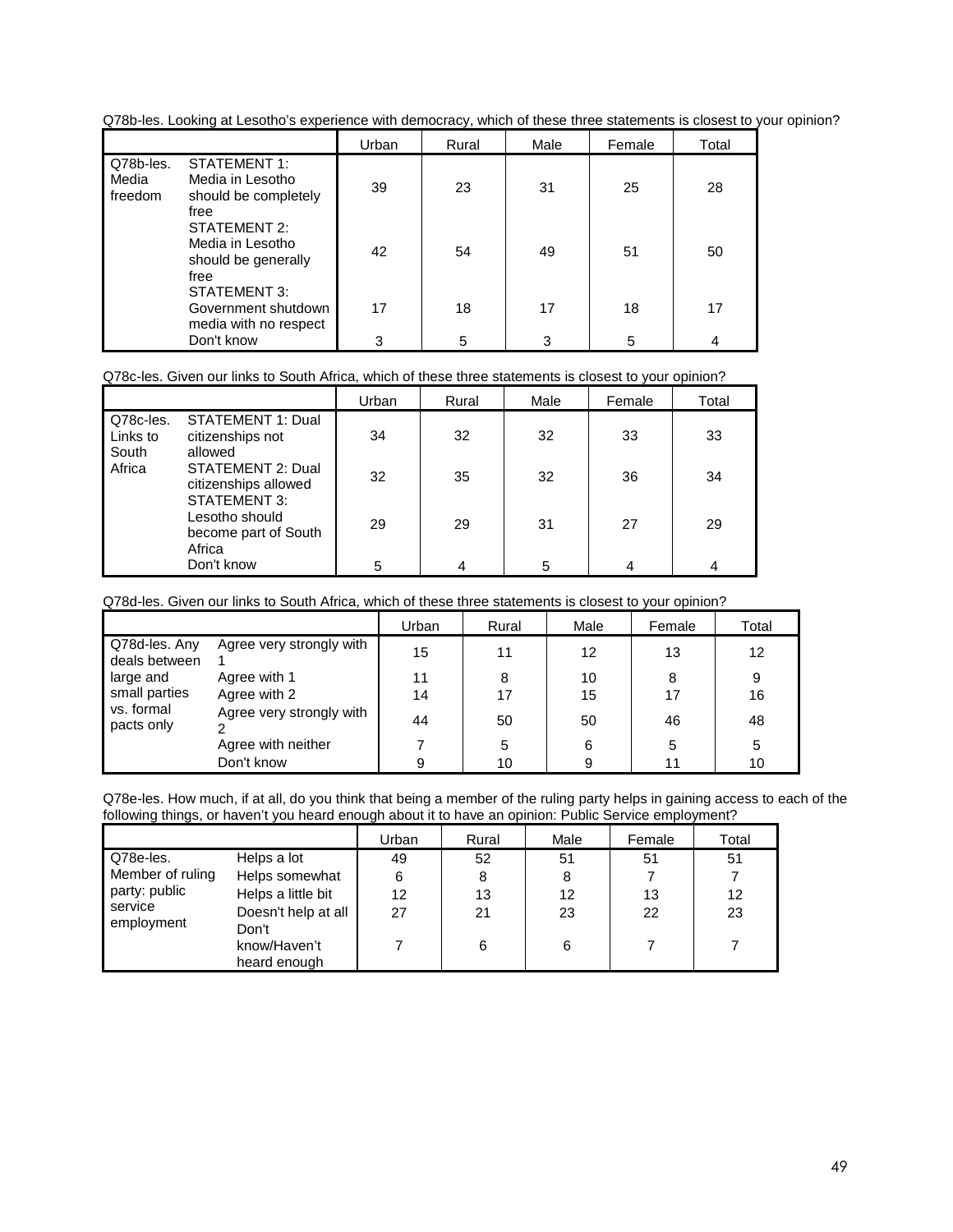Q78b-les. Looking at Lesotho's experience with democracy, which of these three statements is closest to your opinion?

| | | Urban | Rural | Male | Female | Total |
|---|---|---|---|---|---|---|
| Q78b-les. Media freedom | STATEMENT 1: Media in Lesotho should be completely free | 39 | 23 | 31 | 25 | 28 |
| | STATEMENT 2: Media in Lesotho should be generally free | 42 | 54 | 49 | 51 | 50 |
| | STATEMENT 3: Government shutdown media with no respect | 17 | 18 | 17 | 18 | 17 |
| | Don't know | 3 | 5 | 3 | 5 | 4 |

Q78c-les. Given our links to South Africa, which of these three statements is closest to your opinion?

| | | Urban | Rural | Male | Female | Total |
|---|---|---|---|---|---|---|
| Q78c-les. Links to South Africa | STATEMENT 1: Dual citizenships not allowed | 34 | 32 | 32 | 33 | 33 |
| | STATEMENT 2: Dual citizenships allowed | 32 | 35 | 32 | 36 | 34 |
| | STATEMENT 3: Lesotho should become part of South Africa | 29 | 29 | 31 | 27 | 29 |
| | Don't know | 5 | 4 | 5 | 4 | 4 |

Q78d-les. Given our links to South Africa, which of these three statements is closest to your opinion?

| | | Urban | Rural | Male | Female | Total |
|---|---|---|---|---|---|---|
| Q78d-les. Any deals between large and small parties vs. formal pacts only | Agree very strongly with 1 | 15 | 11 | 12 | 13 | 12 |
| | Agree with 1 | 11 | 8 | 10 | 8 | 9 |
| | Agree with 2 | 14 | 17 | 15 | 17 | 16 |
| | Agree very strongly with 2 | 44 | 50 | 50 | 46 | 48 |
| | Agree with neither | 7 | 5 | 6 | 5 | 5 |
| | Don't know | 9 | 10 | 9 | 11 | 10 |

Q78e-les. How much, if at all, do you think that being a member of the ruling party helps in gaining access to each of the following things, or haven't you heard enough about it to have an opinion: Public Service employment?

| | | Urban | Rural | Male | Female | Total |
|---|---|---|---|---|---|---|
| Q78e-les. Member of ruling party: public service employment | Helps a lot | 49 | 52 | 51 | 51 | 51 |
| | Helps somewhat | 6 | 8 | 8 | 7 | 7 |
| | Helps a little bit | 12 | 13 | 12 | 13 | 12 |
| | Doesn't help at all | 27 | 21 | 23 | 22 | 23 |
| | Don't know/Haven't heard enough | 7 | 6 | 6 | 7 | 7 |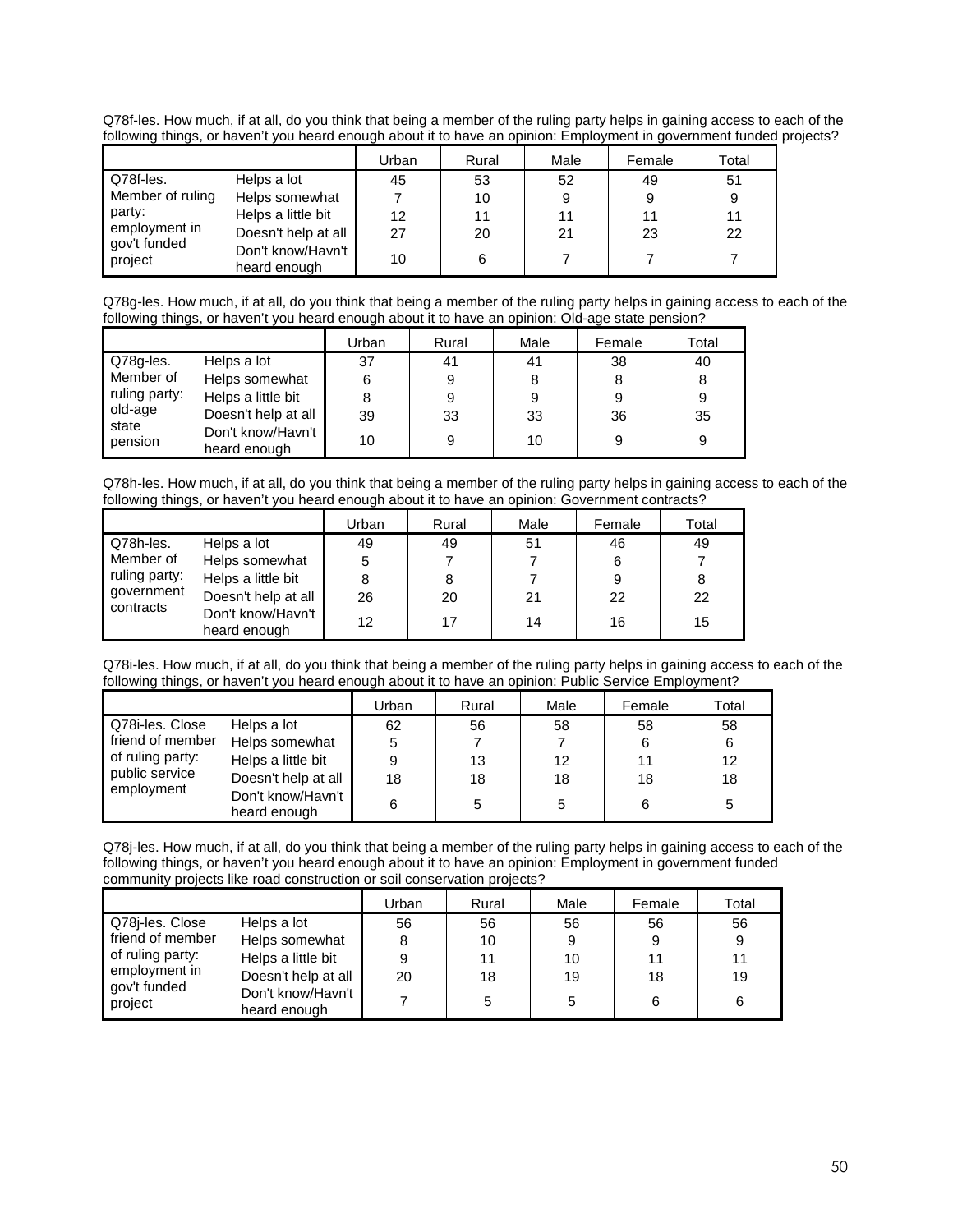Q78f-les. How much, if at all, do you think that being a member of the ruling party helps in gaining access to each of the following things, or haven't you heard enough about it to have an opinion: Employment in government funded projects?

| | | Urban | Rural | Male | Female | Total |
|---|---|---|---|---|---|---|
| Q78f-les. Member of ruling party: employment in gov't funded project | Helps a lot | 45 | 53 | 52 | 49 | 51 |
| | Helps somewhat | 7 | 10 | 9 | 9 | 9 |
| | Helps a little bit | 12 | 11 | 11 | 11 | 11 |
| | Doesn't help at all | 27 | 20 | 21 | 23 | 22 |
| | Don't know/Havn't heard enough | 10 | 6 | 7 | 7 | 7 |

Q78g-les. How much, if at all, do you think that being a member of the ruling party helps in gaining access to each of the following things, or haven't you heard enough about it to have an opinion: Old-age state pension?

| | | Urban | Rural | Male | Female | Total |
|---|---|---|---|---|---|---|
| Q78g-les. Member of ruling party: old-age state pension | Helps a lot | 37 | 41 | 41 | 38 | 40 |
| | Helps somewhat | 6 | 9 | 8 | 8 | 8 |
| | Helps a little bit | 8 | 9 | 9 | 9 | 9 |
| | Doesn't help at all | 39 | 33 | 33 | 36 | 35 |
| | Don't know/Havn't heard enough | 10 | 9 | 10 | 9 | 9 |

Q78h-les. How much, if at all, do you think that being a member of the ruling party helps in gaining access to each of the following things, or haven't you heard enough about it to have an opinion: Government contracts?

| | | Urban | Rural | Male | Female | Total |
|---|---|---|---|---|---|---|
| Q78h-les. Member of ruling party: government contracts | Helps a lot | 49 | 49 | 51 | 46 | 49 |
| | Helps somewhat | 5 | 7 | 7 | 6 | 7 |
| | Helps a little bit | 8 | 8 | 7 | 9 | 8 |
| | Doesn't help at all | 26 | 20 | 21 | 22 | 22 |
| | Don't know/Havn't heard enough | 12 | 17 | 14 | 16 | 15 |

Q78i-les. How much, if at all, do you think that being a member of the ruling party helps in gaining access to each of the following things, or haven't you heard enough about it to have an opinion: Public Service Employment?

| | | Urban | Rural | Male | Female | Total |
|---|---|---|---|---|---|---|
| Q78i-les. Close friend of member of ruling party: public service employment | Helps a lot | 62 | 56 | 58 | 58 | 58 |
| | Helps somewhat | 5 | 7 | 7 | 6 | 6 |
| | Helps a little bit | 9 | 13 | 12 | 11 | 12 |
| | Doesn't help at all | 18 | 18 | 18 | 18 | 18 |
| | Don't know/Havn't heard enough | 6 | 5 | 5 | 6 | 5 |

Q78j-les. How much, if at all, do you think that being a member of the ruling party helps in gaining access to each of the following things, or haven't you heard enough about it to have an opinion: Employment in government funded community projects like road construction or soil conservation projects?

| | | Urban | Rural | Male | Female | Total |
|---|---|---|---|---|---|---|
| Q78j-les. Close friend of member of ruling party: employment in gov't funded project | Helps a lot | 56 | 56 | 56 | 56 | 56 |
| | Helps somewhat | 8 | 10 | 9 | 9 | 9 |
| | Helps a little bit | 9 | 11 | 10 | 11 | 11 |
| | Doesn't help at all | 20 | 18 | 19 | 18 | 19 |
| | Don't know/Havn't heard enough | 7 | 5 | 5 | 6 | 6 |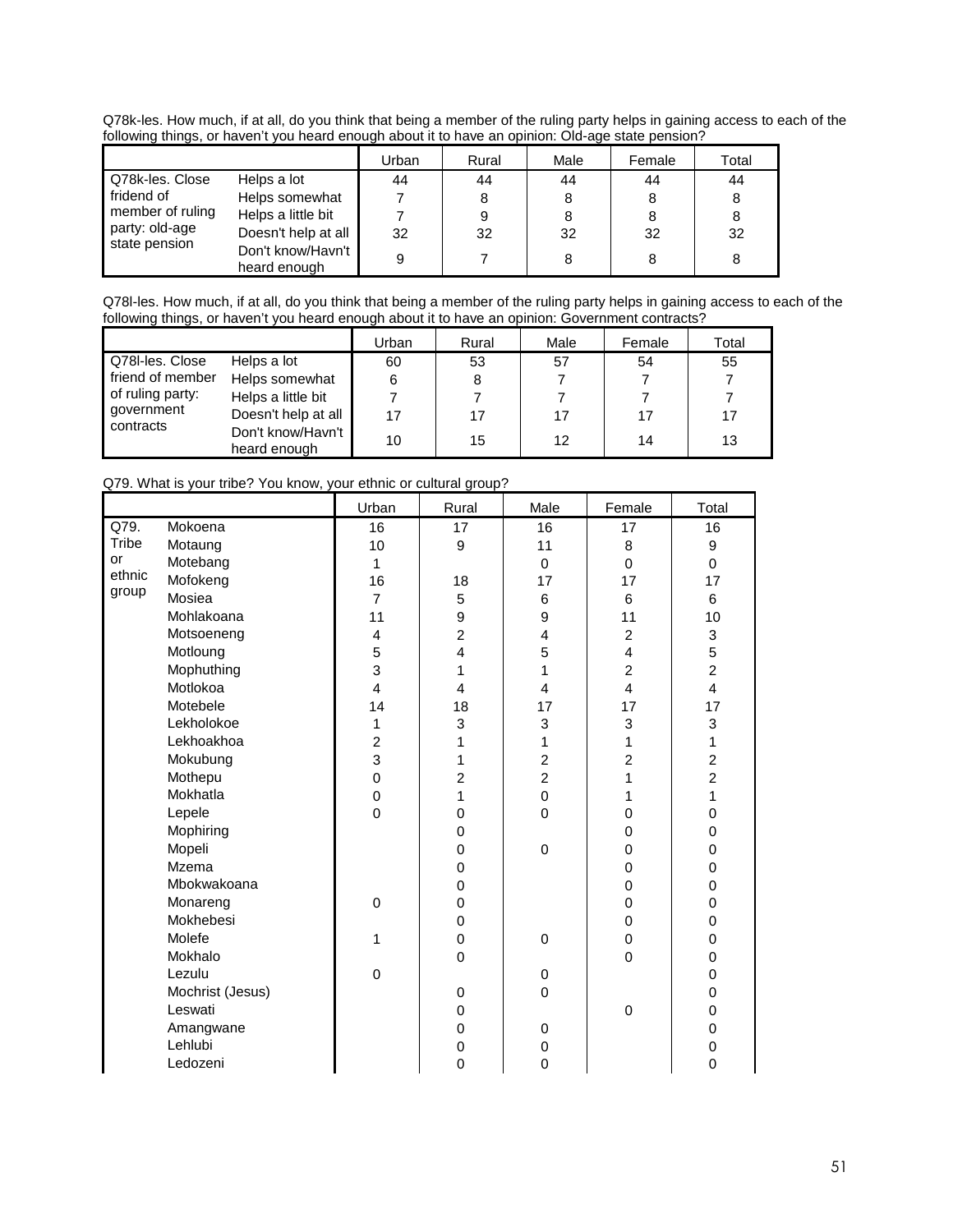Q78k-les. How much, if at all, do you think that being a member of the ruling party helps in gaining access to each of the following things, or haven't you heard enough about it to have an opinion: Old-age state pension?

| | | Urban | Rural | Male | Female | Total |
|---|---|---|---|---|---|---|
| Q78k-les. Close fridend of member of ruling party: old-age state pension | Helps a lot | 44 | 44 | 44 | 44 | 44 |
| | Helps somewhat | 7 | 8 | 8 | 8 | 8 |
| | Helps a little bit | 7 | 9 | 8 | 8 | 8 |
| | Doesn't help at all | 32 | 32 | 32 | 32 | 32 |
| | Don't know/Havn't heard enough | 9 | 7 | 8 | 8 | 8 |

Q78l-les. How much, if at all, do you think that being a member of the ruling party helps in gaining access to each of the following things, or haven't you heard enough about it to have an opinion: Government contracts?

| | | Urban | Rural | Male | Female | Total |
|---|---|---|---|---|---|---|
| Q78l-les. Close friend of member of ruling party: government contracts | Helps a lot | 60 | 53 | 57 | 54 | 55 |
| | Helps somewhat | 6 | 8 | 7 | 7 | 7 |
| | Helps a little bit | 7 | 7 | 7 | 7 | 7 |
| | Doesn't help at all | 17 | 17 | 17 | 17 | 17 |
| | Don't know/Havn't heard enough | 10 | 15 | 12 | 14 | 13 |

Q79. What is your tribe? You know, your ethnic or cultural group?

| | | Urban | Rural | Male | Female | Total |
|---|---|---|---|---|---|---|
| Q79. Tribe or ethnic group | Mokoena | 16 | 17 | 16 | 17 | 16 |
| | Motaung | 10 | 9 | 11 | 8 | 9 |
| | Motebang | 1 | | 0 | 0 | 0 |
| | Mofokeng | 16 | 18 | 17 | 17 | 17 |
| | Mosiea | 7 | 5 | 6 | 6 | 6 |
| | Mohlakoana | 11 | 9 | 9 | 11 | 10 |
| | Motsoeneng | 4 | 2 | 4 | 2 | 3 |
| | Motloung | 5 | 4 | 5 | 4 | 5 |
| | Mophuthing | 3 | 1 | 1 | 2 | 2 |
| | Motlokoa | 4 | 4 | 4 | 4 | 4 |
| | Motebele | 14 | 18 | 17 | 17 | 17 |
| | Lekholokoe | 1 | 3 | 3 | 3 | 3 |
| | Lekhoakhoa | 2 | 1 | 1 | 1 | 1 |
| | Mokubung | 3 | 1 | 2 | 2 | 2 |
| | Mothepu | 0 | 2 | 2 | 1 | 2 |
| | Mokhatla | 0 | 1 | 0 | 1 | 1 |
| | Lepele | 0 | 0 | 0 | 0 | 0 |
| | Mophiring | | 0 | | 0 | 0 |
| | Mopeli | | 0 | 0 | 0 | 0 |
| | Mzema | | 0 | | 0 | 0 |
| | Mbokwakoana | | 0 | | 0 | 0 |
| | Monareng | 0 | 0 | | 0 | 0 |
| | Mokhebesi | | 0 | | 0 | 0 |
| | Molefe | 1 | 0 | 0 | 0 | 0 |
| | Mokhalo | | 0 | | 0 | 0 |
| | Lezulu | 0 | | 0 | | 0 |
| | Mochrist (Jesus) | | 0 | 0 | | 0 |
| | Leswati | | 0 | | 0 | 0 |
| | Amangwane | | 0 | 0 | | 0 |
| | Lehlubi | | 0 | 0 | | 0 |
| | Ledozeni | | 0 | 0 | | 0 |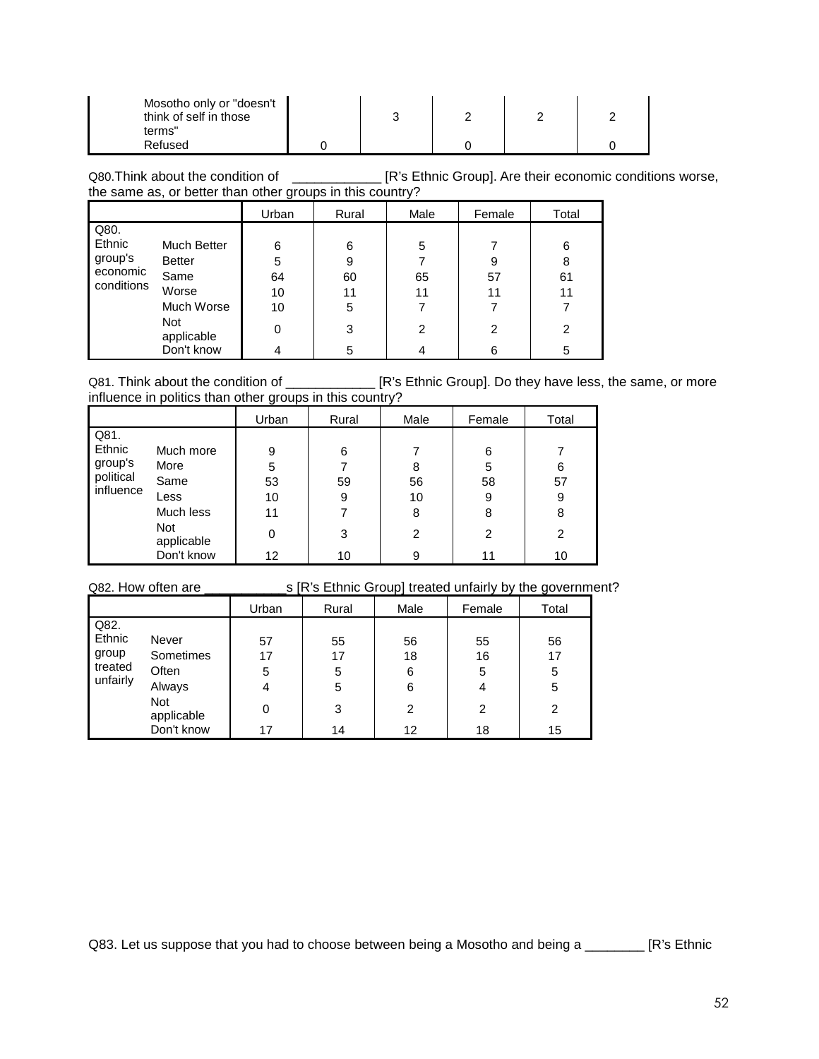| | Urban | Rural | Male | Female | Total |
|---|---|---|---|---|---|
| Mosotho only or "doesn't think of self in those terms" | | 3 | 2 | 2 | 2 |
| Refused | 0 | | 0 | | 0 |

Q80.Think about the condition of ____________ [R's Ethnic Group]. Are their economic conditions worse, the same as, or better than other groups in this country?

| | | Urban | Rural | Male | Female | Total |
|---|---|---|---|---|---|---|
| Q80. Ethnic group's economic conditions | Much Better | 6 | 6 | 5 | 7 | 6 |
| | Better | 5 | 9 | 7 | 9 | 8 |
| | Same | 64 | 60 | 65 | 57 | 61 |
| | Worse | 10 | 11 | 11 | 11 | 11 |
| | Much Worse | 10 | 5 | 7 | 7 | 7 |
| | Not applicable | 0 | 3 | 2 | 2 | 2 |
| | Don't know | 4 | 5 | 4 | 6 | 5 |

Q81. Think about the condition of ____________ [R's Ethnic Group]. Do they have less, the same, or more influence in politics than other groups in this country?

| | | Urban | Rural | Male | Female | Total |
|---|---|---|---|---|---|---|
| Q81. Ethnic group's political influence | Much more | 9 | 6 | 7 | 6 | 7 |
| | More | 5 | 7 | 8 | 5 | 6 |
| | Same | 53 | 59 | 56 | 58 | 57 |
| | Less | 10 | 9 | 10 | 9 | 9 |
| | Much less | 11 | 7 | 8 | 8 | 8 |
| | Not applicable | 0 | 3 | 2 | 2 | 2 |
| | Don't know | 12 | 10 | 9 | 11 | 10 |

Q82. How often are ___________s [R's Ethnic Group] treated unfairly by the government?

| | | Urban | Rural | Male | Female | Total |
|---|---|---|---|---|---|---|
| Q82. Ethnic group treated unfairly | Never | 57 | 55 | 56 | 55 | 56 |
| | Sometimes | 17 | 17 | 18 | 16 | 17 |
| | Often | 5 | 5 | 6 | 5 | 5 |
| | Always | 4 | 5 | 6 | 4 | 5 |
| | Not applicable | 0 | 3 | 2 | 2 | 2 |
| | Don't know | 17 | 14 | 12 | 18 | 15 |

Q83. Let us suppose that you had to choose between being a Mosotho and being a ________ [R's Ethnic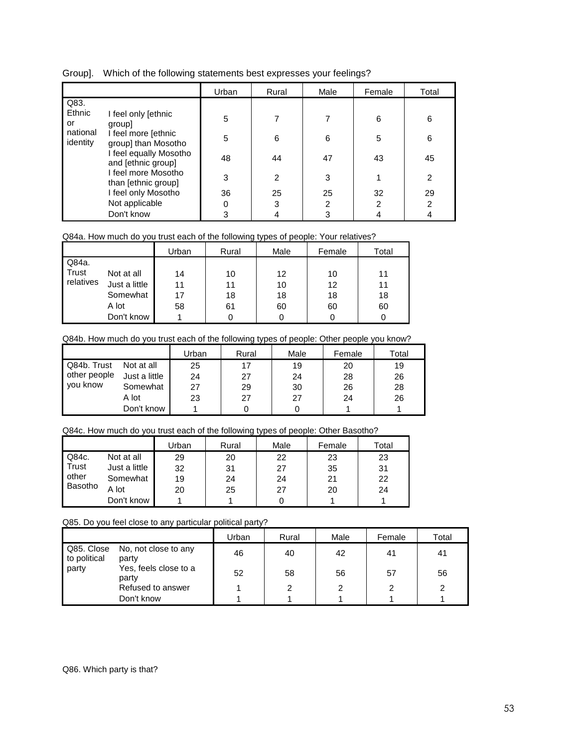Group]. Which of the following statements best expresses your feelings?

| | | Urban | Rural | Male | Female | Total |
|---|---|---|---|---|---|---|
| Q83. Ethnic or national identity | I feel only [ethnic group] | 5 | 7 | 7 | 6 | 6 |
| | I feel more [ethnic group] than Mosotho | 5 | 6 | 6 | 5 | 6 |
| | I feel equally Mosotho and [ethnic group] | 48 | 44 | 47 | 43 | 45 |
| | I feel more Mosotho than [ethnic group] | 3 | 2 | 3 | 1 | 2 |
| | I feel only Mosotho | 36 | 25 | 25 | 32 | 29 |
| | Not applicable | 0 | 3 | 2 | 2 | 2 |
| | Don't know | 3 | 4 | 3 | 4 | 4 |

Q84a. How much do you trust each of the following types of people: Your relatives?

| | | Urban | Rural | Male | Female | Total |
|---|---|---|---|---|---|---|
| Q84a. Trust relatives | Not at all | 14 | 10 | 12 | 10 | 11 |
| | Just a little | 11 | 11 | 10 | 12 | 11 |
| | Somewhat | 17 | 18 | 18 | 18 | 18 |
| | A lot | 58 | 61 | 60 | 60 | 60 |
| | Don't know | 1 | 0 | 0 | 0 | 0 |

Q84b. How much do you trust each of the following types of people: Other people you know?

| | | Urban | Rural | Male | Female | Total |
|---|---|---|---|---|---|---|
| Q84b. Trust other people you know | Not at all | 25 | 17 | 19 | 20 | 19 |
| | Just a little | 24 | 27 | 24 | 28 | 26 |
| | Somewhat | 27 | 29 | 30 | 26 | 28 |
| | A lot | 23 | 27 | 27 | 24 | 26 |
| | Don't know | 1 | 0 | 0 | 1 | 1 |

Q84c. How much do you trust each of the following types of people: Other Basotho?

| | | Urban | Rural | Male | Female | Total |
|---|---|---|---|---|---|---|
| Q84c. Trust other Basotho | Not at all | 29 | 20 | 22 | 23 | 23 |
| | Just a little | 32 | 31 | 27 | 35 | 31 |
| | Somewhat | 19 | 24 | 24 | 21 | 22 |
| | A lot | 20 | 25 | 27 | 20 | 24 |
| | Don't know | 1 | 1 | 0 | 1 | 1 |

Q85. Do you feel close to any particular political party?

| | | Urban | Rural | Male | Female | Total |
|---|---|---|---|---|---|---|
| Q85. Close to political party | No, not close to any party | 46 | 40 | 42 | 41 | 41 |
| | Yes, feels close to a party | 52 | 58 | 56 | 57 | 56 |
| | Refused to answer | 1 | 2 | 2 | 2 | 2 |
| | Don't know | 1 | 1 | 1 | 1 | 1 |

Q86. Which party is that?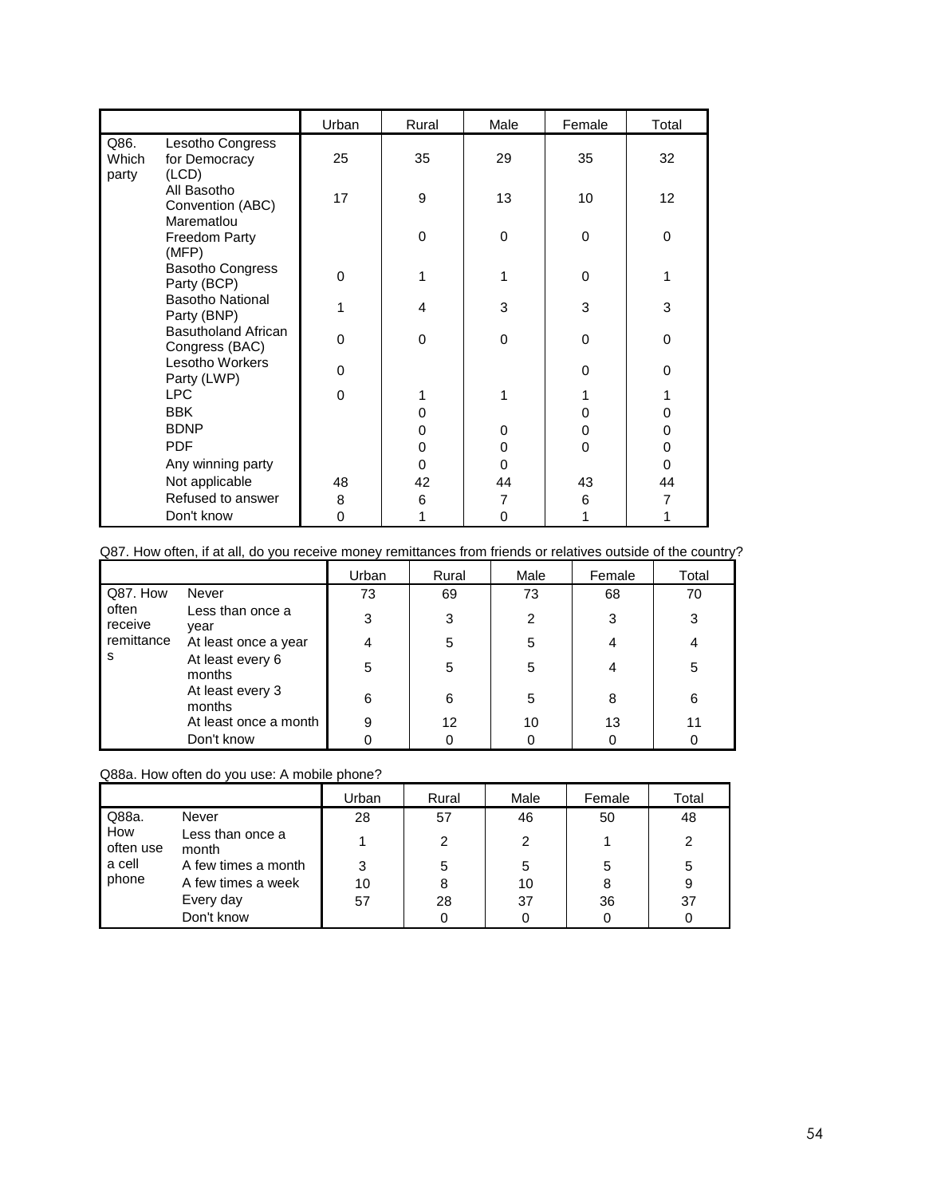| | | Urban | Rural | Male | Female | Total |
|---|---|---|---|---|---|---|
| Q86. Which party | Lesotho Congress for Democracy (LCD) | 25 | 35 | 29 | 35 | 32 |
| | All Basotho Convention (ABC) | 17 | 9 | 13 | 10 | 12 |
| | Marematlou Freedom Party (MFP) | | 0 | 0 | 0 | 0 |
| | Basotho Congress Party (BCP) | 0 | 1 | 1 | 0 | 1 |
| | Basotho National Party (BNP) | 1 | 4 | 3 | 3 | 3 |
| | Basutholand African Congress (BAC) | 0 | 0 | 0 | 0 | 0 |
| | Lesotho Workers Party (LWP) | 0 | | | 0 | 0 |
| | LPC | 0 | 1 | 1 | 1 | 1 |
| | BBK | | 0 | | 0 | 0 |
| | BDNP | | 0 | 0 | 0 | 0 |
| | PDF | | 0 | 0 | 0 | 0 |
| | Any winning party | | 0 | 0 | | 0 |
| | Not applicable | 48 | 42 | 44 | 43 | 44 |
| | Refused to answer | 8 | 6 | 7 | 6 | 7 |
| | Don't know | 0 | 1 | 0 | 1 | 1 |

Q87. How often, if at all, do you receive money remittances from friends or relatives outside of the country?

| | | Urban | Rural | Male | Female | Total |
|---|---|---|---|---|---|---|
| Q87. How often receive remittances | Never | 73 | 69 | 73 | 68 | 70 |
| | Less than once a year | 3 | 3 | 2 | 3 | 3 |
| | At least once a year | 4 | 5 | 5 | 4 | 4 |
| | At least every 6 months | 5 | 5 | 5 | 4 | 5 |
| | At least every 3 months | 6 | 6 | 5 | 8 | 6 |
| | At least once a month | 9 | 12 | 10 | 13 | 11 |
| | Don't know | 0 | 0 | 0 | 0 | 0 |

Q88a. How often do you use: A mobile phone?

| | | Urban | Rural | Male | Female | Total |
|---|---|---|---|---|---|---|
| Q88a. How often use a cell phone | Never | 28 | 57 | 46 | 50 | 48 |
| | Less than once a month | 1 | 2 | 2 | 1 | 2 |
| | A few times a month | 3 | 5 | 5 | 5 | 5 |
| | A few times a week | 10 | 8 | 10 | 8 | 9 |
| | Every day | 57 | 28 | 37 | 36 | 37 |
| | Don't know | | 0 | 0 | 0 | 0 |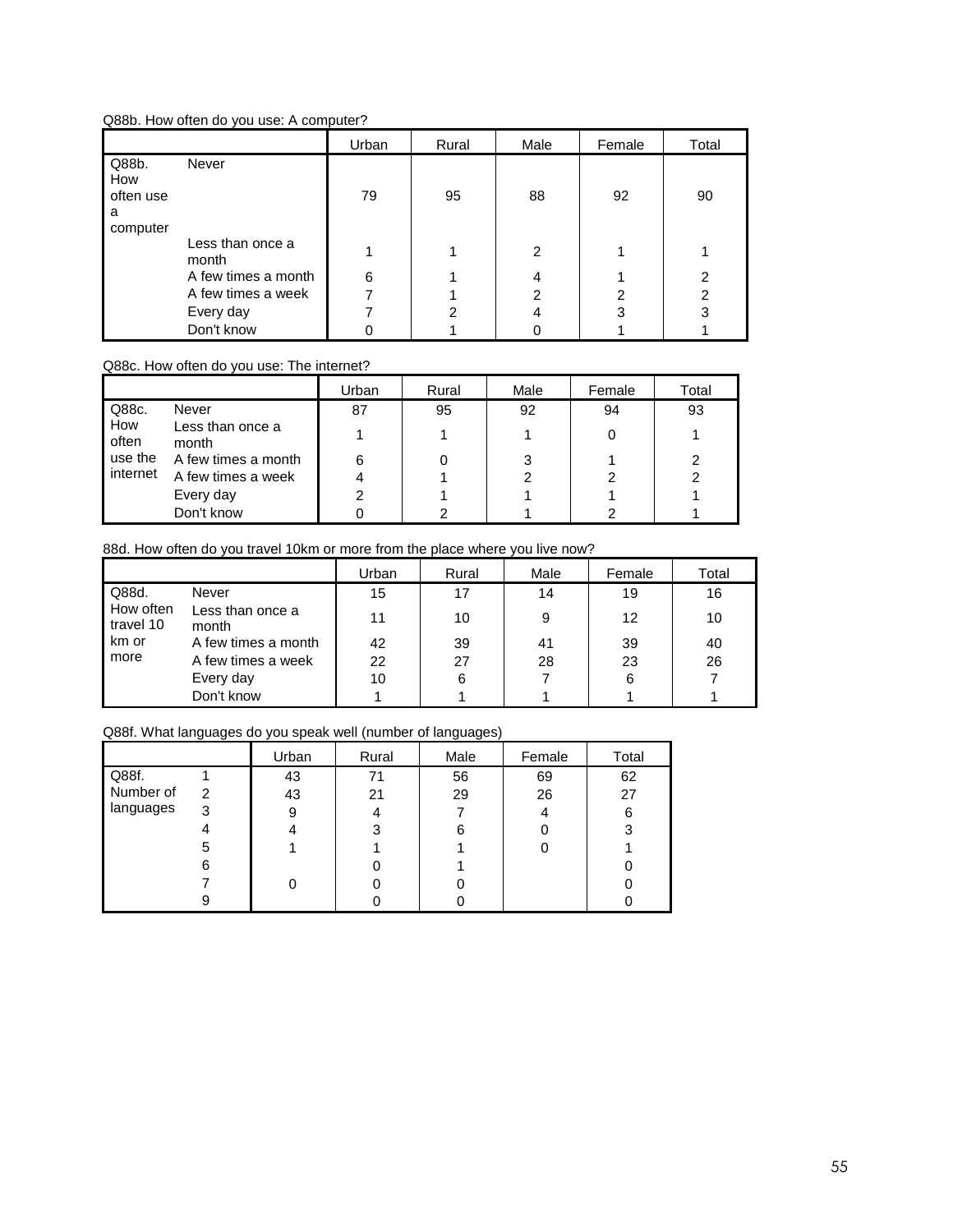Q88b. How often do you use: A computer?

| | | Urban | Rural | Male | Female | Total |
|---|---|---|---|---|---|---|
| Q88b. How often use a computer | Never | 79 | 95 | 88 | 92 | 90 |
| | Less than once a month | 1 | 1 | 2 | 1 | 1 |
| | A few times a month | 6 | 1 | 4 | 1 | 2 |
| | A few times a week | 7 | 1 | 2 | 2 | 2 |
| | Every day | 7 | 2 | 4 | 3 | 3 |
| | Don't know | 0 | 1 | 0 | 1 | 1 |

Q88c. How often do you use: The internet?

| | | Urban | Rural | Male | Female | Total |
|---|---|---|---|---|---|---|
| Q88c. How often use the internet | Never | 87 | 95 | 92 | 94 | 93 |
| | Less than once a month | 1 | 1 | 1 | 0 | 1 |
| | A few times a month | 6 | 0 | 3 | 1 | 2 |
| | A few times a week | 4 | 1 | 2 | 2 | 2 |
| | Every day | 2 | 1 | 1 | 1 | 1 |
| | Don't know | 0 | 2 | 1 | 2 | 1 |

88d. How often do you travel 10km or more from the place where you live now?

| | | Urban | Rural | Male | Female | Total |
|---|---|---|---|---|---|---|
| Q88d. How often travel 10 km or more | Never | 15 | 17 | 14 | 19 | 16 |
| | Less than once a month | 11 | 10 | 9 | 12 | 10 |
| | A few times a month | 42 | 39 | 41 | 39 | 40 |
| | A few times a week | 22 | 27 | 28 | 23 | 26 |
| | Every day | 10 | 6 | 7 | 6 | 7 |
| | Don't know | 1 | 1 | 1 | 1 | 1 |

Q88f. What languages do you speak well (number of languages)

| | | Urban | Rural | Male | Female | Total |
|---|---|---|---|---|---|---|
| Q88f. Number of languages | 1 | 43 | 71 | 56 | 69 | 62 |
| | 2 | 43 | 21 | 29 | 26 | 27 |
| | 3 | 9 | 4 | 7 | 4 | 6 |
| | 4 | 4 | 3 | 6 | 0 | 3 |
| | 5 | 1 | 1 | 1 | 0 | 1 |
| | 6 | | 0 | 1 | | 0 |
| | 7 | 0 | 0 | 0 | | 0 |
| | 9 | | 0 | 0 | | 0 |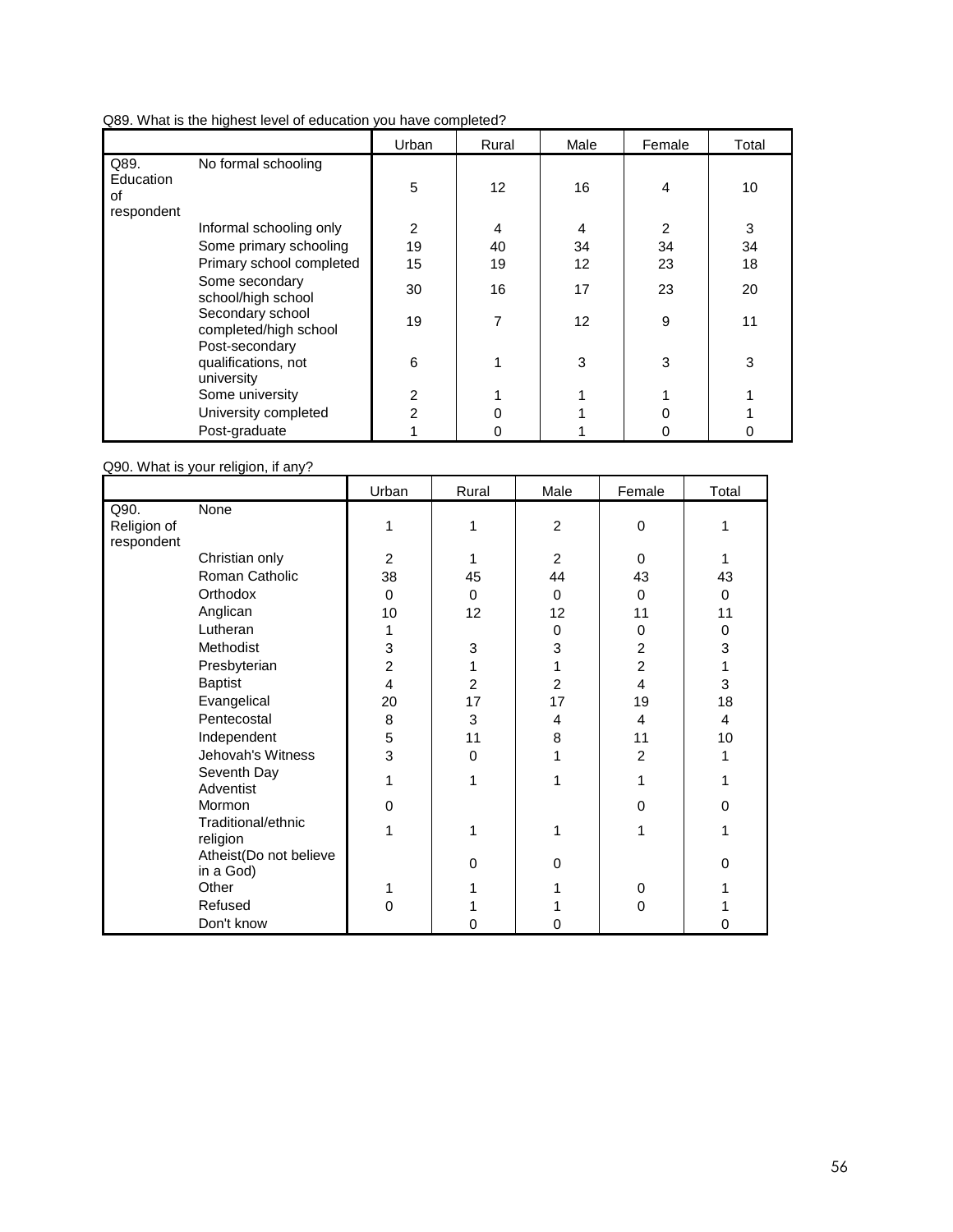Q89. What is the highest level of education you have completed?

| | | Urban | Rural | Male | Female | Total |
|---|---|---|---|---|---|---|
| Q89. Education of respondent | No formal schooling | 5 | 12 | 16 | 4 | 10 |
| | Informal schooling only | 2 | 4 | 4 | 2 | 3 |
| | Some primary schooling | 19 | 40 | 34 | 34 | 34 |
| | Primary school completed | 15 | 19 | 12 | 23 | 18 |
| | Some secondary school/high school | 30 | 16 | 17 | 23 | 20 |
| | Secondary school completed/high school | 19 | 7 | 12 | 9 | 11 |
| | Post-secondary qualifications, not university | 6 | 1 | 3 | 3 | 3 |
| | Some university | 2 | 1 | 1 | 1 | 1 |
| | University completed | 2 | 0 | 1 | 0 | 1 |
| | Post-graduate | 1 | 0 | 1 | 0 | 0 |

Q90. What is your religion, if any?

| | | Urban | Rural | Male | Female | Total |
|---|---|---|---|---|---|---|
| Q90. Religion of respondent | None | 1 | 1 | 2 | 0 | 1 |
| | Christian only | 2 | 1 | 2 | 0 | 1 |
| | Roman Catholic | 38 | 45 | 44 | 43 | 43 |
| | Orthodox | 0 | 0 | 0 | 0 | 0 |
| | Anglican | 10 | 12 | 12 | 11 | 11 |
| | Lutheran | 1 | | 0 | 0 | 0 |
| | Methodist | 3 | 3 | 3 | 2 | 3 |
| | Presbyterian | 2 | 1 | 1 | 2 | 1 |
| | Baptist | 4 | 2 | 2 | 4 | 3 |
| | Evangelical | 20 | 17 | 17 | 19 | 18 |
| | Pentecostal | 8 | 3 | 4 | 4 | 4 |
| | Independent | 5 | 11 | 8 | 11 | 10 |
| | Jehovah's Witness | 3 | 0 | 1 | 2 | 1 |
| | Seventh Day Adventist | 1 | 1 | 1 | 1 | 1 |
| | Mormon | 0 | | | 0 | 0 |
| | Traditional/ethnic religion | 1 | 1 | 1 | 1 | 1 |
| | Atheist(Do not believe in a God) | | 0 | 0 | | 0 |
| | Other | 1 | 1 | 1 | 0 | 1 |
| | Refused | 0 | 1 | 1 | 0 | 1 |
| | Don't know | | 0 | 0 | | 0 |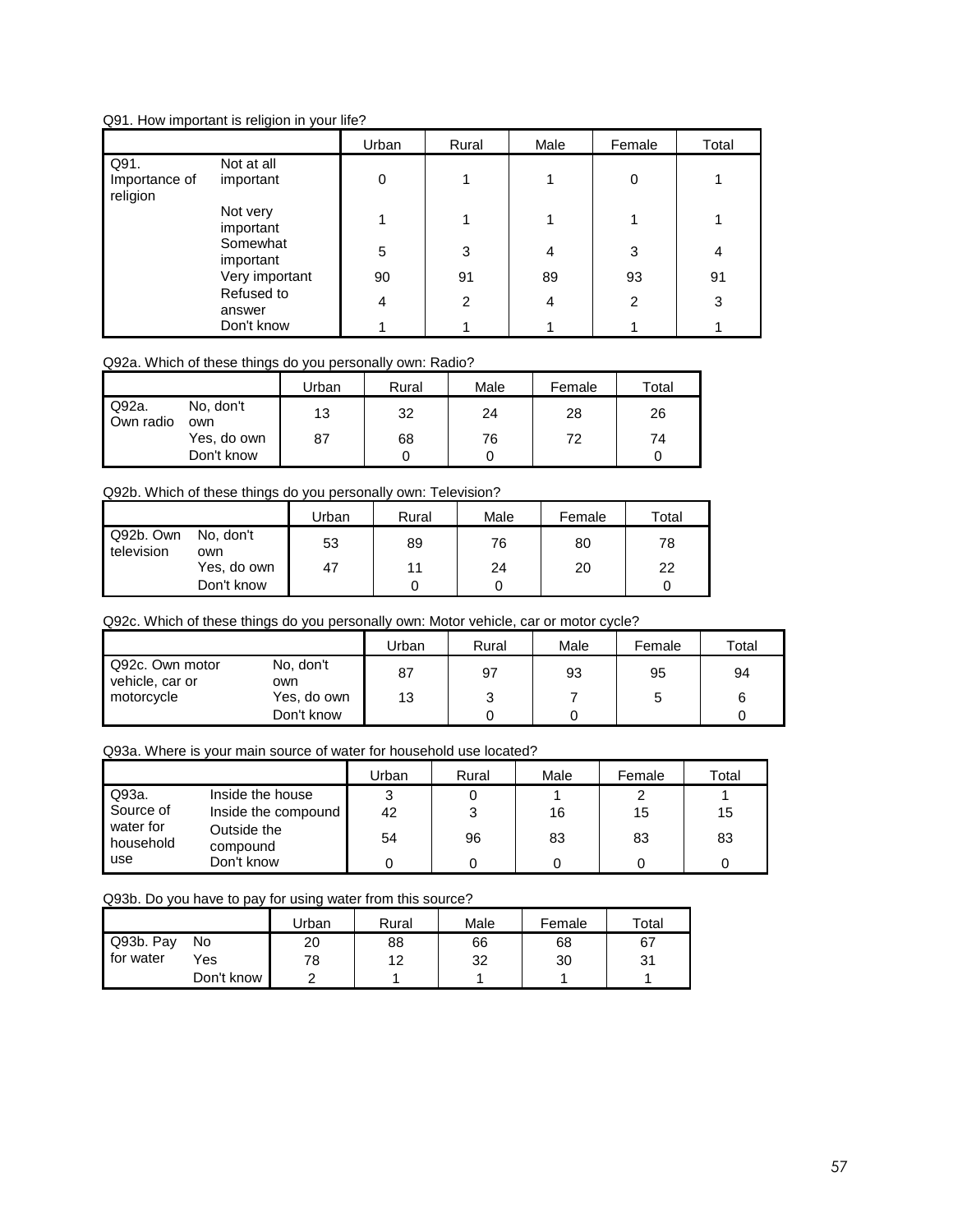Q91. How important is religion in your life?

| | | Urban | Rural | Male | Female | Total |
|---|---|---|---|---|---|---|
| Q91. Importance of religion | Not at all important | 0 | 1 | 1 | 0 | 1 |
| | Not very important | 1 | 1 | 1 | 1 | 1 |
| | Somewhat important | 5 | 3 | 4 | 3 | 4 |
| | Very important | 90 | 91 | 89 | 93 | 91 |
| | Refused to answer | 4 | 2 | 4 | 2 | 3 |
| | Don't know | 1 | 1 | 1 | 1 | 1 |

Q92a. Which of these things do you personally own: Radio?

| | | Urban | Rural | Male | Female | Total |
|---|---|---|---|---|---|---|
| Q92a. Own radio | No, don't own | 13 | 32 | 24 | 28 | 26 |
| | Yes, do own | 87 | 68 | 76 | 72 | 74 |
| | Don't know | | 0 | 0 | | 0 |

Q92b. Which of these things do you personally own: Television?

| | | Urban | Rural | Male | Female | Total |
|---|---|---|---|---|---|---|
| Q92b. Own television | No, don't own | 53 | 89 | 76 | 80 | 78 |
| | Yes, do own | 47 | 11 | 24 | 20 | 22 |
| | Don't know | | 0 | 0 | | 0 |

Q92c. Which of these things do you personally own: Motor vehicle, car or motor cycle?

| | | Urban | Rural | Male | Female | Total |
|---|---|---|---|---|---|---|
| Q92c. Own motor vehicle, car or motorcycle | No, don't own | 87 | 97 | 93 | 95 | 94 |
| | Yes, do own | 13 | 3 | 7 | 5 | 6 |
| | Don't know | | 0 | 0 | | 0 |

Q93a. Where is your main source of water for household use located?

| | | Urban | Rural | Male | Female | Total |
|---|---|---|---|---|---|---|
| Q93a. Source of water for household use | Inside the house | 3 | 0 | 1 | 2 | 1 |
| | Inside the compound | 42 | 3 | 16 | 15 | 15 |
| | Outside the compound | 54 | 96 | 83 | 83 | 83 |
| | Don't know | 0 | 0 | 0 | 0 | 0 |

Q93b. Do you have to pay for using water from this source?

| | | Urban | Rural | Male | Female | Total |
|---|---|---|---|---|---|---|
| Q93b. Pay for water | No | 20 | 88 | 66 | 68 | 67 |
| | Yes | 78 | 12 | 32 | 30 | 31 |
| | Don't know | 2 | 1 | 1 | 1 | 1 |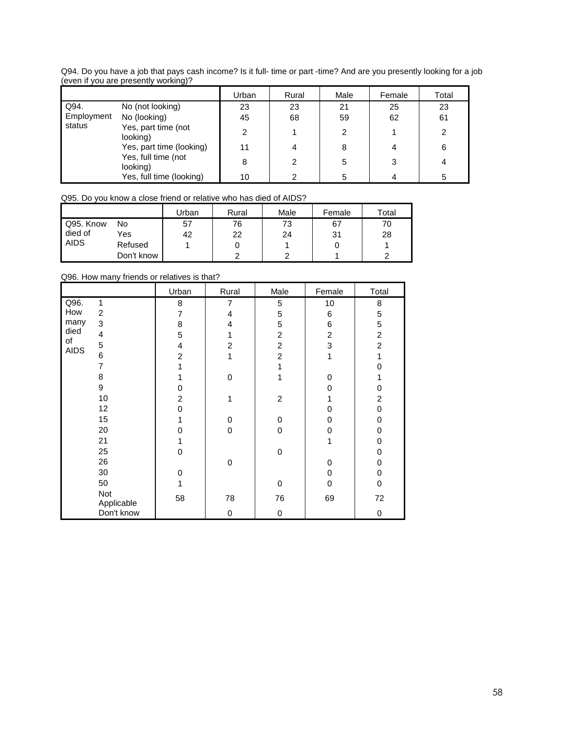Q94. Do you have a job that pays cash income? Is it full- time or part -time? And are you presently looking for a job (even if you are presently working)?

| | | Urban | Rural | Male | Female | Total |
|---|---|---|---|---|---|---|
| Q94. Employment status | No (not looking) | 23 | 23 | 21 | 25 | 23 |
| | No (looking) | 45 | 68 | 59 | 62 | 61 |
| | Yes, part time (not looking) | 2 | 1 | 2 | 1 | 2 |
| | Yes, part time (looking) | 11 | 4 | 8 | 4 | 6 |
| | Yes, full time (not looking) | 8 | 2 | 5 | 3 | 4 |
| | Yes, full time (looking) | 10 | 2 | 5 | 4 | 5 |

Q95. Do you know a close friend or relative who has died of AIDS?

| | | Urban | Rural | Male | Female | Total |
|---|---|---|---|---|---|---|
| Q95. Know died of AIDS | No | 57 | 76 | 73 | 67 | 70 |
| | Yes | 42 | 22 | 24 | 31 | 28 |
| | Refused | 1 | 0 | 1 | 0 | 1 |
| | Don't know | | 2 | 2 | 1 | 2 |

Q96. How many friends or relatives is that?

| | | Urban | Rural | Male | Female | Total |
|---|---|---|---|---|---|---|
| Q96. How many died of AIDS | 1 | 8 | 7 | 5 | 10 | 8 |
| | 2 | 7 | 4 | 5 | 6 | 5 |
| | 3 | 8 | 4 | 5 | 6 | 5 |
| | 4 | 5 | 1 | 2 | 2 | 2 |
| | 5 | 4 | 2 | 2 | 3 | 2 |
| | 6 | 2 | 1 | 2 | 1 | 1 |
| | 7 | 1 | | 1 | | 0 |
| | 8 | 1 | 0 | 1 | 0 | 1 |
| | 9 | 0 | | | 0 | 0 |
| | 10 | 2 | 1 | 2 | 1 | 2 |
| | 12 | 0 | | | 0 | 0 |
| | 15 | 1 | 0 | 0 | 0 | 0 |
| | 20 | 0 | 0 | 0 | 0 | 0 |
| | 21 | 1 | | | 1 | 0 |
| | 25 | 0 | | 0 | | 0 |
| | 26 | | 0 | | 0 | 0 |
| | 30 | 0 | | | 0 | 0 |
| | 50 | 1 | | 0 | 0 | 0 |
| | Not Applicable | 58 | 78 | 76 | 69 | 72 |
| | Don't know | | 0 | 0 | | 0 |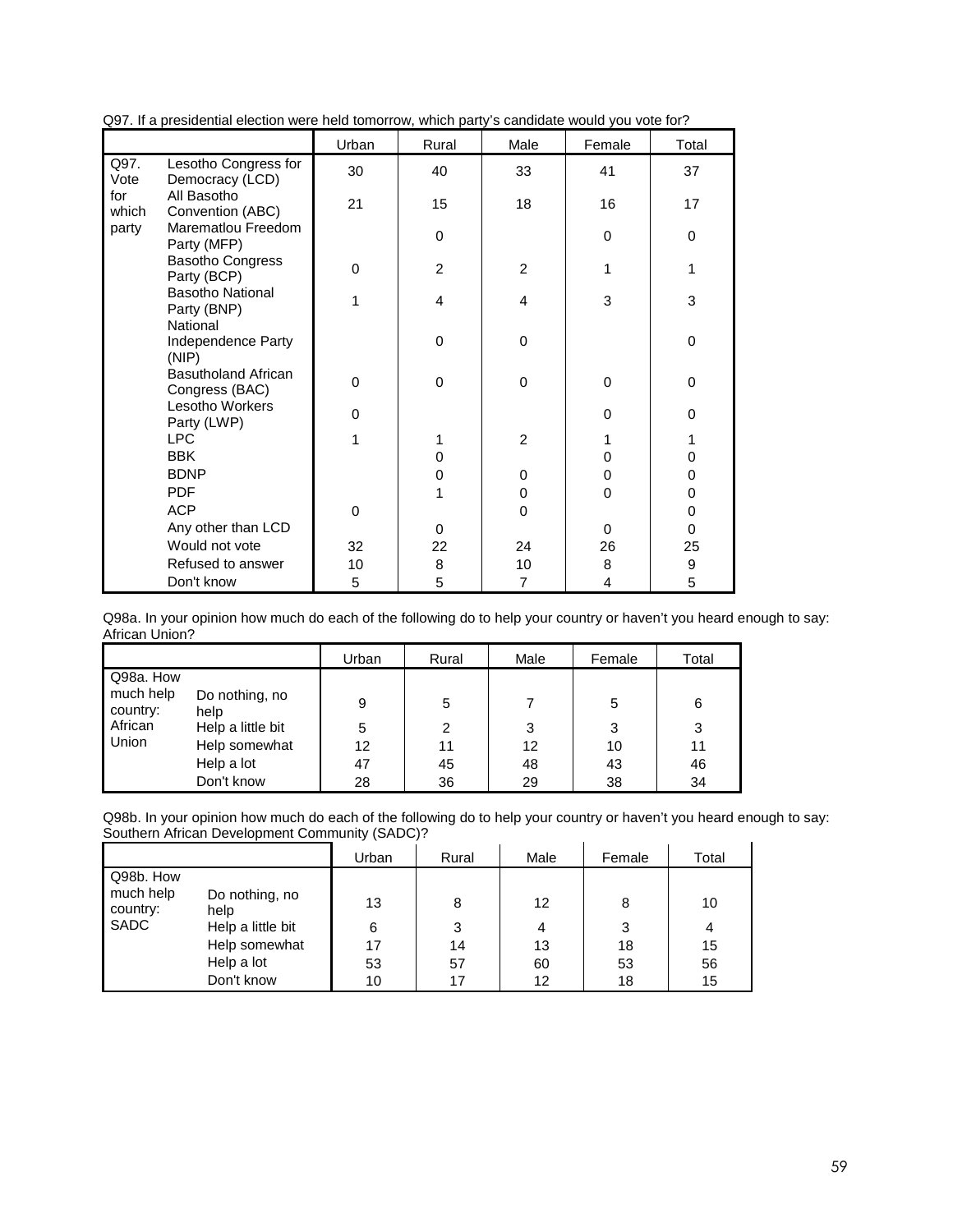Q97. If a presidential election were held tomorrow, which party's candidate would you vote for?

| | | Urban | Rural | Male | Female | Total |
|---|---|---|---|---|---|---|
| Q97. Vote for which party | Lesotho Congress for Democracy (LCD) | 30 | 40 | 33 | 41 | 37 |
| | All Basotho Convention (ABC) | 21 | 15 | 18 | 16 | 17 |
| | Marematlou Freedom Party (MFP) | | 0 | | 0 | 0 |
| | Basotho Congress Party (BCP) | 0 | 2 | 2 | 1 | 1 |
| | Basotho National Party (BNP) | 1 | 4 | 4 | 3 | 3 |
| | National Independence Party (NIP) | | 0 | 0 | | 0 |
| | Basutholand African Congress (BAC) | 0 | 0 | 0 | 0 | 0 |
| | Lesotho Workers Party (LWP) | 0 | | | 0 | 0 |
| | LPC | 1 | 1 | 2 | 1 | 1 |
| | BBK | | 0 | | 0 | 0 |
| | BDNP | | 0 | 0 | 0 | 0 |
| | PDF | | 1 | 0 | 0 | 0 |
| | ACP | 0 | | 0 | | 0 |
| | Any other than LCD | | 0 | | 0 | 0 |
| | Would not vote | 32 | 22 | 24 | 26 | 25 |
| | Refused to answer | 10 | 8 | 10 | 8 | 9 |
| | Don't know | 5 | 5 | 7 | 4 | 5 |

Q98a. In your opinion how much do each of the following do to help your country or haven't you heard enough to say: African Union?

| | | Urban | Rural | Male | Female | Total |
|---|---|---|---|---|---|---|
| Q98a. How much help country: African Union | Do nothing, no help | 9 | 5 | 7 | 5 | 6 |
| | Help a little bit | 5 | 2 | 3 | 3 | 3 |
| | Help somewhat | 12 | 11 | 12 | 10 | 11 |
| | Help a lot | 47 | 45 | 48 | 43 | 46 |
| | Don't know | 28 | 36 | 29 | 38 | 34 |

Q98b. In your opinion how much do each of the following do to help your country or haven't you heard enough to say: Southern African Development Community (SADC)?

| | | Urban | Rural | Male | Female | Total |
|---|---|---|---|---|---|---|
| Q98b. How much help country: SADC | Do nothing, no help | 13 | 8 | 12 | 8 | 10 |
| | Help a little bit | 6 | 3 | 4 | 3 | 4 |
| | Help somewhat | 17 | 14 | 13 | 18 | 15 |
| | Help a lot | 53 | 57 | 60 | 53 | 56 |
| | Don't know | 10 | 17 | 12 | 18 | 15 |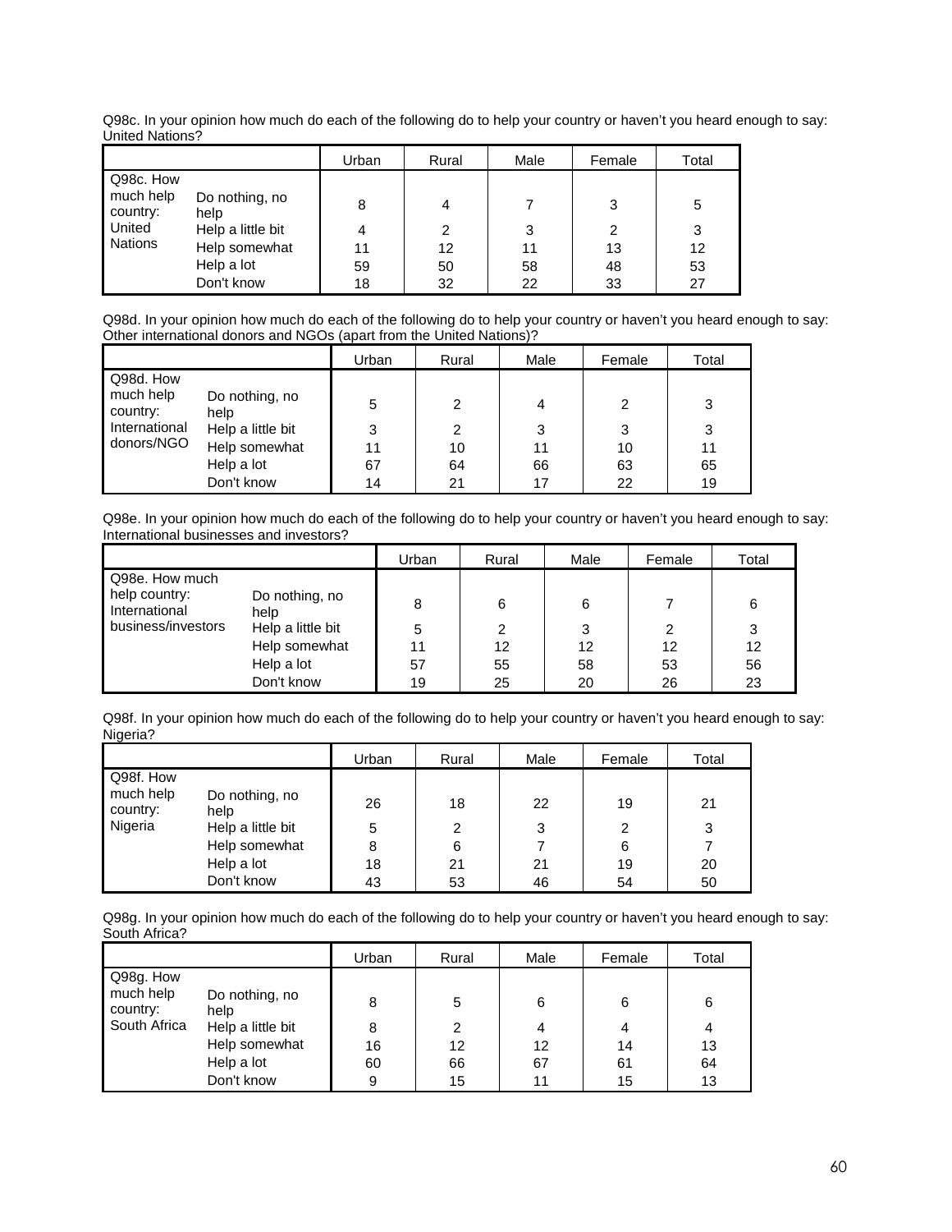Q98c. In your opinion how much do each of the following do to help your country or haven't you heard enough to say: United Nations?

| | | Urban | Rural | Male | Female | Total |
|---|---|---|---|---|---|---|
| Q98c. How much help country: United Nations | Do nothing, no help | 8 | 4 | 7 | 3 | 5 |
| | Help a little bit | 4 | 2 | 3 | 2 | 3 |
| | Help somewhat | 11 | 12 | 11 | 13 | 12 |
| | Help a lot | 59 | 50 | 58 | 48 | 53 |
| | Don't know | 18 | 32 | 22 | 33 | 27 |

Q98d. In your opinion how much do each of the following do to help your country or haven't you heard enough to say: Other international donors and NGOs (apart from the United Nations)?

| | | Urban | Rural | Male | Female | Total |
|---|---|---|---|---|---|---|
| Q98d. How much help country: International donors/NGO | Do nothing, no help | 5 | 2 | 4 | 2 | 3 |
| | Help a little bit | 3 | 2 | 3 | 3 | 3 |
| | Help somewhat | 11 | 10 | 11 | 10 | 11 |
| | Help a lot | 67 | 64 | 66 | 63 | 65 |
| | Don't know | 14 | 21 | 17 | 22 | 19 |

Q98e. In your opinion how much do each of the following do to help your country or haven't you heard enough to say: International businesses and investors?

| | | Urban | Rural | Male | Female | Total |
|---|---|---|---|---|---|---|
| Q98e. How much help country: International business/investors | Do nothing, no help | 8 | 6 | 6 | 7 | 6 |
| | Help a little bit | 5 | 2 | 3 | 2 | 3 |
| | Help somewhat | 11 | 12 | 12 | 12 | 12 |
| | Help a lot | 57 | 55 | 58 | 53 | 56 |
| | Don't know | 19 | 25 | 20 | 26 | 23 |

Q98f. In your opinion how much do each of the following do to help your country or haven't you heard enough to say: Nigeria?

| | | Urban | Rural | Male | Female | Total |
|---|---|---|---|---|---|---|
| Q98f. How much help country: Nigeria | Do nothing, no help | 26 | 18 | 22 | 19 | 21 |
| | Help a little bit | 5 | 2 | 3 | 2 | 3 |
| | Help somewhat | 8 | 6 | 7 | 6 | 7 |
| | Help a lot | 18 | 21 | 21 | 19 | 20 |
| | Don't know | 43 | 53 | 46 | 54 | 50 |

Q98g. In your opinion how much do each of the following do to help your country or haven't you heard enough to say: South Africa?

| | | Urban | Rural | Male | Female | Total |
|---|---|---|---|---|---|---|
| Q98g. How much help country: South Africa | Do nothing, no help | 8 | 5 | 6 | 6 | 6 |
| | Help a little bit | 8 | 2 | 4 | 4 | 4 |
| | Help somewhat | 16 | 12 | 12 | 14 | 13 |
| | Help a lot | 60 | 66 | 67 | 61 | 64 |
| | Don't know | 9 | 15 | 11 | 15 | 13 |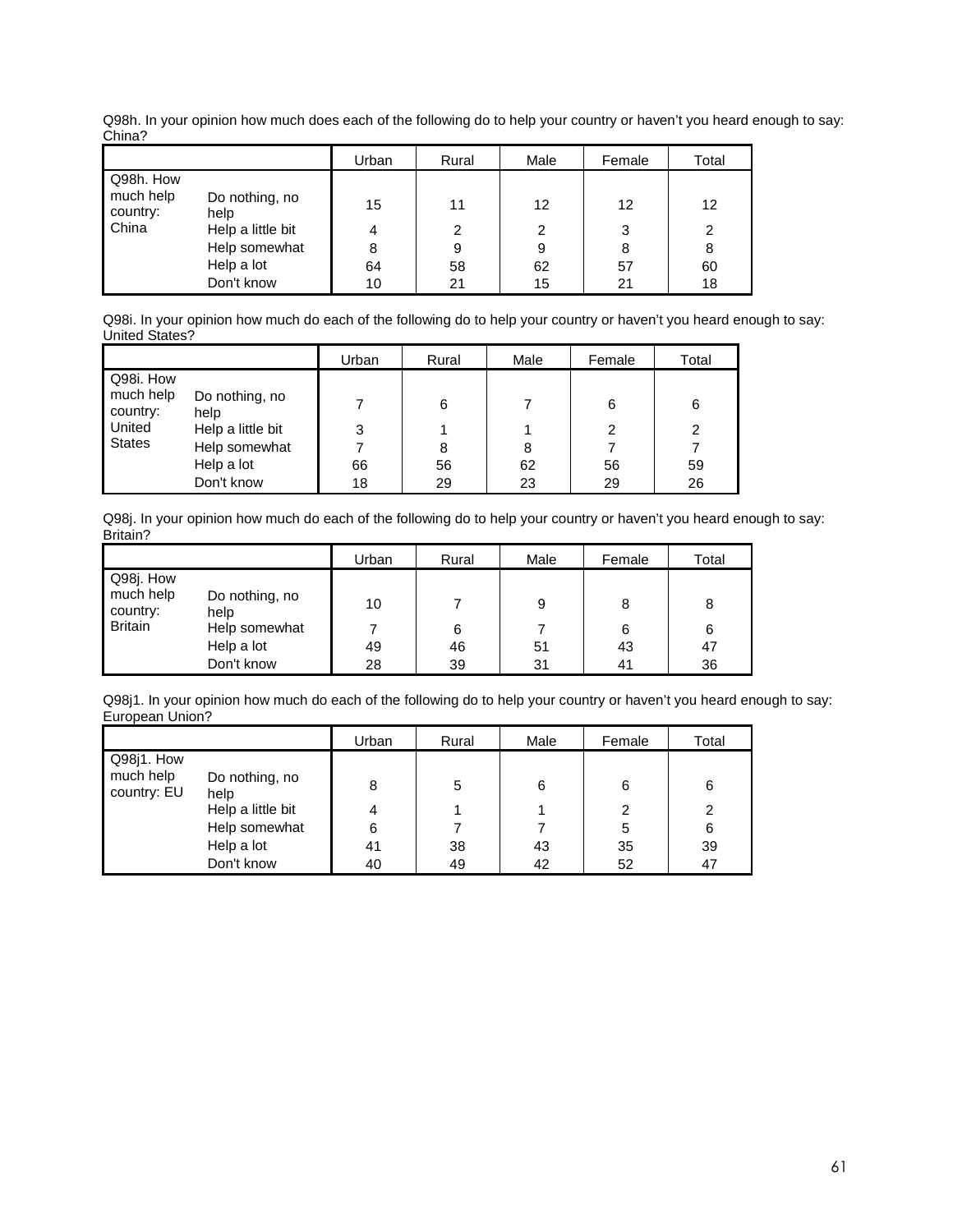Q98h. In your opinion how much does each of the following do to help your country or haven't you heard enough to say: China?

| | | Urban | Rural | Male | Female | Total |
|---|---|---|---|---|---|---|
| Q98h. How much help country: China | Do nothing, no help | 15 | 11 | 12 | 12 | 12 |
| | Help a little bit | 4 | 2 | 2 | 3 | 2 |
| | Help somewhat | 8 | 9 | 9 | 8 | 8 |
| | Help a lot | 64 | 58 | 62 | 57 | 60 |
| | Don't know | 10 | 21 | 15 | 21 | 18 |

Q98i. In your opinion how much do each of the following do to help your country or haven't you heard enough to say: United States?

| | | Urban | Rural | Male | Female | Total |
|---|---|---|---|---|---|---|
| Q98i. How much help country: United States | Do nothing, no help | 7 | 6 | 7 | 6 | 6 |
| | Help a little bit | 3 | 1 | 1 | 2 | 2 |
| | Help somewhat | 7 | 8 | 8 | 7 | 7 |
| | Help a lot | 66 | 56 | 62 | 56 | 59 |
| | Don't know | 18 | 29 | 23 | 29 | 26 |

Q98j. In your opinion how much do each of the following do to help your country or haven't you heard enough to say: Britain?

| | | Urban | Rural | Male | Female | Total |
|---|---|---|---|---|---|---|
| Q98j. How much help country: Britain | Do nothing, no help | 10 | 7 | 9 | 8 | 8 |
| | Help somewhat | 7 | 6 | 7 | 6 | 6 |
| | Help a lot | 49 | 46 | 51 | 43 | 47 |
| | Don't know | 28 | 39 | 31 | 41 | 36 |

Q98j1. In your opinion how much do each of the following do to help your country or haven't you heard enough to say: European Union?

| | | Urban | Rural | Male | Female | Total |
|---|---|---|---|---|---|---|
| Q98j1. How much help country: EU | Do nothing, no help | 8 | 5 | 6 | 6 | 6 |
| | Help a little bit | 4 | 1 | 1 | 2 | 2 |
| | Help somewhat | 6 | 7 | 7 | 5 | 6 |
| | Help a lot | 41 | 38 | 43 | 35 | 39 |
| | Don't know | 40 | 49 | 42 | 52 | 47 |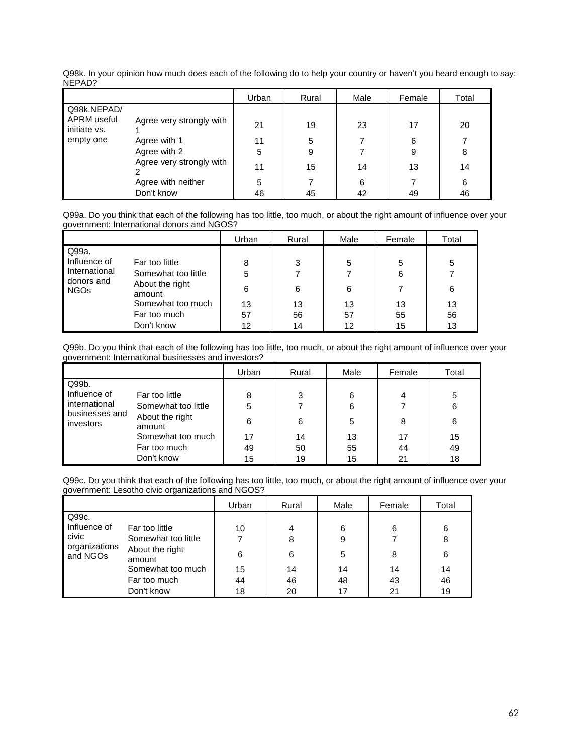Q98k. In your opinion how much does each of the following do to help your country or haven't you heard enough to say: NEPAD?

| | | Urban | Rural | Male | Female | Total |
|---|---|---|---|---|---|---|
| Q98k.NEPAD/ APRM useful initiate vs. empty one | Agree very strongly with 1 | 21 | 19 | 23 | 17 | 20 |
| | Agree with 1 | 11 | 5 | 7 | 6 | 7 |
| | Agree with 2 | 5 | 9 | 7 | 9 | 8 |
| | Agree very strongly with 2 | 11 | 15 | 14 | 13 | 14 |
| | Agree with neither | 5 | 7 | 6 | 7 | 6 |
| | Don't know | 46 | 45 | 42 | 49 | 46 |

Q99a. Do you think that each of the following has too little, too much, or about the right amount of influence over your government: International donors and NGOS?

| | | Urban | Rural | Male | Female | Total |
|---|---|---|---|---|---|---|
| Q99a. Influence of International donors and NGOs | Far too little | 8 | 3 | 5 | 5 | 5 |
| | Somewhat too little | 5 | 7 | 7 | 6 | 7 |
| | About the right amount | 6 | 6 | 6 | 7 | 6 |
| | Somewhat too much | 13 | 13 | 13 | 13 | 13 |
| | Far too much | 57 | 56 | 57 | 55 | 56 |
| | Don't know | 12 | 14 | 12 | 15 | 13 |

Q99b. Do you think that each of the following has too little, too much, or about the right amount of influence over your government: International businesses and investors?

| | | Urban | Rural | Male | Female | Total |
|---|---|---|---|---|---|---|
| Q99b. Influence of international businesses and investors | Far too little | 8 | 3 | 6 | 4 | 5 |
| | Somewhat too little | 5 | 7 | 6 | 7 | 6 |
| | About the right amount | 6 | 6 | 5 | 8 | 6 |
| | Somewhat too much | 17 | 14 | 13 | 17 | 15 |
| | Far too much | 49 | 50 | 55 | 44 | 49 |
| | Don't know | 15 | 19 | 15 | 21 | 18 |

Q99c. Do you think that each of the following has too little, too much, or about the right amount of influence over your government: Lesotho civic organizations and NGOS?

| | | Urban | Rural | Male | Female | Total |
|---|---|---|---|---|---|---|
| Q99c. Influence of civic organizations and NGOs | Far too little | 10 | 4 | 6 | 6 | 6 |
| | Somewhat too little | 7 | 8 | 9 | 7 | 8 |
| | About the right amount | 6 | 6 | 5 | 8 | 6 |
| | Somewhat too much | 15 | 14 | 14 | 14 | 14 |
| | Far too much | 44 | 46 | 48 | 43 | 46 |
| | Don't know | 18 | 20 | 17 | 21 | 19 |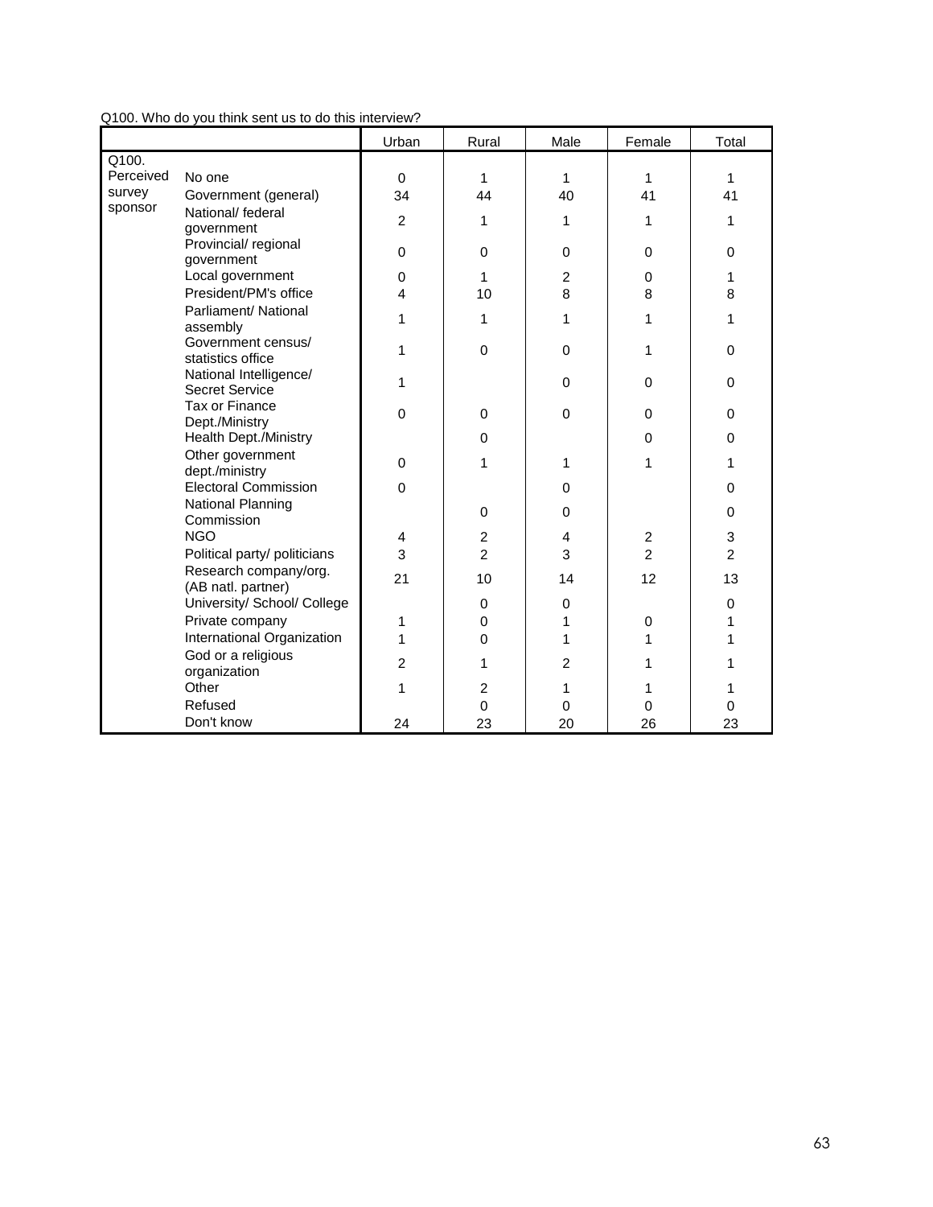Q100. Who do you think sent us to do this interview?

| | | Urban | Rural | Male | Female | Total |
|---|---|---|---|---|---|---|
| Q100. Perceived survey sponsor | No one | 0 | 1 | 1 | 1 | 1 |
| | Government (general) | 34 | 44 | 40 | 41 | 41 |
| | National/ federal government | 2 | 1 | 1 | 1 | 1 |
| | Provincial/ regional government | 0 | 0 | 0 | 0 | 0 |
| | Local government | 0 | 1 | 2 | 0 | 1 |
| | President/PM's office | 4 | 10 | 8 | 8 | 8 |
| | Parliament/ National assembly | 1 | 1 | 1 | 1 | 1 |
| | Government census/ statistics office | 1 | 0 | 0 | 1 | 0 |
| | National Intelligence/ Secret Service | 1 | | 0 | 0 | 0 |
| | Tax or Finance Dept./Ministry | 0 | 0 | 0 | 0 | 0 |
| | Health Dept./Ministry | | 0 | | 0 | 0 |
| | Other government dept./ministry | 0 | 1 | 1 | 1 | 1 |
| | Electoral Commission | 0 | | 0 | | 0 |
| | National Planning Commission | | 0 | 0 | | 0 |
| | NGO | 4 | 2 | 4 | 2 | 3 |
| | Political party/ politicians | 3 | 2 | 3 | 2 | 2 |
| | Research company/org. (AB natl. partner) | 21 | 10 | 14 | 12 | 13 |
| | University/ School/ College | | 0 | 0 | | 0 |
| | Private company | 1 | 0 | 1 | 0 | 1 |
| | International Organization | 1 | 0 | 1 | 1 | 1 |
| | God or a religious organization | 2 | 1 | 2 | 1 | 1 |
| | Other | 1 | 2 | 1 | 1 | 1 |
| | Refused | | 0 | 0 | 0 | 0 |
| | Don't know | 24 | 23 | 20 | 26 | 23 |